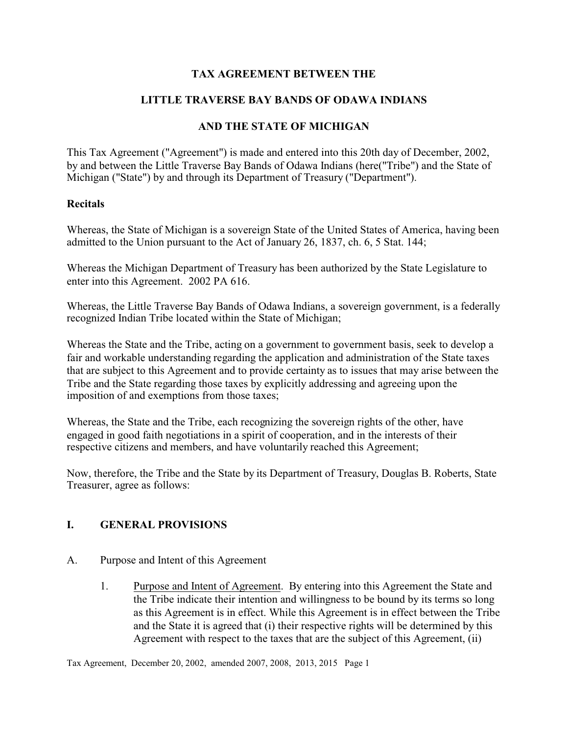# TAX AGREEMENT BETWEEN THE

# LITTLE TRAVERSE BAY BANDS OF ODAWA INDIANS

# AND THE STATE OF MICHIGAN

This Tax Agreement ("Agreement") is made and entered into this 20th day of December, 2002, by and between the Little Traverse Bay Bands of Odawa Indians (here("Tribe") and the State of Michigan ("State") by and through its Department of Treasury ("Department").

**Recitals**

Whereas, the State of Michigan is a sovereign State of the United States of America, having been admitted to the Union pursuant to the Act of January 26, 1837, ch. 6, 5 Stat. 144;

Whereas the Michigan Department of Treasury has been authorized by the State Legislature to enter into this Agreement. 2002 PA 616.

Whereas, the Little Traverse Bay Bands of Odawa Indians, a sovereign government, is a federally recognized Indian Tribe located within the State of Michigan;

Whereas the State and the Tribe, acting on a government to government basis, seek to develop a fair and workable understanding regarding the application and administration of the State taxes that are subject to this Agreement and to provide certainty as to issues that may arise between the Tribe and the State regarding those taxes by explicitly addressing and agreeing upon the imposition of and exemptions from those taxes;

Whereas, the State and the Tribe, each recognizing the sovereign rights of the other, have engaged in good faith negotiations in a spirit of cooperation, and in the interests of their respective citizens and members, and have voluntarily reached this Agreement;

Now, therefore, the Tribe and the State by its Department of Treasury, Douglas B. Roberts, State Treasurer, agree as follows:

## I. GENERAL PROVISIONS

A. Purpose and Intent of this Agreement

1. Purpose and Intent of Agreement. By entering into this Agreement the State and the Tribe indicate their intention and willingness to be bound by its terms so long as this Agreement is in effect. While this Agreement is in effect between the Tribe and the State it is agreed that (i) their respective rights will be determined by this Agreement with respect to the taxes that are the subject of this Agreement, (ii)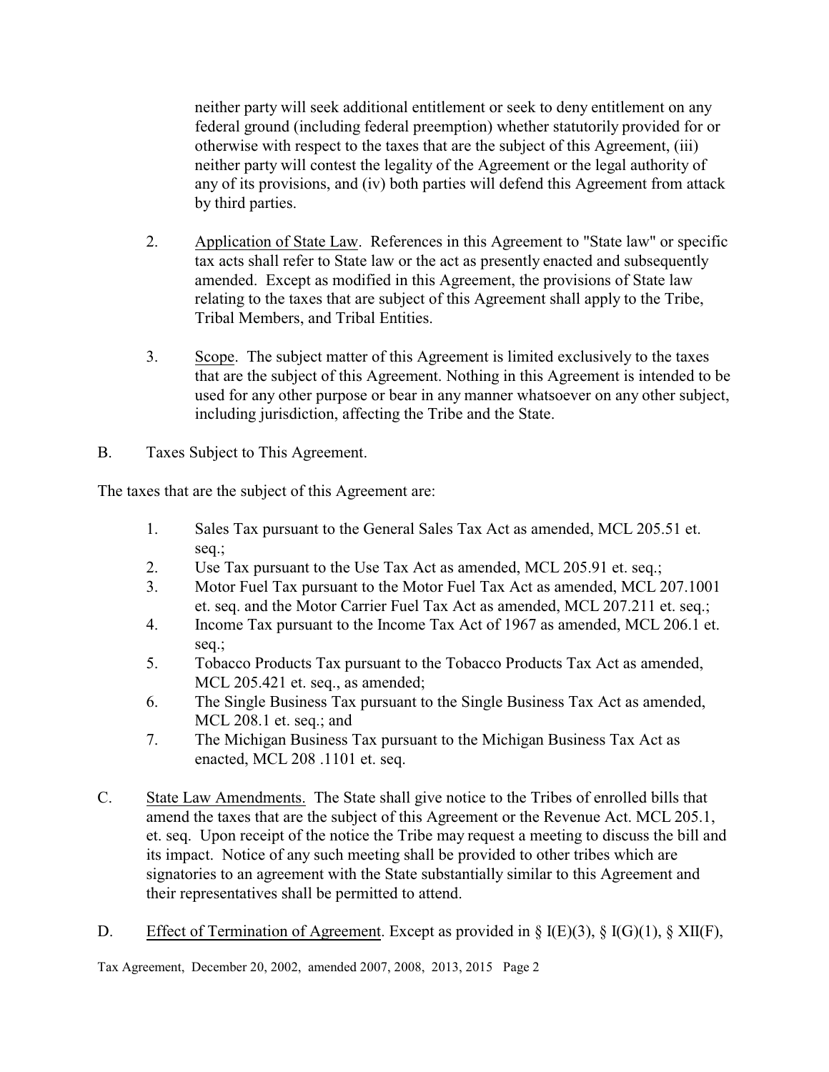neither party will seek additional entitlement or seek to deny entitlement on any federal ground (including federal preemption) whether statutorily provided for or otherwise with respect to the taxes that are the subject of this Agreement, (iii) neither party will contest the legality of the Agreement or the legal authority of any of its provisions, and (iv) both parties will defend this Agreement from attack by third parties.

2. Application of State Law. References in this Agreement to "State law" or specific tax acts shall refer to State law or the act as presently enacted and subsequently amended. Except as modified in this Agreement, the provisions of State law relating to the taxes that are subject of this Agreement shall apply to the Tribe, Tribal Members, and Tribal Entities.

3. Scope. The subject matter of this Agreement is limited exclusively to the taxes that are the subject of this Agreement. Nothing in this Agreement is intended to be used for any other purpose or bear in any manner whatsoever on any other subject, including jurisdiction, affecting the Tribe and the State.

B. Taxes Subject to This Agreement.

The taxes that are the subject of this Agreement are:

1. Sales Tax pursuant to the General Sales Tax Act as amended, MCL 205.51 et. seq.;
2. Use Tax pursuant to the Use Tax Act as amended, MCL 205.91 et. seq.;
3. Motor Fuel Tax pursuant to the Motor Fuel Tax Act as amended, MCL 207.1001 et. seq. and the Motor Carrier Fuel Tax Act as amended, MCL 207.211 et. seq.;
4. Income Tax pursuant to the Income Tax Act of 1967 as amended, MCL 206.1 et. seq.;
5. Tobacco Products Tax pursuant to the Tobacco Products Tax Act as amended, MCL 205.421 et. seq., as amended;
6. The Single Business Tax pursuant to the Single Business Tax Act as amended, MCL 208.1 et. seq.; and
7. The Michigan Business Tax pursuant to the Michigan Business Tax Act as enacted, MCL 208 .1101 et. seq.

C. State Law Amendments. The State shall give notice to the Tribes of enrolled bills that amend the taxes that are the subject of this Agreement or the Revenue Act. MCL 205.1, et. seq. Upon receipt of the notice the Tribe may request a meeting to discuss the bill and its impact. Notice of any such meeting shall be provided to other tribes which are signatories to an agreement with the State substantially similar to this Agreement and their representatives shall be permitted to attend.

D. Effect of Termination of Agreement. Except as provided in § I(E)(3), § I(G)(1), § XII(F),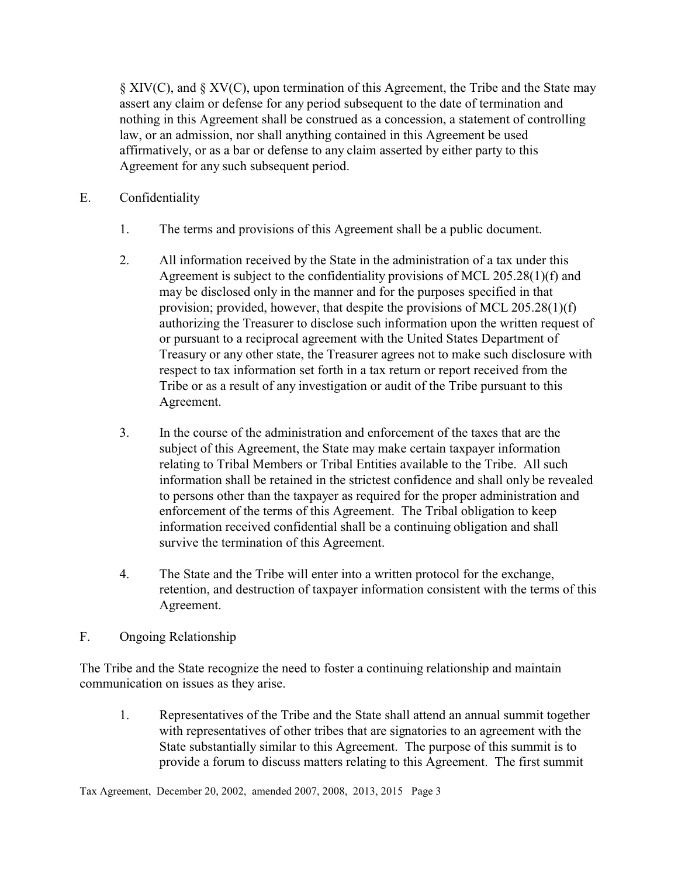§ XIV(C), and § XV(C), upon termination of this Agreement, the Tribe and the State may assert any claim or defense for any period subsequent to the date of termination and nothing in this Agreement shall be construed as a concession, a statement of controlling law, or an admission, nor shall anything contained in this Agreement be used affirmatively, or as a bar or defense to any claim asserted by either party to this Agreement for any such subsequent period.

E. Confidentiality

1. The terms and provisions of this Agreement shall be a public document.

2. All information received by the State in the administration of a tax under this Agreement is subject to the confidentiality provisions of MCL 205.28(1)(f) and may be disclosed only in the manner and for the purposes specified in that provision; provided, however, that despite the provisions of MCL 205.28(1)(f) authorizing the Treasurer to disclose such information upon the written request of or pursuant to a reciprocal agreement with the United States Department of Treasury or any other state, the Treasurer agrees not to make such disclosure with respect to tax information set forth in a tax return or report received from the Tribe or as a result of any investigation or audit of the Tribe pursuant to this Agreement.

3. In the course of the administration and enforcement of the taxes that are the subject of this Agreement, the State may make certain taxpayer information relating to Tribal Members or Tribal Entities available to the Tribe. All such information shall be retained in the strictest confidence and shall only be revealed to persons other than the taxpayer as required for the proper administration and enforcement of the terms of this Agreement. The Tribal obligation to keep information received confidential shall be a continuing obligation and shall survive the termination of this Agreement.

4. The State and the Tribe will enter into a written protocol for the exchange, retention, and destruction of taxpayer information consistent with the terms of this Agreement.

F. Ongoing Relationship

The Tribe and the State recognize the need to foster a continuing relationship and maintain communication on issues as they arise.

1. Representatives of the Tribe and the State shall attend an annual summit together with representatives of other tribes that are signatories to an agreement with the State substantially similar to this Agreement. The purpose of this summit is to provide a forum to discuss matters relating to this Agreement. The first summit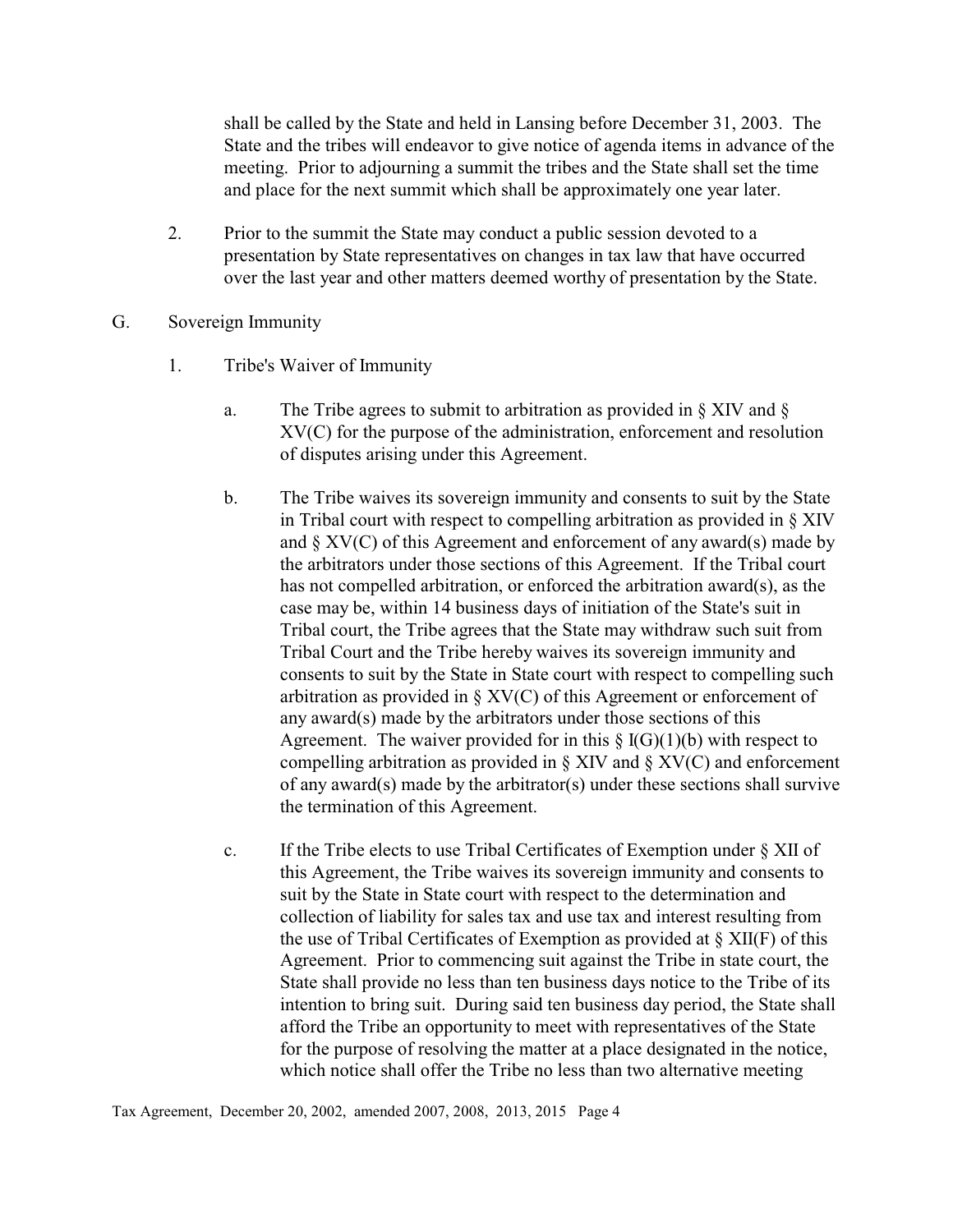shall be called by the State and held in Lansing before December 31, 2003. The State and the tribes will endeavor to give notice of agenda items in advance of the meeting. Prior to adjourning a summit the tribes and the State shall set the time and place for the next summit which shall be approximately one year later.

2. Prior to the summit the State may conduct a public session devoted to a presentation by State representatives on changes in tax law that have occurred over the last year and other matters deemed worthy of presentation by the State.

G. Sovereign Immunity

1. Tribe's Waiver of Immunity

a. The Tribe agrees to submit to arbitration as provided in § XIV and § XV(C) for the purpose of the administration, enforcement and resolution of disputes arising under this Agreement.

b. The Tribe waives its sovereign immunity and consents to suit by the State in Tribal court with respect to compelling arbitration as provided in § XIV and § XV(C) of this Agreement and enforcement of any award(s) made by the arbitrators under those sections of this Agreement. If the Tribal court has not compelled arbitration, or enforced the arbitration award(s), as the case may be, within 14 business days of initiation of the State's suit in Tribal court, the Tribe agrees that the State may withdraw such suit from Tribal Court and the Tribe hereby waives its sovereign immunity and consents to suit by the State in State court with respect to compelling such arbitration as provided in § XV(C) of this Agreement or enforcement of any award(s) made by the arbitrators under those sections of this Agreement. The waiver provided for in this § I(G)(1)(b) with respect to compelling arbitration as provided in § XIV and § XV(C) and enforcement of any award(s) made by the arbitrator(s) under these sections shall survive the termination of this Agreement.

c. If the Tribe elects to use Tribal Certificates of Exemption under § XII of this Agreement, the Tribe waives its sovereign immunity and consents to suit by the State in State court with respect to the determination and collection of liability for sales tax and use tax and interest resulting from the use of Tribal Certificates of Exemption as provided at § XII(F) of this Agreement. Prior to commencing suit against the Tribe in state court, the State shall provide no less than ten business days notice to the Tribe of its intention to bring suit. During said ten business day period, the State shall afford the Tribe an opportunity to meet with representatives of the State for the purpose of resolving the matter at a place designated in the notice, which notice shall offer the Tribe no less than two alternative meeting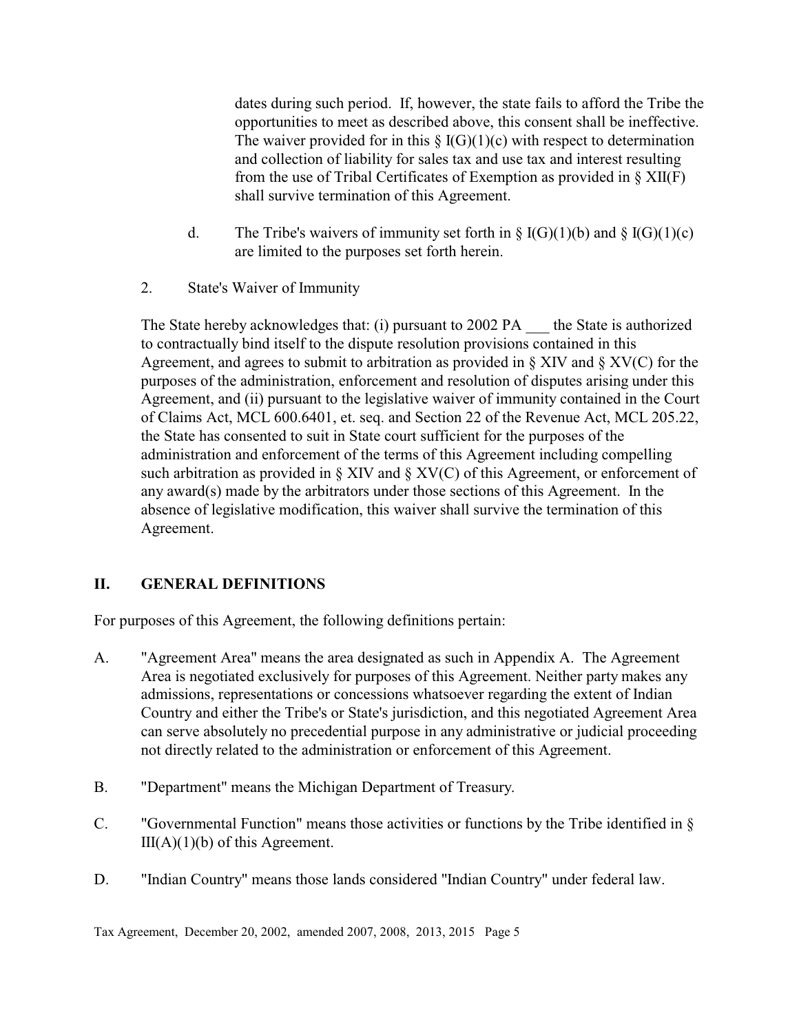dates during such period. If, however, the state fails to afford the Tribe the opportunities to meet as described above, this consent shall be ineffective. The waiver provided for in this § I(G)(1)(c) with respect to determination and collection of liability for sales tax and use tax and interest resulting from the use of Tribal Certificates of Exemption as provided in § XII(F) shall survive termination of this Agreement.

d. The Tribe's waivers of immunity set forth in § I(G)(1)(b) and § I(G)(1)(c) are limited to the purposes set forth herein.

2. State's Waiver of Immunity

The State hereby acknowledges that: (i) pursuant to 2002 PA ___ the State is authorized to contractually bind itself to the dispute resolution provisions contained in this Agreement, and agrees to submit to arbitration as provided in § XIV and § XV(C) for the purposes of the administration, enforcement and resolution of disputes arising under this Agreement, and (ii) pursuant to the legislative waiver of immunity contained in the Court of Claims Act, MCL 600.6401, et. seq. and Section 22 of the Revenue Act, MCL 205.22, the State has consented to suit in State court sufficient for the purposes of the administration and enforcement of the terms of this Agreement including compelling such arbitration as provided in § XIV and § XV(C) of this Agreement, or enforcement of any award(s) made by the arbitrators under those sections of this Agreement. In the absence of legislative modification, this waiver shall survive the termination of this Agreement.

## II. GENERAL DEFINITIONS

For purposes of this Agreement, the following definitions pertain:

A. "Agreement Area" means the area designated as such in Appendix A. The Agreement Area is negotiated exclusively for purposes of this Agreement. Neither party makes any admissions, representations or concessions whatsoever regarding the extent of Indian Country and either the Tribe's or State's jurisdiction, and this negotiated Agreement Area can serve absolutely no precedential purpose in any administrative or judicial proceeding not directly related to the administration or enforcement of this Agreement.

B. "Department" means the Michigan Department of Treasury.

C. "Governmental Function" means those activities or functions by the Tribe identified in § III(A)(1)(b) of this Agreement.

D. "Indian Country" means those lands considered "Indian Country" under federal law.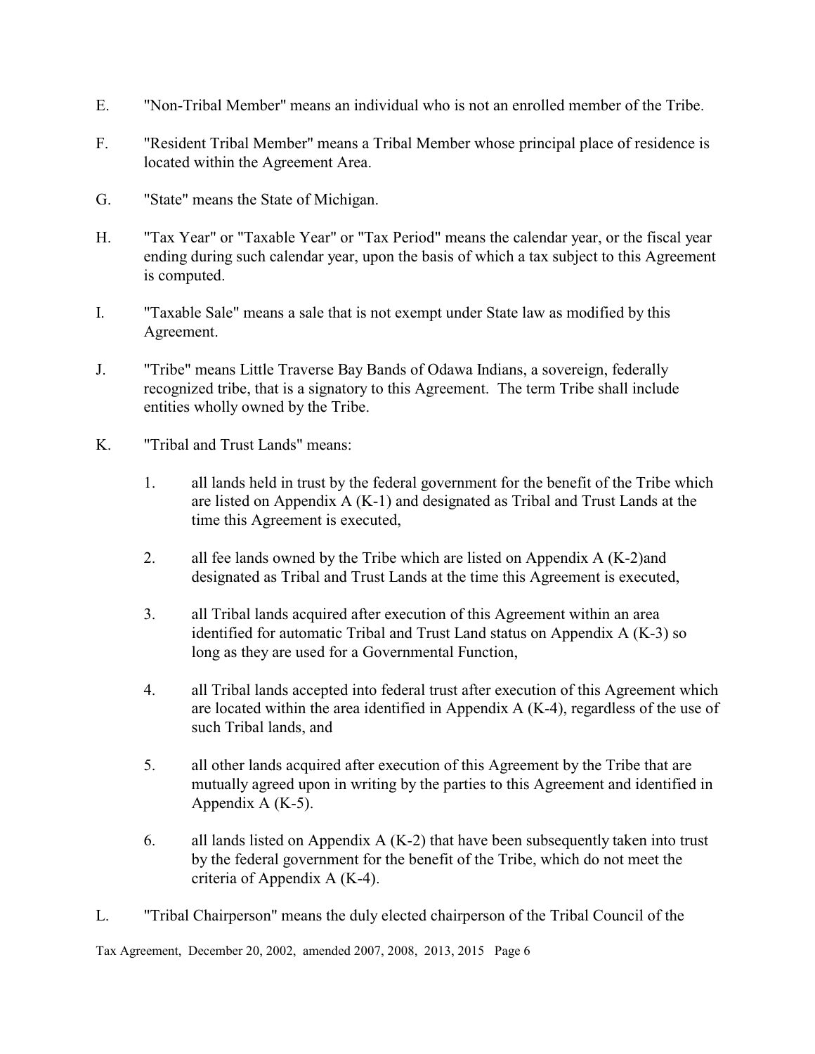E. "Non-Tribal Member" means an individual who is not an enrolled member of the Tribe.

F. "Resident Tribal Member" means a Tribal Member whose principal place of residence is located within the Agreement Area.

G. "State" means the State of Michigan.

H. "Tax Year" or "Taxable Year" or "Tax Period" means the calendar year, or the fiscal year ending during such calendar year, upon the basis of which a tax subject to this Agreement is computed.

I. "Taxable Sale" means a sale that is not exempt under State law as modified by this Agreement.

J. "Tribe" means Little Traverse Bay Bands of Odawa Indians, a sovereign, federally recognized tribe, that is a signatory to this Agreement. The term Tribe shall include entities wholly owned by the Tribe.

K. "Tribal and Trust Lands" means:

1. all lands held in trust by the federal government for the benefit of the Tribe which are listed on Appendix A (K-1) and designated as Tribal and Trust Lands at the time this Agreement is executed,

2. all fee lands owned by the Tribe which are listed on Appendix A (K-2)and designated as Tribal and Trust Lands at the time this Agreement is executed,

3. all Tribal lands acquired after execution of this Agreement within an area identified for automatic Tribal and Trust Land status on Appendix A (K-3) so long as they are used for a Governmental Function,

4. all Tribal lands accepted into federal trust after execution of this Agreement which are located within the area identified in Appendix A (K-4), regardless of the use of such Tribal lands, and

5. all other lands acquired after execution of this Agreement by the Tribe that are mutually agreed upon in writing by the parties to this Agreement and identified in Appendix A (K-5).

6. all lands listed on Appendix A (K-2) that have been subsequently taken into trust by the federal government for the benefit of the Tribe, which do not meet the criteria of Appendix A (K-4).

L. "Tribal Chairperson" means the duly elected chairperson of the Tribal Council of the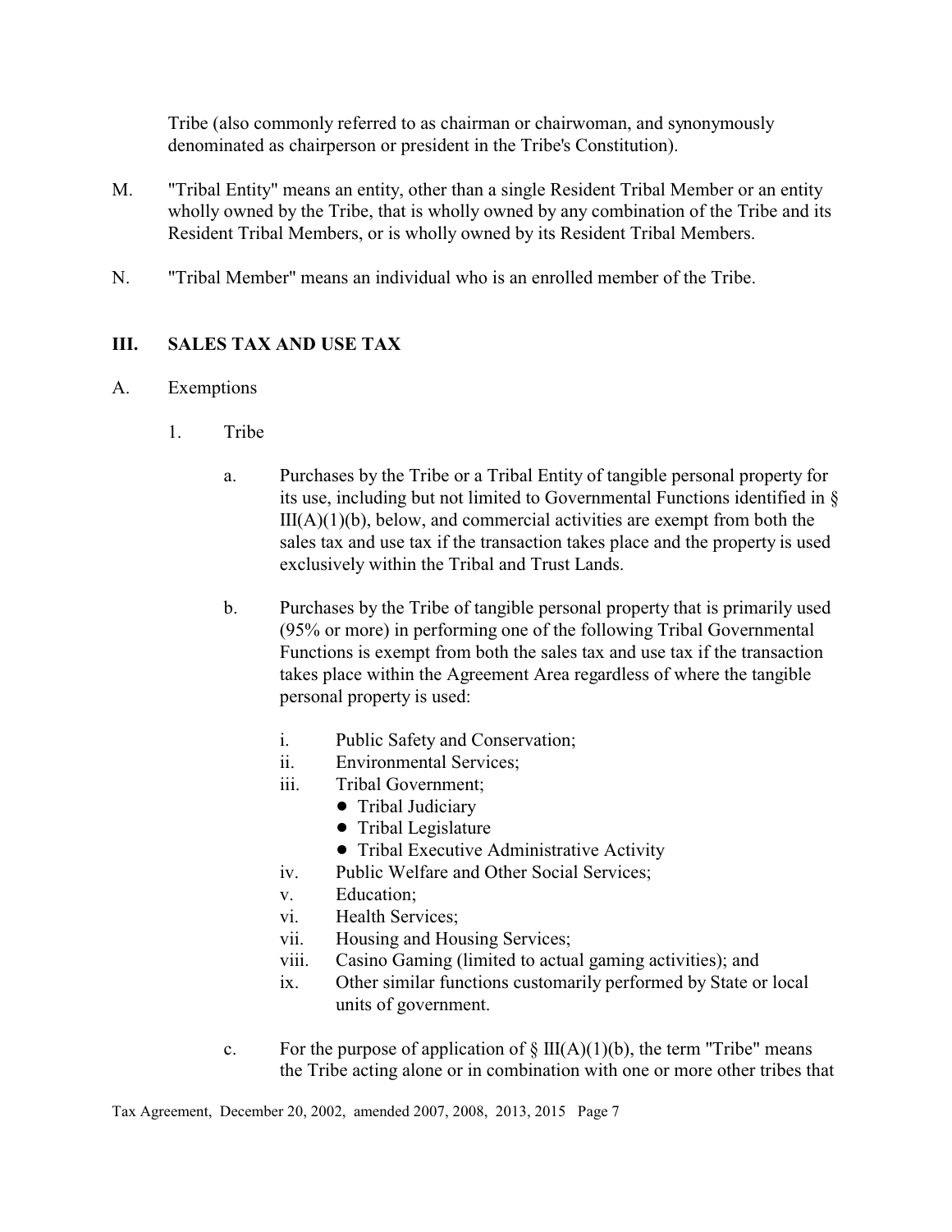Tribe (also commonly referred to as chairman or chairwoman, and synonymously denominated as chairperson or president in the Tribe's Constitution).

M. "Tribal Entity" means an entity, other than a single Resident Tribal Member or an entity wholly owned by the Tribe, that is wholly owned by any combination of the Tribe and its Resident Tribal Members, or is wholly owned by its Resident Tribal Members.

N. "Tribal Member" means an individual who is an enrolled member of the Tribe.

## III. SALES TAX AND USE TAX

A. Exemptions

1. Tribe

a. Purchases by the Tribe or a Tribal Entity of tangible personal property for its use, including but not limited to Governmental Functions identified in § III(A)(1)(b), below, and commercial activities are exempt from both the sales tax and use tax if the transaction takes place and the property is used exclusively within the Tribal and Trust Lands.

b. Purchases by the Tribe of tangible personal property that is primarily used (95% or more) in performing one of the following Tribal Governmental Functions is exempt from both the sales tax and use tax if the transaction takes place within the Agreement Area regardless of where the tangible personal property is used:

i. Public Safety and Conservation;
ii. Environmental Services;
iii. Tribal Government;
- Tribal Judiciary
- Tribal Legislature
- Tribal Executive Administrative Activity

iv. Public Welfare and Other Social Services;
v. Education;
vi. Health Services;
vii. Housing and Housing Services;
viii. Casino Gaming (limited to actual gaming activities); and
ix. Other similar functions customarily performed by State or local units of government.

c. For the purpose of application of § III(A)(1)(b), the term "Tribe" means the Tribe acting alone or in combination with one or more other tribes that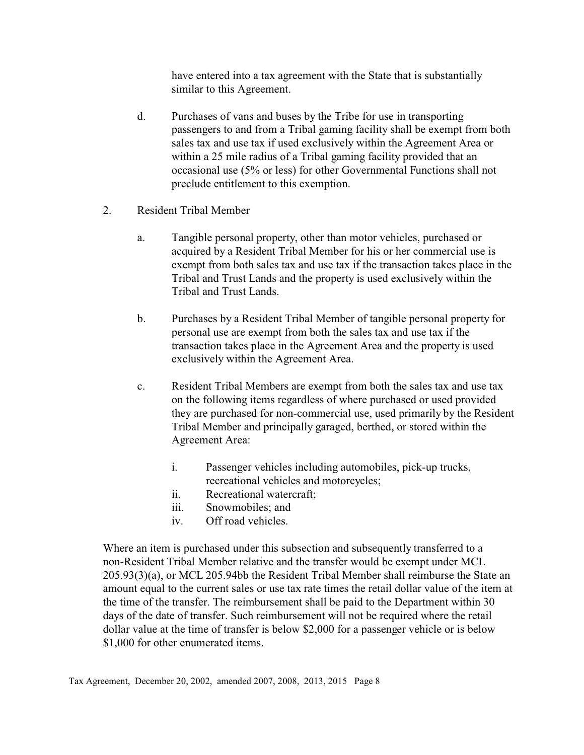have entered into a tax agreement with the State that is substantially similar to this Agreement.

d. Purchases of vans and buses by the Tribe for use in transporting passengers to and from a Tribal gaming facility shall be exempt from both sales tax and use tax if used exclusively within the Agreement Area or within a 25 mile radius of a Tribal gaming facility provided that an occasional use (5% or less) for other Governmental Functions shall not preclude entitlement to this exemption.

2. Resident Tribal Member

a. Tangible personal property, other than motor vehicles, purchased or acquired by a Resident Tribal Member for his or her commercial use is exempt from both sales tax and use tax if the transaction takes place in the Tribal and Trust Lands and the property is used exclusively within the Tribal and Trust Lands.

b. Purchases by a Resident Tribal Member of tangible personal property for personal use are exempt from both the sales tax and use tax if the transaction takes place in the Agreement Area and the property is used exclusively within the Agreement Area.

c. Resident Tribal Members are exempt from both the sales tax and use tax on the following items regardless of where purchased or used provided they are purchased for non-commercial use, used primarily by the Resident Tribal Member and principally garaged, berthed, or stored within the Agreement Area:

i. Passenger vehicles including automobiles, pick-up trucks, recreational vehicles and motorcycles;
ii. Recreational watercraft;
iii. Snowmobiles; and
iv. Off road vehicles.

Where an item is purchased under this subsection and subsequently transferred to a non-Resident Tribal Member relative and the transfer would be exempt under MCL 205.93(3)(a), or MCL 205.94bb the Resident Tribal Member shall reimburse the State an amount equal to the current sales or use tax rate times the retail dollar value of the item at the time of the transfer. The reimbursement shall be paid to the Department within 30 days of the date of transfer. Such reimbursement will not be required where the retail dollar value at the time of transfer is below $2,000 for a passenger vehicle or is below $1,000 for other enumerated items.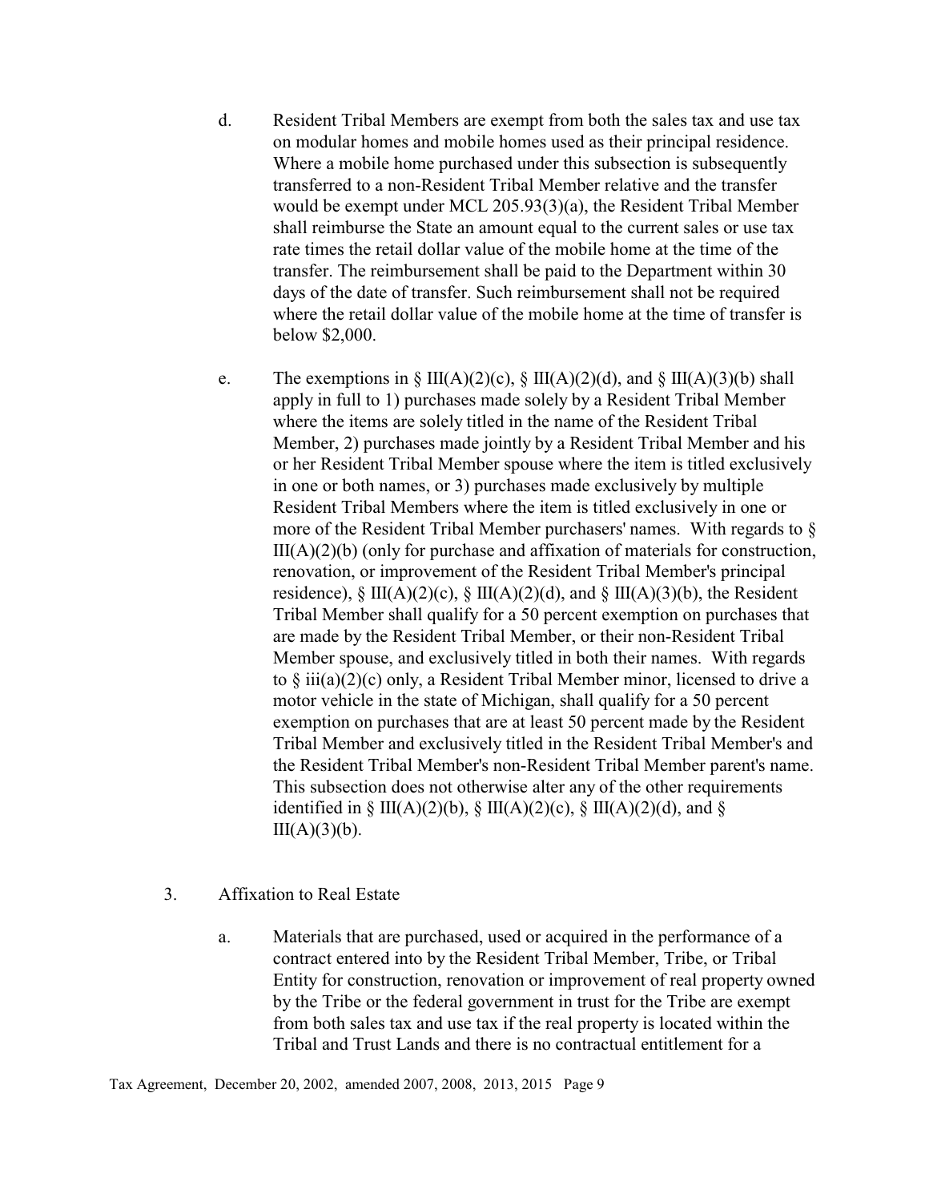d. Resident Tribal Members are exempt from both the sales tax and use tax on modular homes and mobile homes used as their principal residence. Where a mobile home purchased under this subsection is subsequently transferred to a non-Resident Tribal Member relative and the transfer would be exempt under MCL 205.93(3)(a), the Resident Tribal Member shall reimburse the State an amount equal to the current sales or use tax rate times the retail dollar value of the mobile home at the time of the transfer. The reimbursement shall be paid to the Department within 30 days of the date of transfer. Such reimbursement shall not be required where the retail dollar value of the mobile home at the time of transfer is below $2,000.

e. The exemptions in § III(A)(2)(c), § III(A)(2)(d), and § III(A)(3)(b) shall apply in full to 1) purchases made solely by a Resident Tribal Member where the items are solely titled in the name of the Resident Tribal Member, 2) purchases made jointly by a Resident Tribal Member and his or her Resident Tribal Member spouse where the item is titled exclusively in one or both names, or 3) purchases made exclusively by multiple Resident Tribal Members where the item is titled exclusively in one or more of the Resident Tribal Member purchasers' names. With regards to § III(A)(2)(b) (only for purchase and affixation of materials for construction, renovation, or improvement of the Resident Tribal Member's principal residence), § III(A)(2)(c), § III(A)(2)(d), and § III(A)(3)(b), the Resident Tribal Member shall qualify for a 50 percent exemption on purchases that are made by the Resident Tribal Member, or their non-Resident Tribal Member spouse, and exclusively titled in both their names. With regards to § iii(a)(2)(c) only, a Resident Tribal Member minor, licensed to drive a motor vehicle in the state of Michigan, shall qualify for a 50 percent exemption on purchases that are at least 50 percent made by the Resident Tribal Member and exclusively titled in the Resident Tribal Member's and the Resident Tribal Member's non-Resident Tribal Member parent's name. This subsection does not otherwise alter any of the other requirements identified in § III(A)(2)(b), § III(A)(2)(c), § III(A)(2)(d), and § III(A)(3)(b).

3. Affixation to Real Estate

a. Materials that are purchased, used or acquired in the performance of a contract entered into by the Resident Tribal Member, Tribe, or Tribal Entity for construction, renovation or improvement of real property owned by the Tribe or the federal government in trust for the Tribe are exempt from both sales tax and use tax if the real property is located within the Tribal and Trust Lands and there is no contractual entitlement for a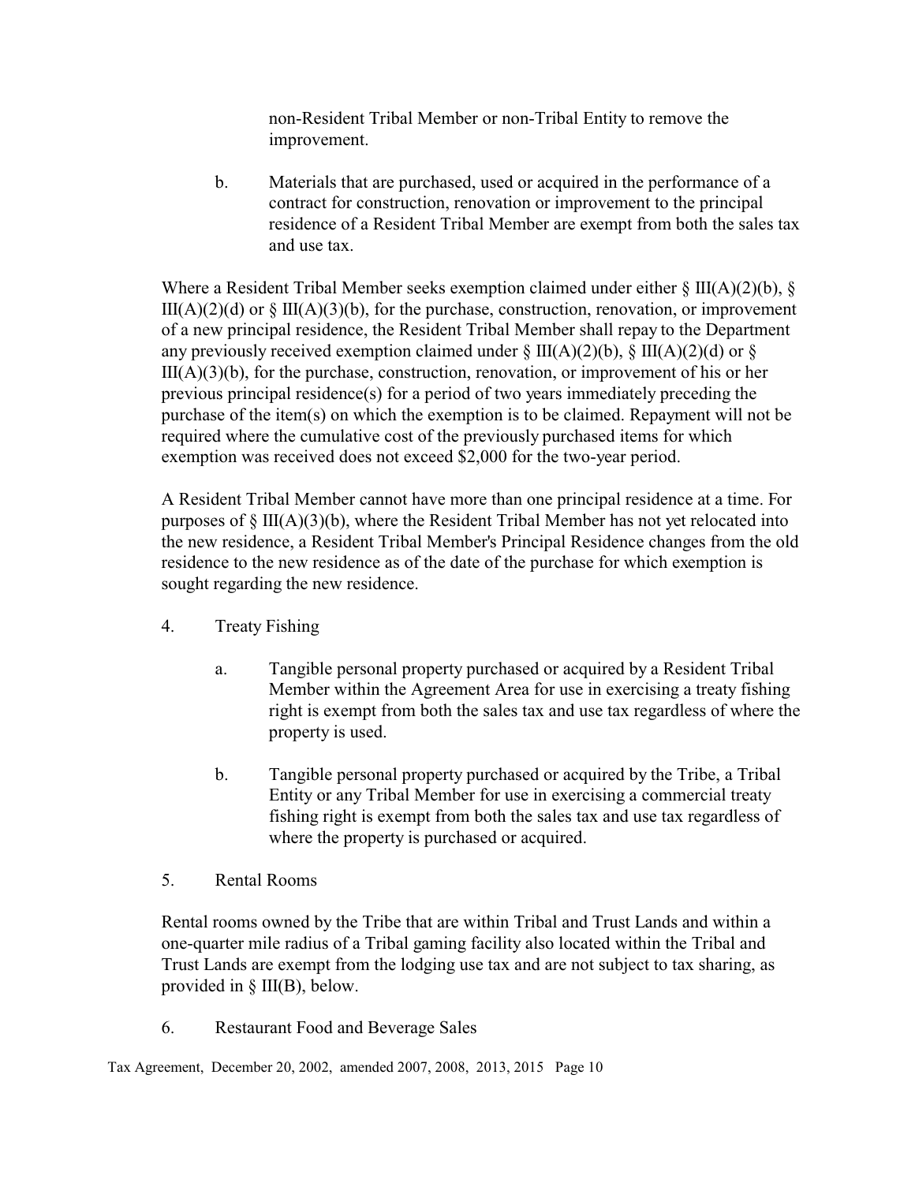non-Resident Tribal Member or non-Tribal Entity to remove the improvement.

b. Materials that are purchased, used or acquired in the performance of a contract for construction, renovation or improvement to the principal residence of a Resident Tribal Member are exempt from both the sales tax and use tax.

Where a Resident Tribal Member seeks exemption claimed under either § III(A)(2)(b), § III(A)(2)(d) or § III(A)(3)(b), for the purchase, construction, renovation, or improvement of a new principal residence, the Resident Tribal Member shall repay to the Department any previously received exemption claimed under § III(A)(2)(b), § III(A)(2)(d) or § III(A)(3)(b), for the purchase, construction, renovation, or improvement of his or her previous principal residence(s) for a period of two years immediately preceding the purchase of the item(s) on which the exemption is to be claimed. Repayment will not be required where the cumulative cost of the previously purchased items for which exemption was received does not exceed $2,000 for the two-year period.

A Resident Tribal Member cannot have more than one principal residence at a time. For purposes of § III(A)(3)(b), where the Resident Tribal Member has not yet relocated into the new residence, a Resident Tribal Member's Principal Residence changes from the old residence to the new residence as of the date of the purchase for which exemption is sought regarding the new residence.

4. Treaty Fishing

a. Tangible personal property purchased or acquired by a Resident Tribal Member within the Agreement Area for use in exercising a treaty fishing right is exempt from both the sales tax and use tax regardless of where the property is used.

b. Tangible personal property purchased or acquired by the Tribe, a Tribal Entity or any Tribal Member for use in exercising a commercial treaty fishing right is exempt from both the sales tax and use tax regardless of where the property is purchased or acquired.

5. Rental Rooms

Rental rooms owned by the Tribe that are within Tribal and Trust Lands and within a one-quarter mile radius of a Tribal gaming facility also located within the Tribal and Trust Lands are exempt from the lodging use tax and are not subject to tax sharing, as provided in § III(B), below.

6. Restaurant Food and Beverage Sales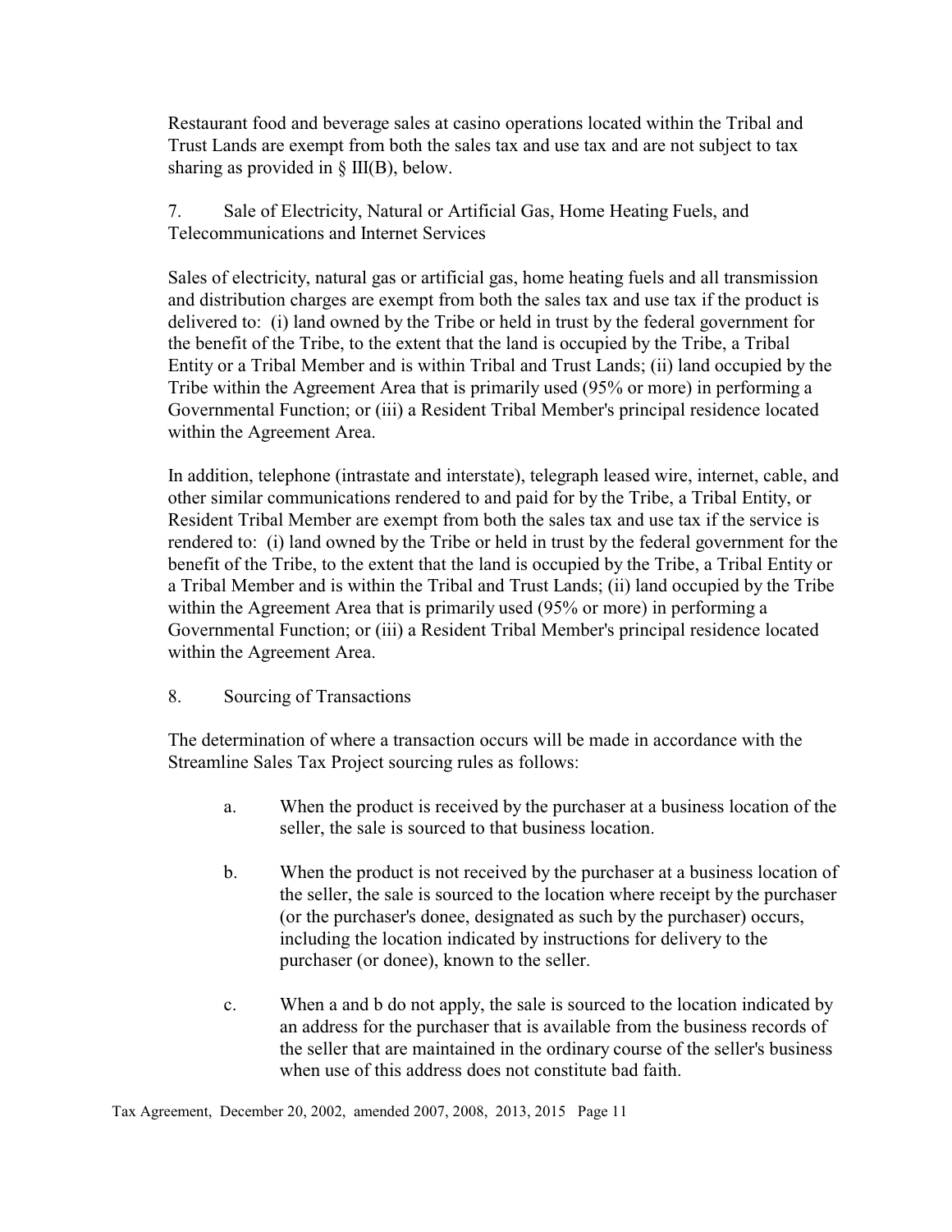Restaurant food and beverage sales at casino operations located within the Tribal and Trust Lands are exempt from both the sales tax and use tax and are not subject to tax sharing as provided in § III(B), below.

7. Sale of Electricity, Natural or Artificial Gas, Home Heating Fuels, and Telecommunications and Internet Services

Sales of electricity, natural gas or artificial gas, home heating fuels and all transmission and distribution charges are exempt from both the sales tax and use tax if the product is delivered to: (i) land owned by the Tribe or held in trust by the federal government for the benefit of the Tribe, to the extent that the land is occupied by the Tribe, a Tribal Entity or a Tribal Member and is within Tribal and Trust Lands; (ii) land occupied by the Tribe within the Agreement Area that is primarily used (95% or more) in performing a Governmental Function; or (iii) a Resident Tribal Member's principal residence located within the Agreement Area.

In addition, telephone (intrastate and interstate), telegraph leased wire, internet, cable, and other similar communications rendered to and paid for by the Tribe, a Tribal Entity, or Resident Tribal Member are exempt from both the sales tax and use tax if the service is rendered to: (i) land owned by the Tribe or held in trust by the federal government for the benefit of the Tribe, to the extent that the land is occupied by the Tribe, a Tribal Entity or a Tribal Member and is within the Tribal and Trust Lands; (ii) land occupied by the Tribe within the Agreement Area that is primarily used (95% or more) in performing a Governmental Function; or (iii) a Resident Tribal Member's principal residence located within the Agreement Area.

8. Sourcing of Transactions

The determination of where a transaction occurs will be made in accordance with the Streamline Sales Tax Project sourcing rules as follows:

a. When the product is received by the purchaser at a business location of the seller, the sale is sourced to that business location.

b. When the product is not received by the purchaser at a business location of the seller, the sale is sourced to the location where receipt by the purchaser (or the purchaser's donee, designated as such by the purchaser) occurs, including the location indicated by instructions for delivery to the purchaser (or donee), known to the seller.

c. When a and b do not apply, the sale is sourced to the location indicated by an address for the purchaser that is available from the business records of the seller that are maintained in the ordinary course of the seller's business when use of this address does not constitute bad faith.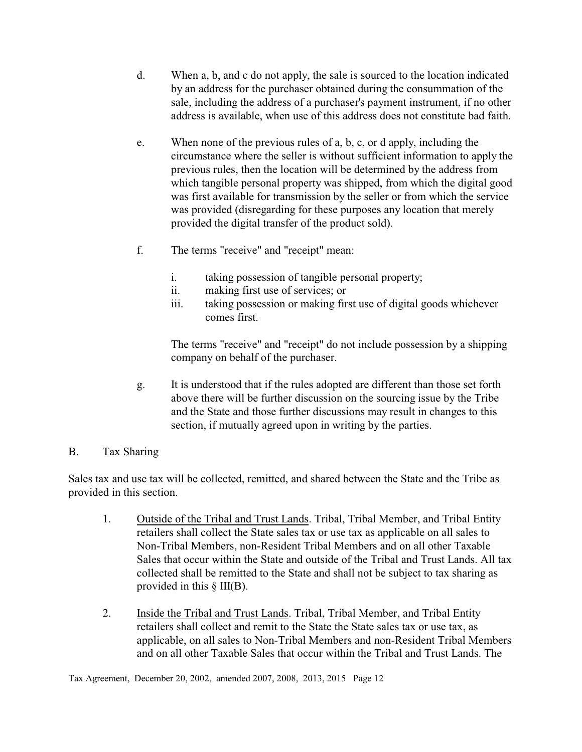d. When a, b, and c do not apply, the sale is sourced to the location indicated by an address for the purchaser obtained during the consummation of the sale, including the address of a purchaser's payment instrument, if no other address is available, when use of this address does not constitute bad faith.

e. When none of the previous rules of a, b, c, or d apply, including the circumstance where the seller is without sufficient information to apply the previous rules, then the location will be determined by the address from which tangible personal property was shipped, from which the digital good was first available for transmission by the seller or from which the service was provided (disregarding for these purposes any location that merely provided the digital transfer of the product sold).

f. The terms "receive" and "receipt" mean:

   i. taking possession of tangible personal property;
   ii. making first use of services; or
   iii. taking possession or making first use of digital goods whichever comes first.

   The terms "receive" and "receipt" do not include possession by a shipping company on behalf of the purchaser.

g. It is understood that if the rules adopted are different than those set forth above there will be further discussion on the sourcing issue by the Tribe and the State and those further discussions may result in changes to this section, if mutually agreed upon in writing by the parties.

B. Tax Sharing

Sales tax and use tax will be collected, remitted, and shared between the State and the Tribe as provided in this section.

1. Outside of the Tribal and Trust Lands. Tribal, Tribal Member, and Tribal Entity retailers shall collect the State sales tax or use tax as applicable on all sales to Non-Tribal Members, non-Resident Tribal Members and on all other Taxable Sales that occur within the State and outside of the Tribal and Trust Lands. All tax collected shall be remitted to the State and shall not be subject to tax sharing as provided in this § III(B).

2. Inside the Tribal and Trust Lands. Tribal, Tribal Member, and Tribal Entity retailers shall collect and remit to the State the State sales tax or use tax, as applicable, on all sales to Non-Tribal Members and non-Resident Tribal Members and on all other Taxable Sales that occur within the Tribal and Trust Lands. The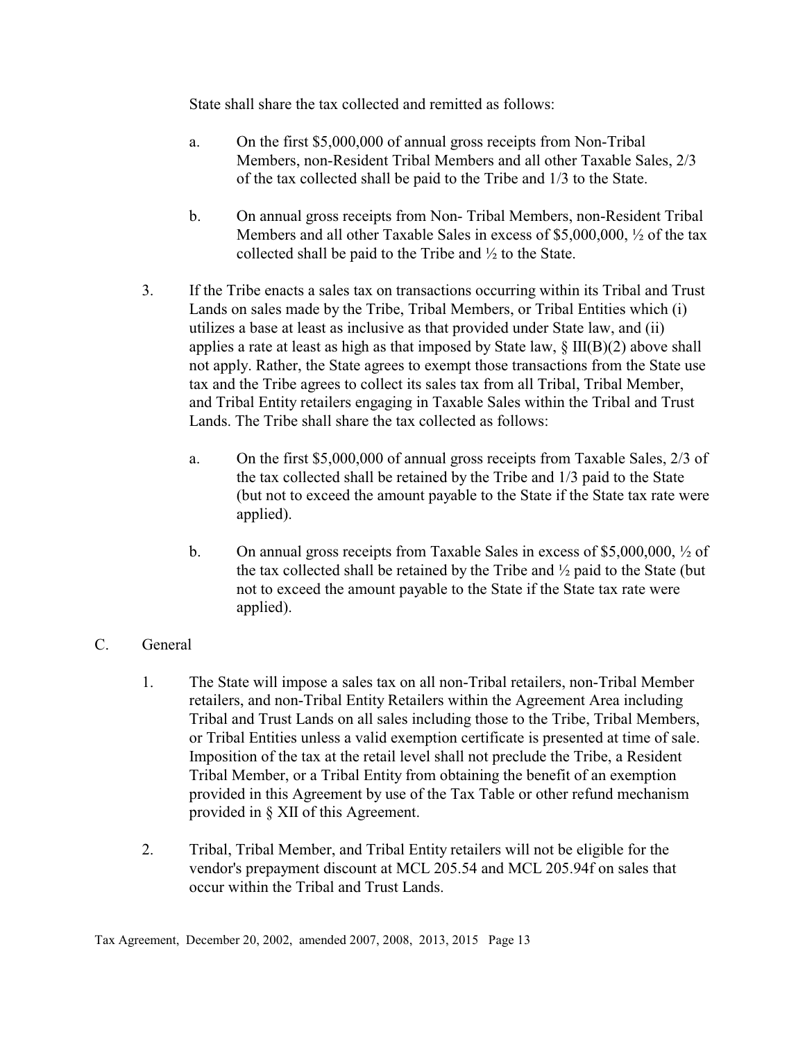State shall share the tax collected and remitted as follows:

a. On the first $5,000,000 of annual gross receipts from Non-Tribal Members, non-Resident Tribal Members and all other Taxable Sales, 2/3 of the tax collected shall be paid to the Tribe and 1/3 to the State.

b. On annual gross receipts from Non- Tribal Members, non-Resident Tribal Members and all other Taxable Sales in excess of $5,000,000, ½ of the tax collected shall be paid to the Tribe and ½ to the State.

3. If the Tribe enacts a sales tax on transactions occurring within its Tribal and Trust Lands on sales made by the Tribe, Tribal Members, or Tribal Entities which (i) utilizes a base at least as inclusive as that provided under State law, and (ii) applies a rate at least as high as that imposed by State law, § III(B)(2) above shall not apply. Rather, the State agrees to exempt those transactions from the State use tax and the Tribe agrees to collect its sales tax from all Tribal, Tribal Member, and Tribal Entity retailers engaging in Taxable Sales within the Tribal and Trust Lands. The Tribe shall share the tax collected as follows:

   a. On the first $5,000,000 of annual gross receipts from Taxable Sales, 2/3 of the tax collected shall be retained by the Tribe and 1/3 paid to the State (but not to exceed the amount payable to the State if the State tax rate were applied).

   b. On annual gross receipts from Taxable Sales in excess of $5,000,000, ½ of the tax collected shall be retained by the Tribe and ½ paid to the State (but not to exceed the amount payable to the State if the State tax rate were applied).

C. General

1. The State will impose a sales tax on all non-Tribal retailers, non-Tribal Member retailers, and non-Tribal Entity Retailers within the Agreement Area including Tribal and Trust Lands on all sales including those to the Tribe, Tribal Members, or Tribal Entities unless a valid exemption certificate is presented at time of sale. Imposition of the tax at the retail level shall not preclude the Tribe, a Resident Tribal Member, or a Tribal Entity from obtaining the benefit of an exemption provided in this Agreement by use of the Tax Table or other refund mechanism provided in § XII of this Agreement.

2. Tribal, Tribal Member, and Tribal Entity retailers will not be eligible for the vendor's prepayment discount at MCL 205.54 and MCL 205.94f on sales that occur within the Tribal and Trust Lands.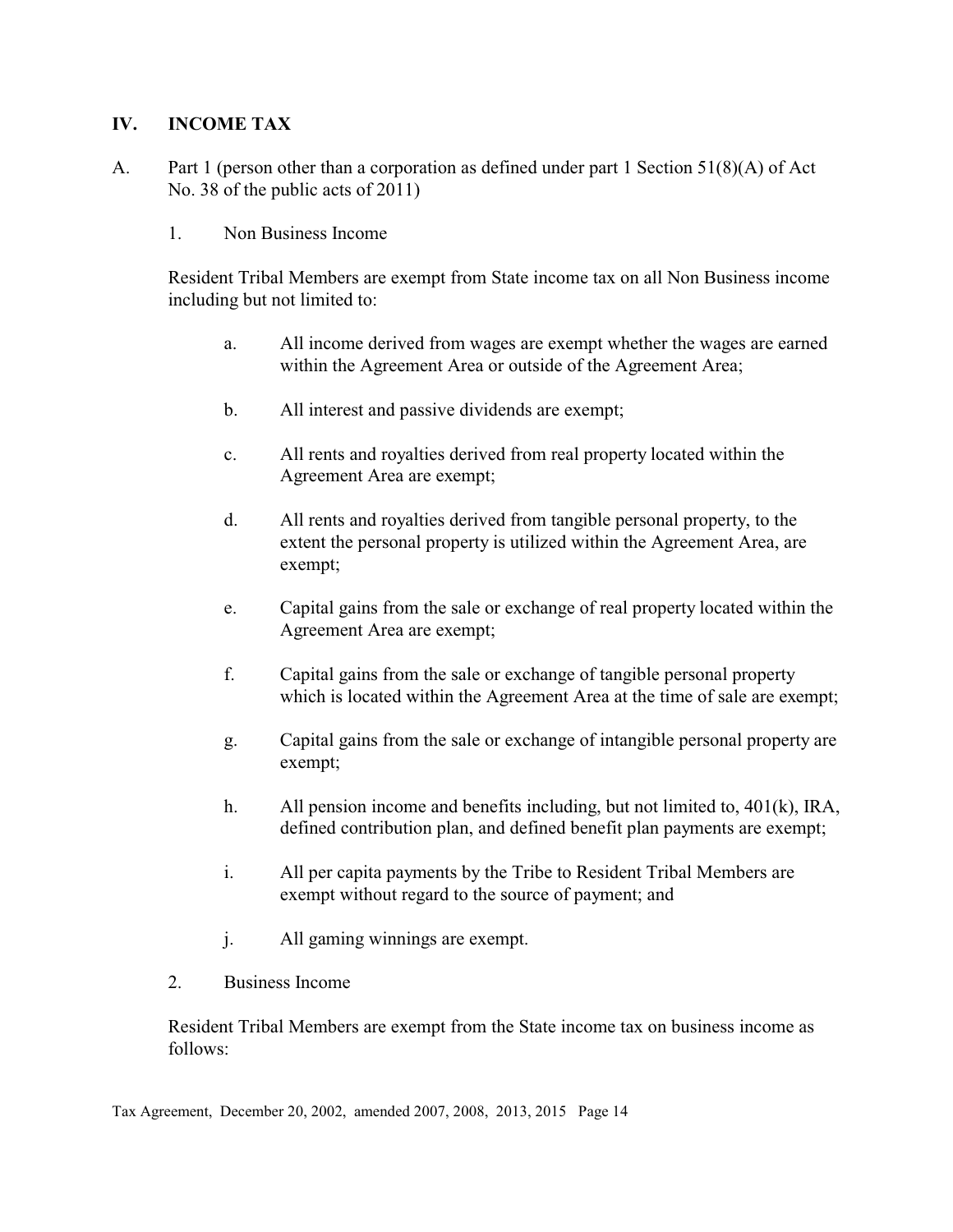## IV. INCOME TAX

A. Part 1 (person other than a corporation as defined under part 1 Section 51(8)(A) of Act No. 38 of the public acts of 2011)

1. Non Business Income

Resident Tribal Members are exempt from State income tax on all Non Business income including but not limited to:

a. All income derived from wages are exempt whether the wages are earned within the Agreement Area or outside of the Agreement Area;

b. All interest and passive dividends are exempt;

c. All rents and royalties derived from real property located within the Agreement Area are exempt;

d. All rents and royalties derived from tangible personal property, to the extent the personal property is utilized within the Agreement Area, are exempt;

e. Capital gains from the sale or exchange of real property located within the Agreement Area are exempt;

f. Capital gains from the sale or exchange of tangible personal property which is located within the Agreement Area at the time of sale are exempt;

g. Capital gains from the sale or exchange of intangible personal property are exempt;

h. All pension income and benefits including, but not limited to, 401(k), IRA, defined contribution plan, and defined benefit plan payments are exempt;

i. All per capita payments by the Tribe to Resident Tribal Members are exempt without regard to the source of payment; and

j. All gaming winnings are exempt.

2. Business Income

Resident Tribal Members are exempt from the State income tax on business income as follows: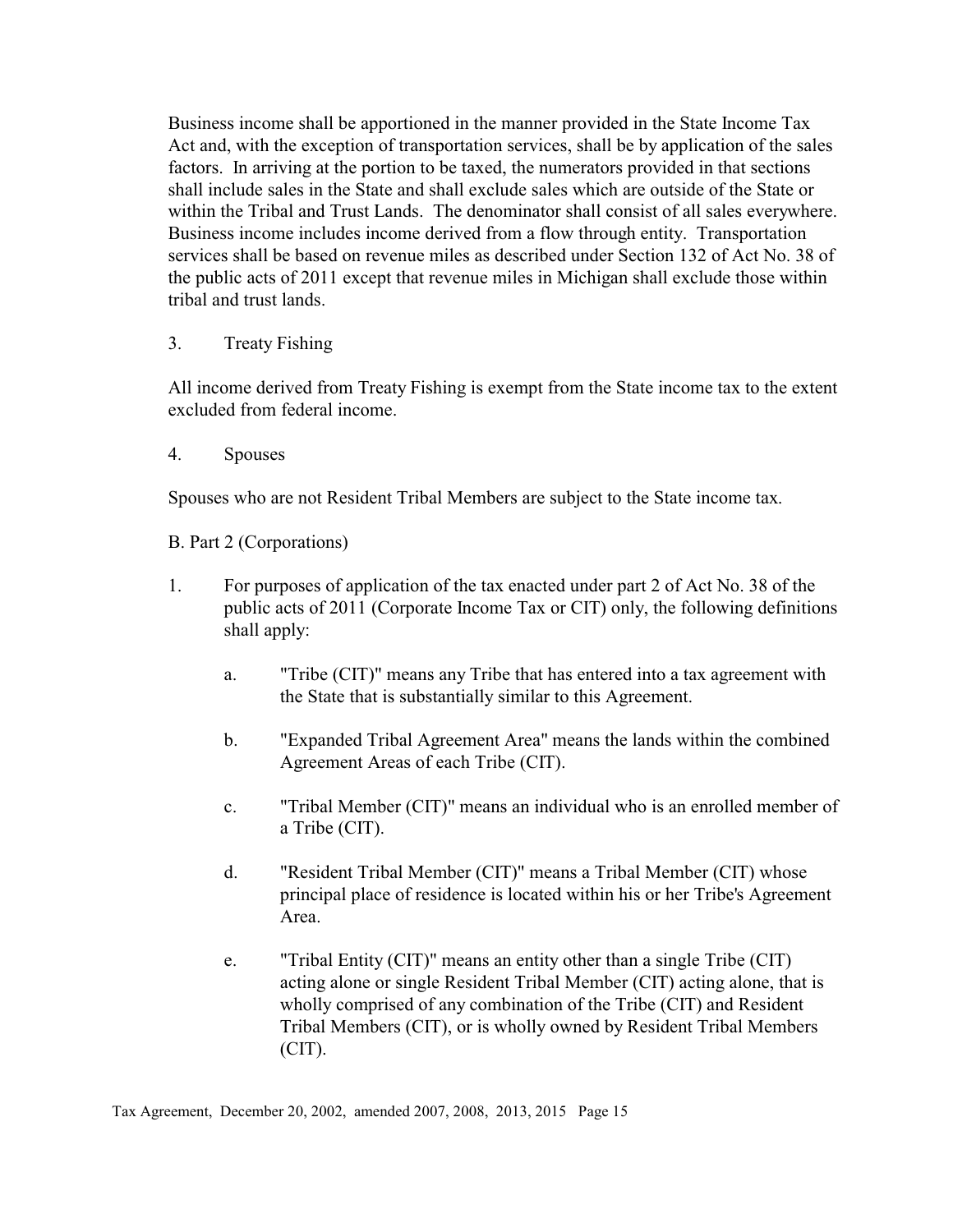Business income shall be apportioned in the manner provided in the State Income Tax Act and, with the exception of transportation services, shall be by application of the sales factors. In arriving at the portion to be taxed, the numerators provided in that sections shall include sales in the State and shall exclude sales which are outside of the State or within the Tribal and Trust Lands. The denominator shall consist of all sales everywhere. Business income includes income derived from a flow through entity. Transportation services shall be based on revenue miles as described under Section 132 of Act No. 38 of the public acts of 2011 except that revenue miles in Michigan shall exclude those within tribal and trust lands.

3. Treaty Fishing

All income derived from Treaty Fishing is exempt from the State income tax to the extent excluded from federal income.

4. Spouses

Spouses who are not Resident Tribal Members are subject to the State income tax.

B. Part 2 (Corporations)

1. For purposes of application of the tax enacted under part 2 of Act No. 38 of the public acts of 2011 (Corporate Income Tax or CIT) only, the following definitions shall apply:

   a. "Tribe (CIT)" means any Tribe that has entered into a tax agreement with the State that is substantially similar to this Agreement.

   b. "Expanded Tribal Agreement Area" means the lands within the combined Agreement Areas of each Tribe (CIT).

   c. "Tribal Member (CIT)" means an individual who is an enrolled member of a Tribe (CIT).

   d. "Resident Tribal Member (CIT)" means a Tribal Member (CIT) whose principal place of residence is located within his or her Tribe's Agreement Area.

   e. "Tribal Entity (CIT)" means an entity other than a single Tribe (CIT) acting alone or single Resident Tribal Member (CIT) acting alone, that is wholly comprised of any combination of the Tribe (CIT) and Resident Tribal Members (CIT), or is wholly owned by Resident Tribal Members (CIT).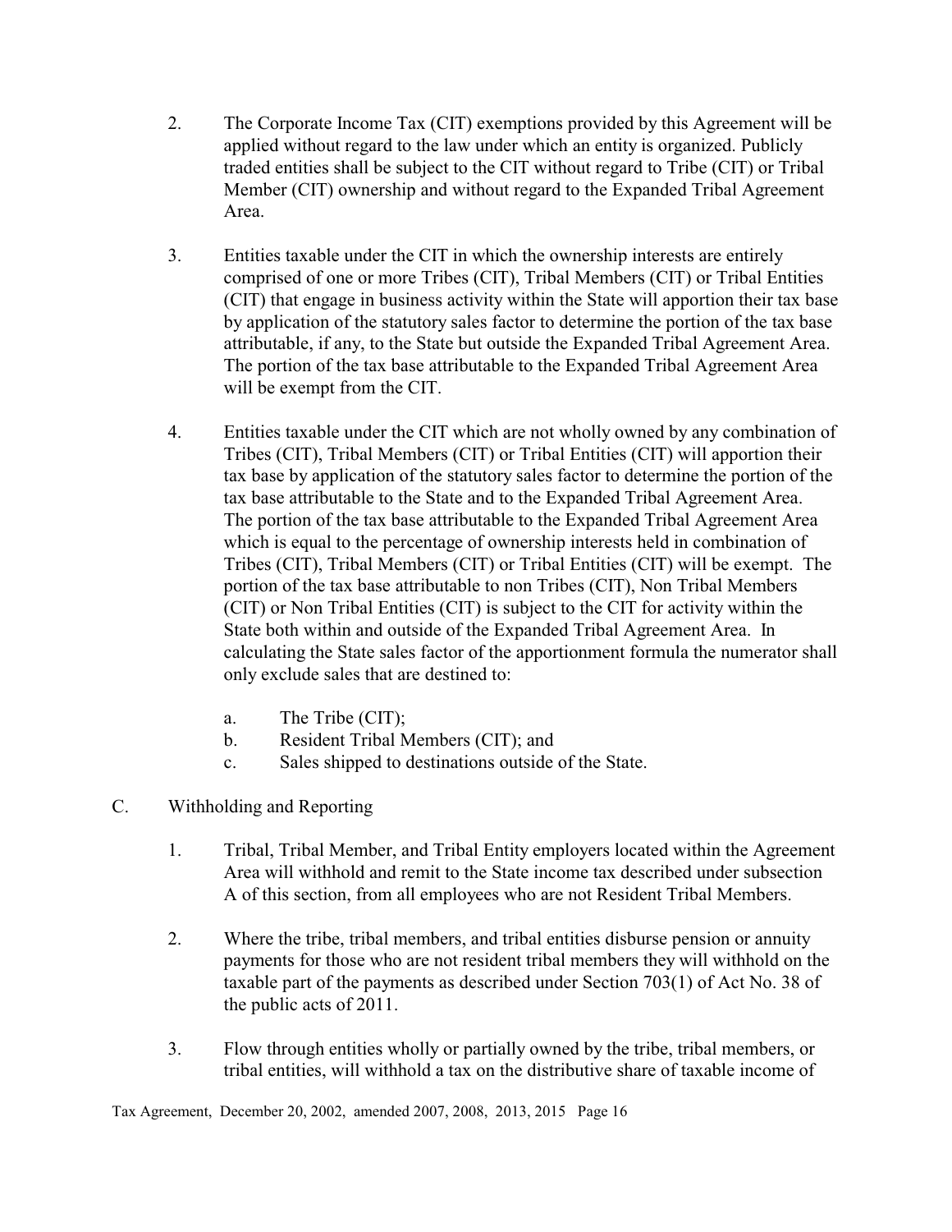2. The Corporate Income Tax (CIT) exemptions provided by this Agreement will be applied without regard to the law under which an entity is organized. Publicly traded entities shall be subject to the CIT without regard to Tribe (CIT) or Tribal Member (CIT) ownership and without regard to the Expanded Tribal Agreement Area.

3. Entities taxable under the CIT in which the ownership interests are entirely comprised of one or more Tribes (CIT), Tribal Members (CIT) or Tribal Entities (CIT) that engage in business activity within the State will apportion their tax base by application of the statutory sales factor to determine the portion of the tax base attributable, if any, to the State but outside the Expanded Tribal Agreement Area. The portion of the tax base attributable to the Expanded Tribal Agreement Area will be exempt from the CIT.

4. Entities taxable under the CIT which are not wholly owned by any combination of Tribes (CIT), Tribal Members (CIT) or Tribal Entities (CIT) will apportion their tax base by application of the statutory sales factor to determine the portion of the tax base attributable to the State and to the Expanded Tribal Agreement Area. The portion of the tax base attributable to the Expanded Tribal Agreement Area which is equal to the percentage of ownership interests held in combination of Tribes (CIT), Tribal Members (CIT) or Tribal Entities (CIT) will be exempt. The portion of the tax base attributable to non Tribes (CIT), Non Tribal Members (CIT) or Non Tribal Entities (CIT) is subject to the CIT for activity within the State both within and outside of the Expanded Tribal Agreement Area. In calculating the State sales factor of the apportionment formula the numerator shall only exclude sales that are destined to:

   a. The Tribe (CIT);
   b. Resident Tribal Members (CIT); and
   c. Sales shipped to destinations outside of the State.

C. Withholding and Reporting

1. Tribal, Tribal Member, and Tribal Entity employers located within the Agreement Area will withhold and remit to the State income tax described under subsection A of this section, from all employees who are not Resident Tribal Members.

2. Where the tribe, tribal members, and tribal entities disburse pension or annuity payments for those who are not resident tribal members they will withhold on the taxable part of the payments as described under Section 703(1) of Act No. 38 of the public acts of 2011.

3. Flow through entities wholly or partially owned by the tribe, tribal members, or tribal entities, will withhold a tax on the distributive share of taxable income of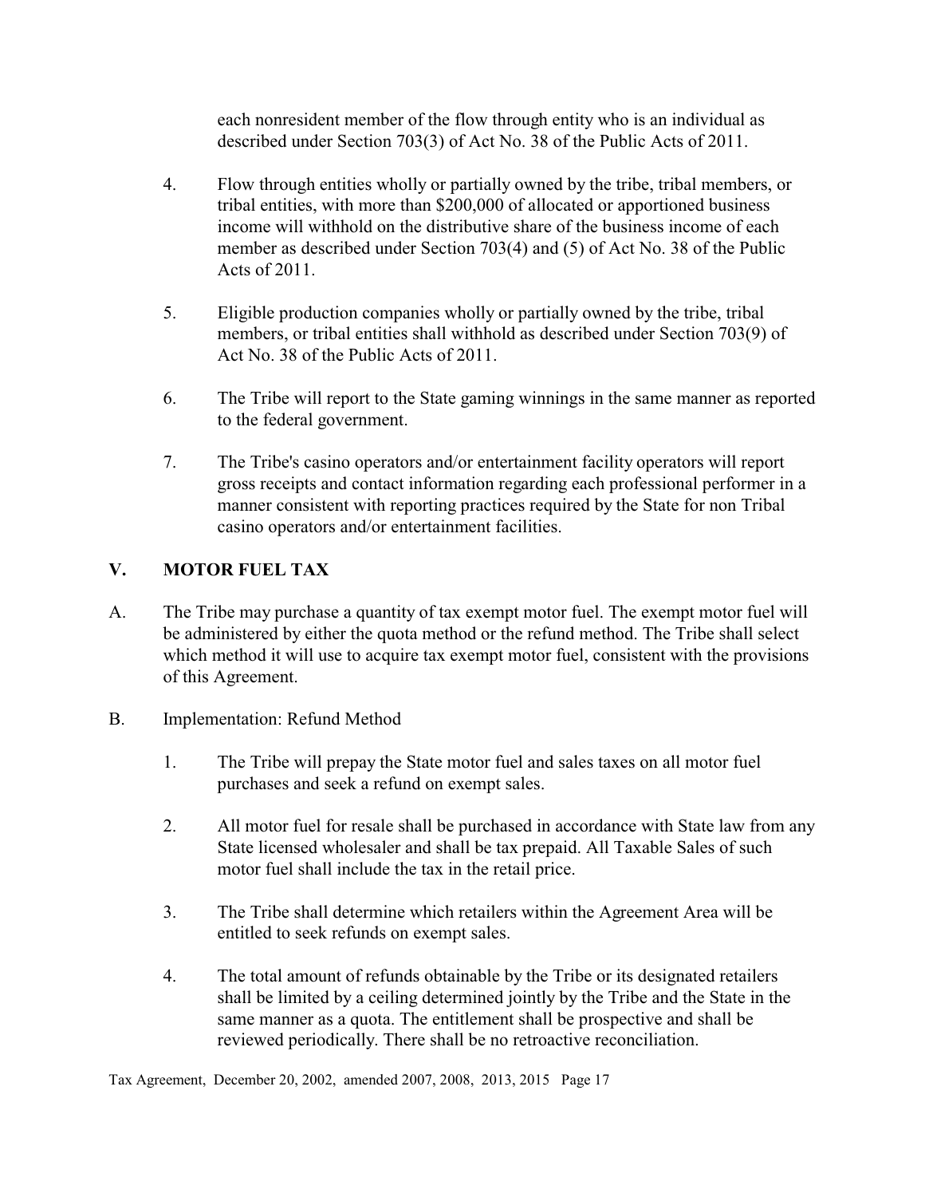each nonresident member of the flow through entity who is an individual as described under Section 703(3) of Act No. 38 of the Public Acts of 2011.

4. Flow through entities wholly or partially owned by the tribe, tribal members, or tribal entities, with more than $200,000 of allocated or apportioned business income will withhold on the distributive share of the business income of each member as described under Section 703(4) and (5) of Act No. 38 of the Public Acts of 2011.

5. Eligible production companies wholly or partially owned by the tribe, tribal members, or tribal entities shall withhold as described under Section 703(9) of Act No. 38 of the Public Acts of 2011.

6. The Tribe will report to the State gaming winnings in the same manner as reported to the federal government.

7. The Tribe's casino operators and/or entertainment facility operators will report gross receipts and contact information regarding each professional performer in a manner consistent with reporting practices required by the State for non Tribal casino operators and/or entertainment facilities.

## V. MOTOR FUEL TAX

A. The Tribe may purchase a quantity of tax exempt motor fuel. The exempt motor fuel will be administered by either the quota method or the refund method. The Tribe shall select which method it will use to acquire tax exempt motor fuel, consistent with the provisions of this Agreement.

B. Implementation: Refund Method

1. The Tribe will prepay the State motor fuel and sales taxes on all motor fuel purchases and seek a refund on exempt sales.

2. All motor fuel for resale shall be purchased in accordance with State law from any State licensed wholesaler and shall be tax prepaid. All Taxable Sales of such motor fuel shall include the tax in the retail price.

3. The Tribe shall determine which retailers within the Agreement Area will be entitled to seek refunds on exempt sales.

4. The total amount of refunds obtainable by the Tribe or its designated retailers shall be limited by a ceiling determined jointly by the Tribe and the State in the same manner as a quota. The entitlement shall be prospective and shall be reviewed periodically. There shall be no retroactive reconciliation.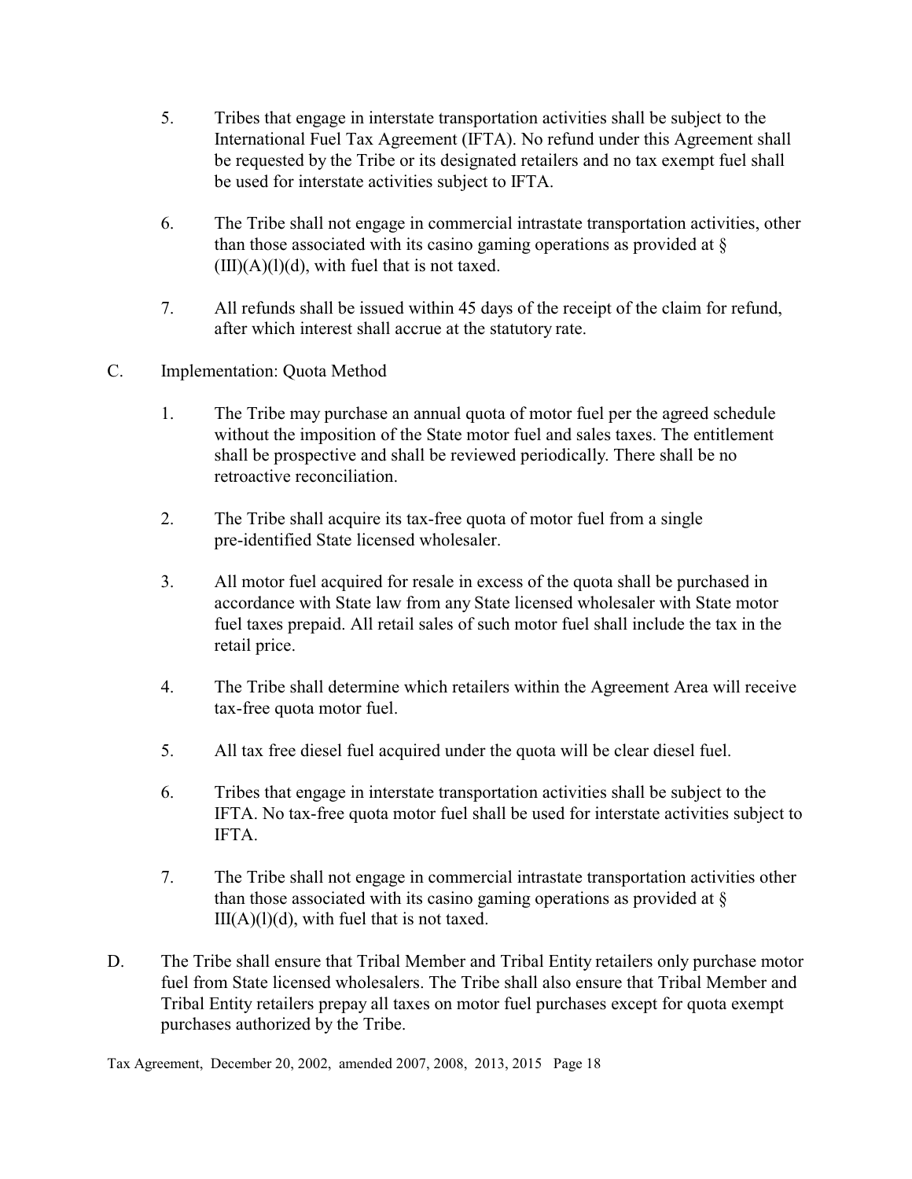5. Tribes that engage in interstate transportation activities shall be subject to the International Fuel Tax Agreement (IFTA). No refund under this Agreement shall be requested by the Tribe or its designated retailers and no tax exempt fuel shall be used for interstate activities subject to IFTA.

6. The Tribe shall not engage in commercial intrastate transportation activities, other than those associated with its casino gaming operations as provided at § (III)(A)(l)(d), with fuel that is not taxed.

7. All refunds shall be issued within 45 days of the receipt of the claim for refund, after which interest shall accrue at the statutory rate.

C. Implementation: Quota Method

1. The Tribe may purchase an annual quota of motor fuel per the agreed schedule without the imposition of the State motor fuel and sales taxes. The entitlement shall be prospective and shall be reviewed periodically. There shall be no retroactive reconciliation.

2. The Tribe shall acquire its tax-free quota of motor fuel from a single pre-identified State licensed wholesaler.

3. All motor fuel acquired for resale in excess of the quota shall be purchased in accordance with State law from any State licensed wholesaler with State motor fuel taxes prepaid. All retail sales of such motor fuel shall include the tax in the retail price.

4. The Tribe shall determine which retailers within the Agreement Area will receive tax-free quota motor fuel.

5. All tax free diesel fuel acquired under the quota will be clear diesel fuel.

6. Tribes that engage in interstate transportation activities shall be subject to the IFTA. No tax-free quota motor fuel shall be used for interstate activities subject to IFTA.

7. The Tribe shall not engage in commercial intrastate transportation activities other than those associated with its casino gaming operations as provided at § III(A)(l)(d), with fuel that is not taxed.

D. The Tribe shall ensure that Tribal Member and Tribal Entity retailers only purchase motor fuel from State licensed wholesalers. The Tribe shall also ensure that Tribal Member and Tribal Entity retailers prepay all taxes on motor fuel purchases except for quota exempt purchases authorized by the Tribe.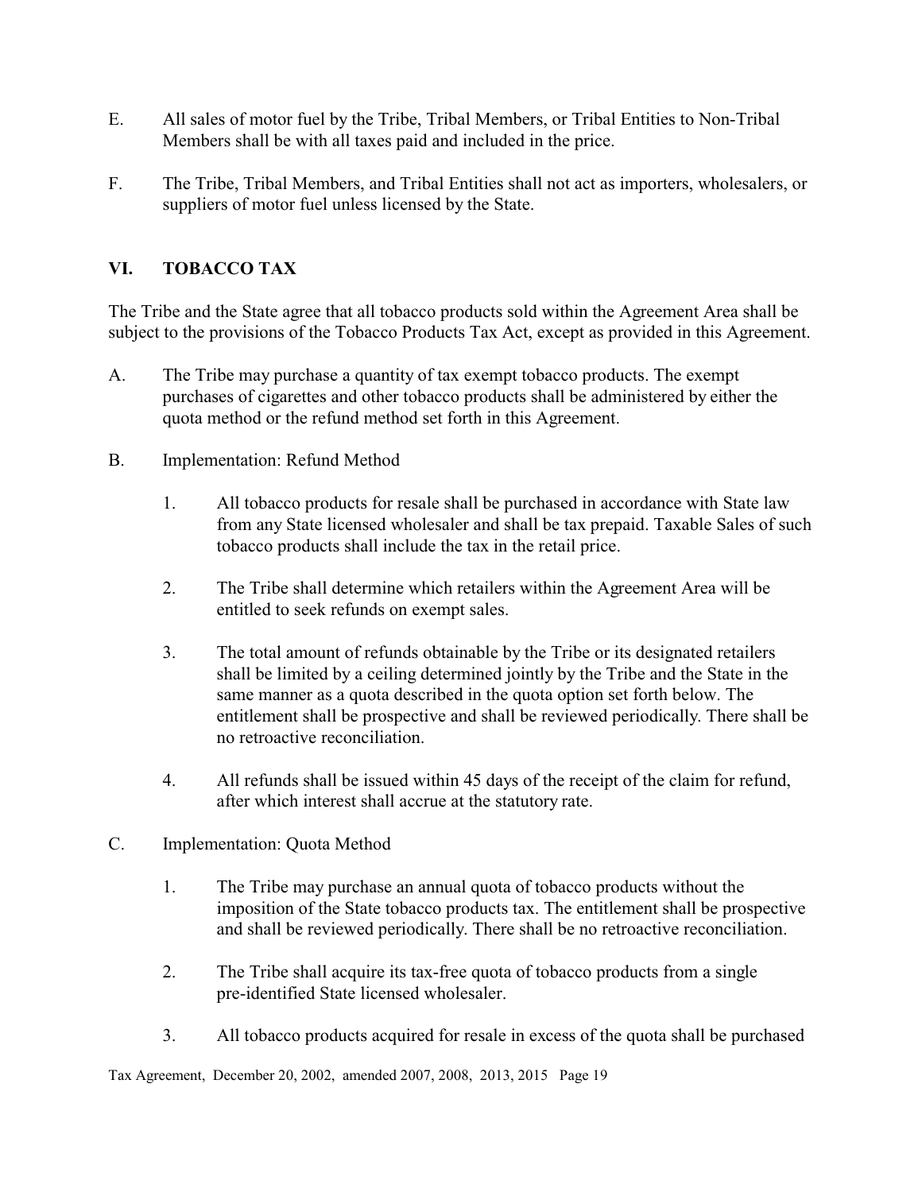E. All sales of motor fuel by the Tribe, Tribal Members, or Tribal Entities to Non-Tribal Members shall be with all taxes paid and included in the price.

F. The Tribe, Tribal Members, and Tribal Entities shall not act as importers, wholesalers, or suppliers of motor fuel unless licensed by the State.

## VI. TOBACCO TAX

The Tribe and the State agree that all tobacco products sold within the Agreement Area shall be subject to the provisions of the Tobacco Products Tax Act, except as provided in this Agreement.

A. The Tribe may purchase a quantity of tax exempt tobacco products. The exempt purchases of cigarettes and other tobacco products shall be administered by either the quota method or the refund method set forth in this Agreement.

B. Implementation: Refund Method

1. All tobacco products for resale shall be purchased in accordance with State law from any State licensed wholesaler and shall be tax prepaid. Taxable Sales of such tobacco products shall include the tax in the retail price.

2. The Tribe shall determine which retailers within the Agreement Area will be entitled to seek refunds on exempt sales.

3. The total amount of refunds obtainable by the Tribe or its designated retailers shall be limited by a ceiling determined jointly by the Tribe and the State in the same manner as a quota described in the quota option set forth below. The entitlement shall be prospective and shall be reviewed periodically. There shall be no retroactive reconciliation.

4. All refunds shall be issued within 45 days of the receipt of the claim for refund, after which interest shall accrue at the statutory rate.

C. Implementation: Quota Method

1. The Tribe may purchase an annual quota of tobacco products without the imposition of the State tobacco products tax. The entitlement shall be prospective and shall be reviewed periodically. There shall be no retroactive reconciliation.

2. The Tribe shall acquire its tax-free quota of tobacco products from a single pre-identified State licensed wholesaler.

3. All tobacco products acquired for resale in excess of the quota shall be purchased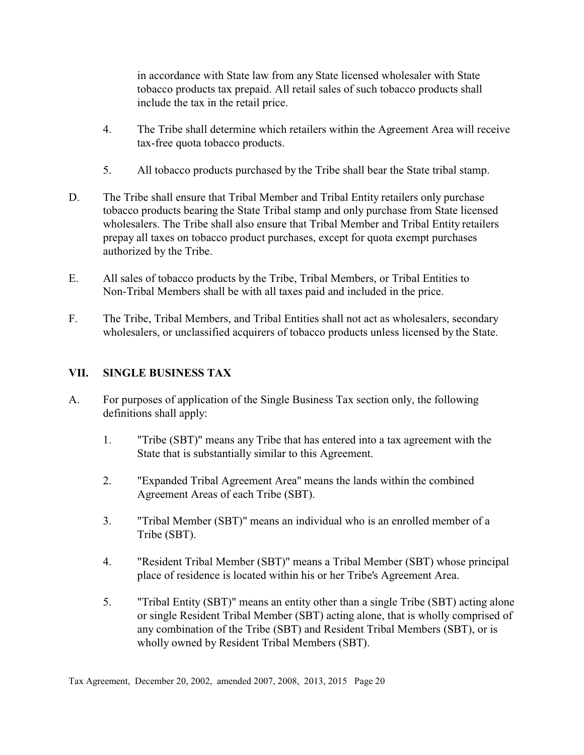in accordance with State law from any State licensed wholesaler with State tobacco products tax prepaid. All retail sales of such tobacco products shall include the tax in the retail price.

4. The Tribe shall determine which retailers within the Agreement Area will receive tax-free quota tobacco products.

5. All tobacco products purchased by the Tribe shall bear the State tribal stamp.

D. The Tribe shall ensure that Tribal Member and Tribal Entity retailers only purchase tobacco products bearing the State Tribal stamp and only purchase from State licensed wholesalers. The Tribe shall also ensure that Tribal Member and Tribal Entity retailers prepay all taxes on tobacco product purchases, except for quota exempt purchases authorized by the Tribe.

E. All sales of tobacco products by the Tribe, Tribal Members, or Tribal Entities to Non-Tribal Members shall be with all taxes paid and included in the price.

F. The Tribe, Tribal Members, and Tribal Entities shall not act as wholesalers, secondary wholesalers, or unclassified acquirers of tobacco products unless licensed by the State.

## VII. SINGLE BUSINESS TAX

A. For purposes of application of the Single Business Tax section only, the following definitions shall apply:

1. "Tribe (SBT)" means any Tribe that has entered into a tax agreement with the State that is substantially similar to this Agreement.

2. "Expanded Tribal Agreement Area" means the lands within the combined Agreement Areas of each Tribe (SBT).

3. "Tribal Member (SBT)" means an individual who is an enrolled member of a Tribe (SBT).

4. "Resident Tribal Member (SBT)" means a Tribal Member (SBT) whose principal place of residence is located within his or her Tribe's Agreement Area.

5. "Tribal Entity (SBT)" means an entity other than a single Tribe (SBT) acting alone or single Resident Tribal Member (SBT) acting alone, that is wholly comprised of any combination of the Tribe (SBT) and Resident Tribal Members (SBT), or is wholly owned by Resident Tribal Members (SBT).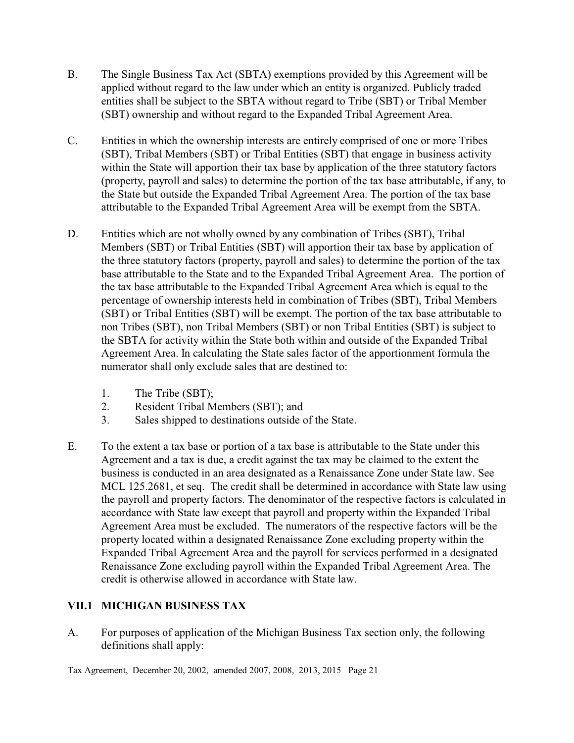B. The Single Business Tax Act (SBTA) exemptions provided by this Agreement will be applied without regard to the law under which an entity is organized. Publicly traded entities shall be subject to the SBTA without regard to Tribe (SBT) or Tribal Member (SBT) ownership and without regard to the Expanded Tribal Agreement Area.

C. Entities in which the ownership interests are entirely comprised of one or more Tribes (SBT), Tribal Members (SBT) or Tribal Entities (SBT) that engage in business activity within the State will apportion their tax base by application of the three statutory factors (property, payroll and sales) to determine the portion of the tax base attributable, if any, to the State but outside the Expanded Tribal Agreement Area. The portion of the tax base attributable to the Expanded Tribal Agreement Area will be exempt from the SBTA.

D. Entities which are not wholly owned by any combination of Tribes (SBT), Tribal Members (SBT) or Tribal Entities (SBT) will apportion their tax base by application of the three statutory factors (property, payroll and sales) to determine the portion of the tax base attributable to the State and to the Expanded Tribal Agreement Area. The portion of the tax base attributable to the Expanded Tribal Agreement Area which is equal to the percentage of ownership interests held in combination of Tribes (SBT), Tribal Members (SBT) or Tribal Entities (SBT) will be exempt. The portion of the tax base attributable to non Tribes (SBT), non Tribal Members (SBT) or non Tribal Entities (SBT) is subject to the SBTA for activity within the State both within and outside of the Expanded Tribal Agreement Area. In calculating the State sales factor of the apportionment formula the numerator shall only exclude sales that are destined to:

1. The Tribe (SBT);
2. Resident Tribal Members (SBT); and
3. Sales shipped to destinations outside of the State.

E. To the extent a tax base or portion of a tax base is attributable to the State under this Agreement and a tax is due, a credit against the tax may be claimed to the extent the business is conducted in an area designated as a Renaissance Zone under State law. See MCL 125.2681, et seq. The credit shall be determined in accordance with State law using the payroll and property factors. The denominator of the respective factors is calculated in accordance with State law except that payroll and property within the Expanded Tribal Agreement Area must be excluded. The numerators of the respective factors will be the property located within a designated Renaissance Zone excluding property within the Expanded Tribal Agreement Area and the payroll for services performed in a designated Renaissance Zone excluding payroll within the Expanded Tribal Agreement Area. The credit is otherwise allowed in accordance with State law.

## VII.1 MICHIGAN BUSINESS TAX

A. For purposes of application of the Michigan Business Tax section only, the following definitions shall apply: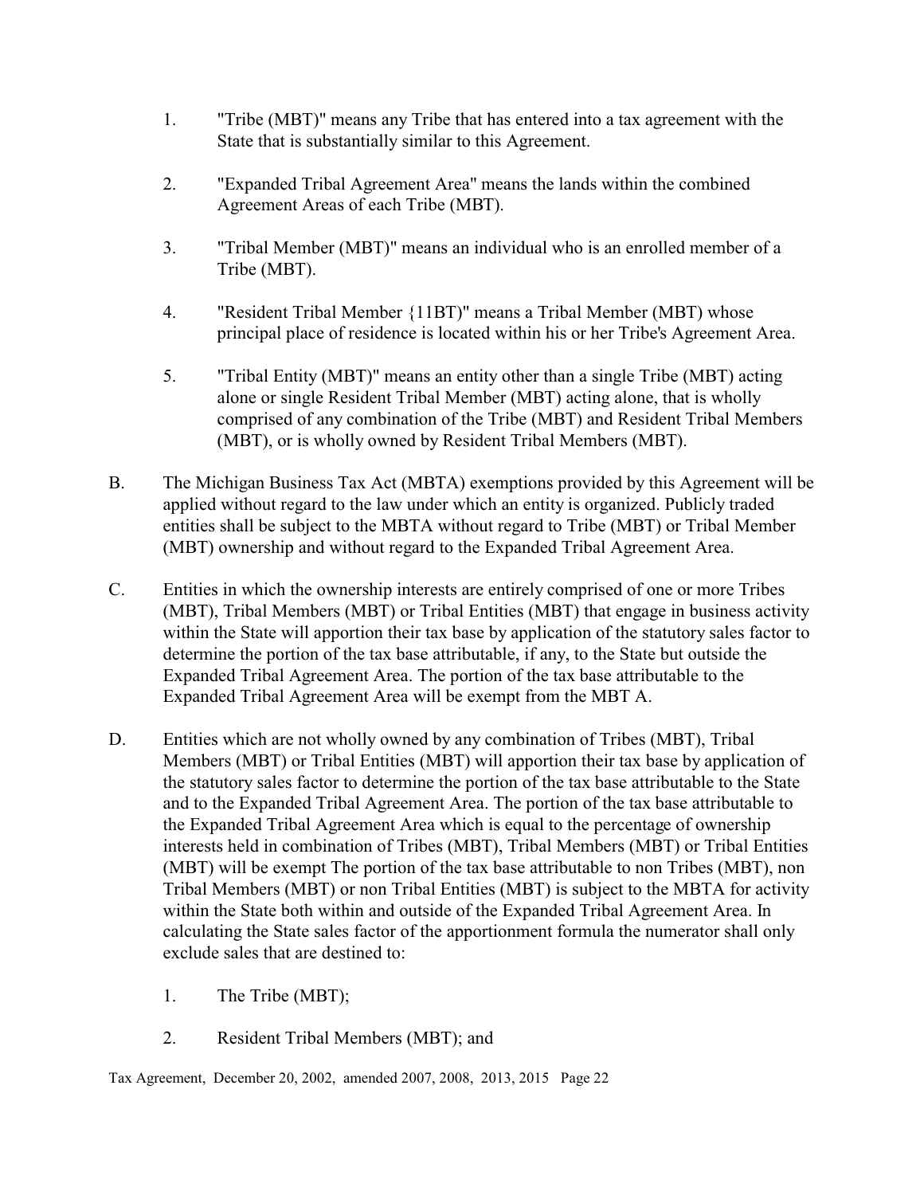1. "Tribe (MBT)" means any Tribe that has entered into a tax agreement with the State that is substantially similar to this Agreement.

2. "Expanded Tribal Agreement Area" means the lands within the combined Agreement Areas of each Tribe (MBT).

3. "Tribal Member (MBT)" means an individual who is an enrolled member of a Tribe (MBT).

4. "Resident Tribal Member {11BT)" means a Tribal Member (MBT) whose principal place of residence is located within his or her Tribe's Agreement Area.

5. "Tribal Entity (MBT)" means an entity other than a single Tribe (MBT) acting alone or single Resident Tribal Member (MBT) acting alone, that is wholly comprised of any combination of the Tribe (MBT) and Resident Tribal Members (MBT), or is wholly owned by Resident Tribal Members (MBT).

B. The Michigan Business Tax Act (MBTA) exemptions provided by this Agreement will be applied without regard to the law under which an entity is organized. Publicly traded entities shall be subject to the MBTA without regard to Tribe (MBT) or Tribal Member (MBT) ownership and without regard to the Expanded Tribal Agreement Area.

C. Entities in which the ownership interests are entirely comprised of one or more Tribes (MBT), Tribal Members (MBT) or Tribal Entities (MBT) that engage in business activity within the State will apportion their tax base by application of the statutory sales factor to determine the portion of the tax base attributable, if any, to the State but outside the Expanded Tribal Agreement Area. The portion of the tax base attributable to the Expanded Tribal Agreement Area will be exempt from the MBT A.

D. Entities which are not wholly owned by any combination of Tribes (MBT), Tribal Members (MBT) or Tribal Entities (MBT) will apportion their tax base by application of the statutory sales factor to determine the portion of the tax base attributable to the State and to the Expanded Tribal Agreement Area. The portion of the tax base attributable to the Expanded Tribal Agreement Area which is equal to the percentage of ownership interests held in combination of Tribes (MBT), Tribal Members (MBT) or Tribal Entities (MBT) will be exempt The portion of the tax base attributable to non Tribes (MBT), non Tribal Members (MBT) or non Tribal Entities (MBT) is subject to the MBTA for activity within the State both within and outside of the Expanded Tribal Agreement Area. In calculating the State sales factor of the apportionment formula the numerator shall only exclude sales that are destined to:

   1. The Tribe (MBT);

   2. Resident Tribal Members (MBT); and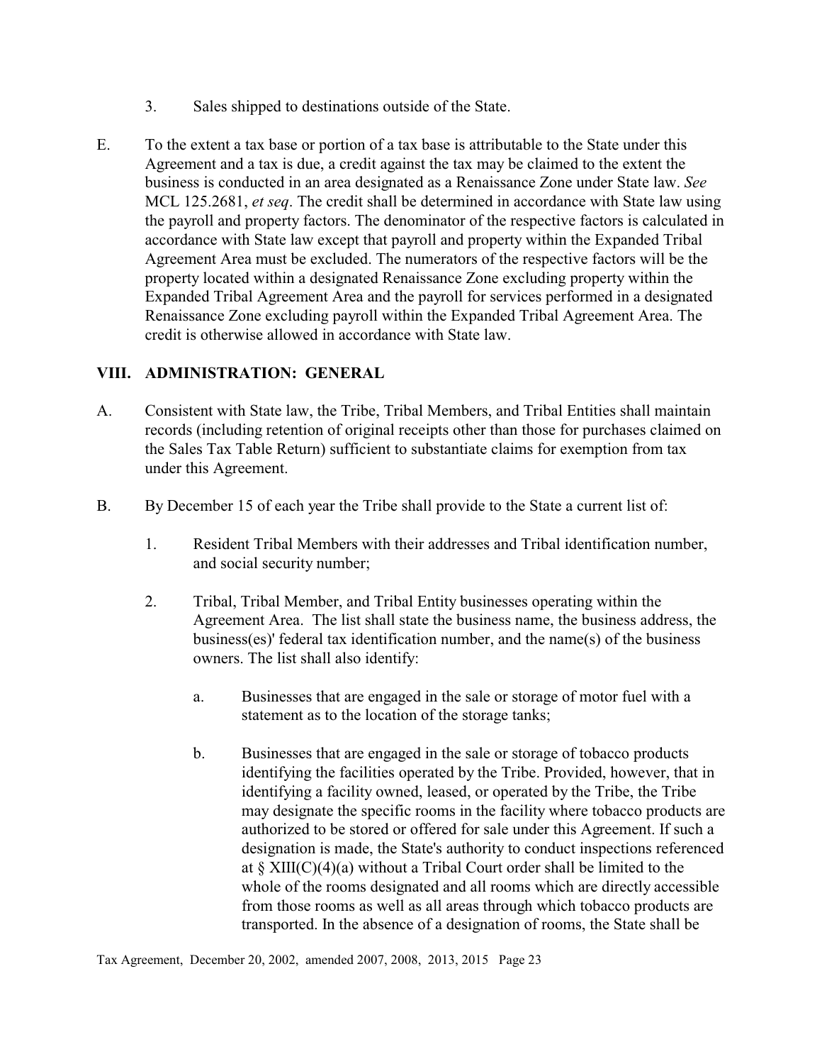3. Sales shipped to destinations outside of the State.

E. To the extent a tax base or portion of a tax base is attributable to the State under this Agreement and a tax is due, a credit against the tax may be claimed to the extent the business is conducted in an area designated as a Renaissance Zone under State law. *See* MCL 125.2681, *et seq*. The credit shall be determined in accordance with State law using the payroll and property factors. The denominator of the respective factors is calculated in accordance with State law except that payroll and property within the Expanded Tribal Agreement Area must be excluded. The numerators of the respective factors will be the property located within a designated Renaissance Zone excluding property within the Expanded Tribal Agreement Area and the payroll for services performed in a designated Renaissance Zone excluding payroll within the Expanded Tribal Agreement Area. The credit is otherwise allowed in accordance with State law.

## VIII. ADMINISTRATION: GENERAL

A. Consistent with State law, the Tribe, Tribal Members, and Tribal Entities shall maintain records (including retention of original receipts other than those for purchases claimed on the Sales Tax Table Return) sufficient to substantiate claims for exemption from tax under this Agreement.

B. By December 15 of each year the Tribe shall provide to the State a current list of:

1. Resident Tribal Members with their addresses and Tribal identification number, and social security number;

2. Tribal, Tribal Member, and Tribal Entity businesses operating within the Agreement Area. The list shall state the business name, the business address, the business(es)' federal tax identification number, and the name(s) of the business owners. The list shall also identify:

   a. Businesses that are engaged in the sale or storage of motor fuel with a statement as to the location of the storage tanks;

   b. Businesses that are engaged in the sale or storage of tobacco products identifying the facilities operated by the Tribe. Provided, however, that in identifying a facility owned, leased, or operated by the Tribe, the Tribe may designate the specific rooms in the facility where tobacco products are authorized to be stored or offered for sale under this Agreement. If such a designation is made, the State's authority to conduct inspections referenced at § XIII(C)(4)(a) without a Tribal Court order shall be limited to the whole of the rooms designated and all rooms which are directly accessible from those rooms as well as all areas through which tobacco products are transported. In the absence of a designation of rooms, the State shall be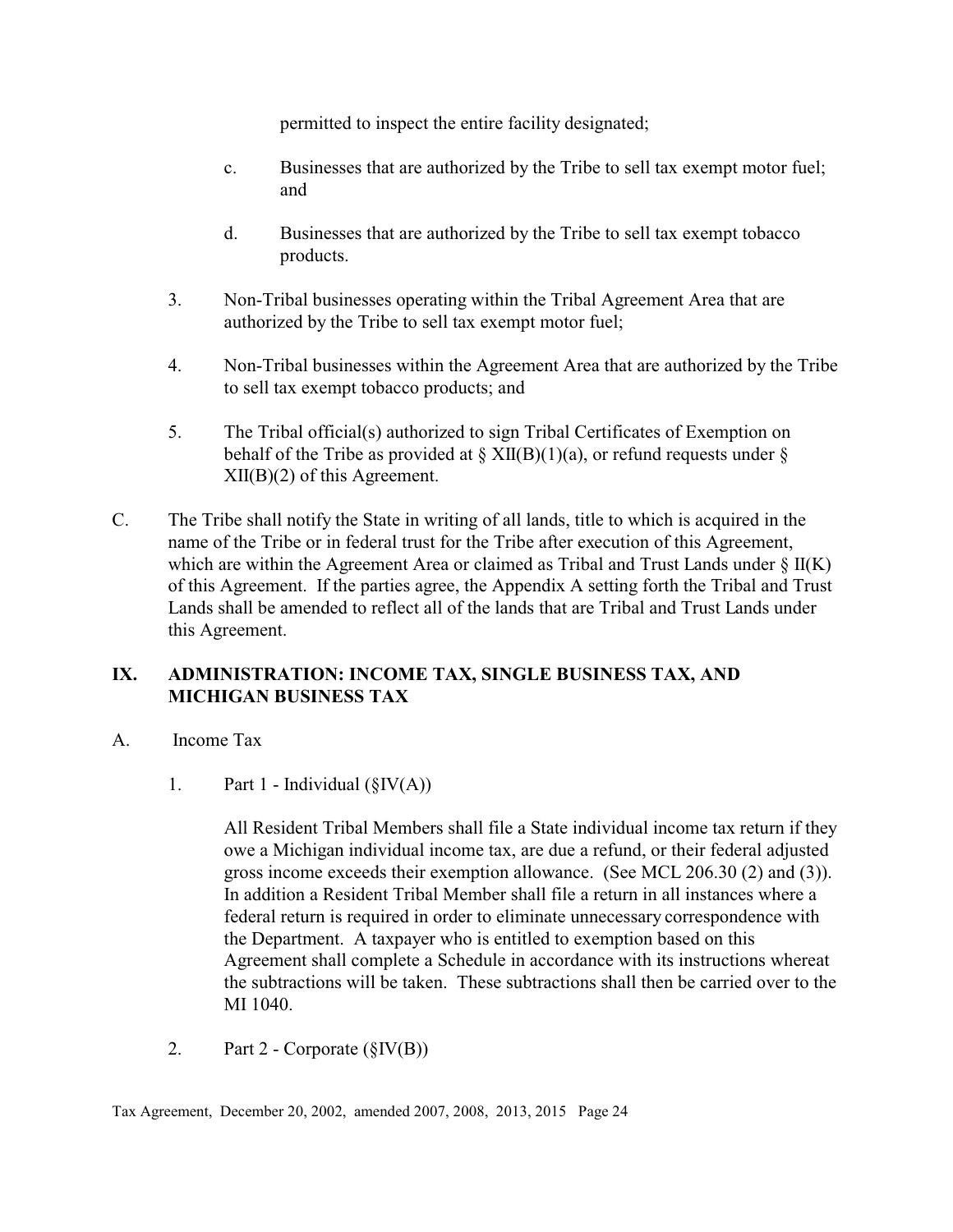permitted to inspect the entire facility designated;

c. Businesses that are authorized by the Tribe to sell tax exempt motor fuel; and

d. Businesses that are authorized by the Tribe to sell tax exempt tobacco products.

3. Non-Tribal businesses operating within the Tribal Agreement Area that are authorized by the Tribe to sell tax exempt motor fuel;

4. Non-Tribal businesses within the Agreement Area that are authorized by the Tribe to sell tax exempt tobacco products; and

5. The Tribal official(s) authorized to sign Tribal Certificates of Exemption on behalf of the Tribe as provided at § XII(B)(1)(a), or refund requests under § XII(B)(2) of this Agreement.

C. The Tribe shall notify the State in writing of all lands, title to which is acquired in the name of the Tribe or in federal trust for the Tribe after execution of this Agreement, which are within the Agreement Area or claimed as Tribal and Trust Lands under § II(K) of this Agreement. If the parties agree, the Appendix A setting forth the Tribal and Trust Lands shall be amended to reflect all of the lands that are Tribal and Trust Lands under this Agreement.

## IX. ADMINISTRATION: INCOME TAX, SINGLE BUSINESS TAX, AND MICHIGAN BUSINESS TAX

A. Income Tax

1. Part 1 - Individual (§IV(A))

All Resident Tribal Members shall file a State individual income tax return if they owe a Michigan individual income tax, are due a refund, or their federal adjusted gross income exceeds their exemption allowance. (See MCL 206.30 (2) and (3)). In addition a Resident Tribal Member shall file a return in all instances where a federal return is required in order to eliminate unnecessary correspondence with the Department. A taxpayer who is entitled to exemption based on this Agreement shall complete a Schedule in accordance with its instructions whereat the subtractions will be taken. These subtractions shall then be carried over to the MI 1040.

2. Part 2 - Corporate (§IV(B))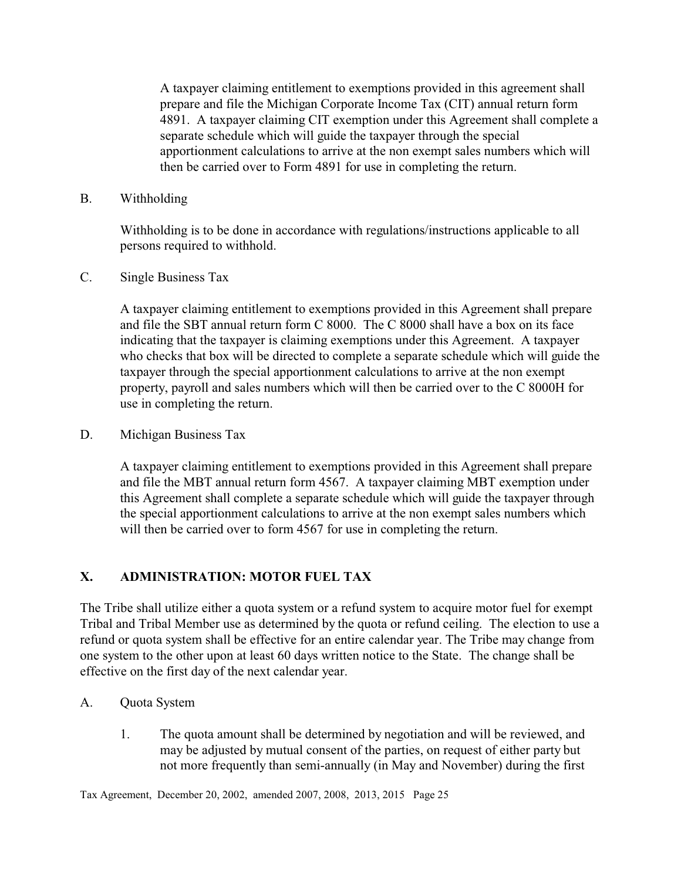A taxpayer claiming entitlement to exemptions provided in this agreement shall prepare and file the Michigan Corporate Income Tax (CIT) annual return form 4891. A taxpayer claiming CIT exemption under this Agreement shall complete a separate schedule which will guide the taxpayer through the special apportionment calculations to arrive at the non exempt sales numbers which will then be carried over to Form 4891 for use in completing the return.

B. Withholding

Withholding is to be done in accordance with regulations/instructions applicable to all persons required to withhold.

C. Single Business Tax

A taxpayer claiming entitlement to exemptions provided in this Agreement shall prepare and file the SBT annual return form C 8000. The C 8000 shall have a box on its face indicating that the taxpayer is claiming exemptions under this Agreement. A taxpayer who checks that box will be directed to complete a separate schedule which will guide the taxpayer through the special apportionment calculations to arrive at the non exempt property, payroll and sales numbers which will then be carried over to the C 8000H for use in completing the return.

D. Michigan Business Tax

A taxpayer claiming entitlement to exemptions provided in this Agreement shall prepare and file the MBT annual return form 4567. A taxpayer claiming MBT exemption under this Agreement shall complete a separate schedule which will guide the taxpayer through the special apportionment calculations to arrive at the non exempt sales numbers which will then be carried over to form 4567 for use in completing the return.

## X. ADMINISTRATION: MOTOR FUEL TAX

The Tribe shall utilize either a quota system or a refund system to acquire motor fuel for exempt Tribal and Tribal Member use as determined by the quota or refund ceiling. The election to use a refund or quota system shall be effective for an entire calendar year. The Tribe may change from one system to the other upon at least 60 days written notice to the State. The change shall be effective on the first day of the next calendar year.

A. Quota System

1. The quota amount shall be determined by negotiation and will be reviewed, and may be adjusted by mutual consent of the parties, on request of either party but not more frequently than semi-annually (in May and November) during the first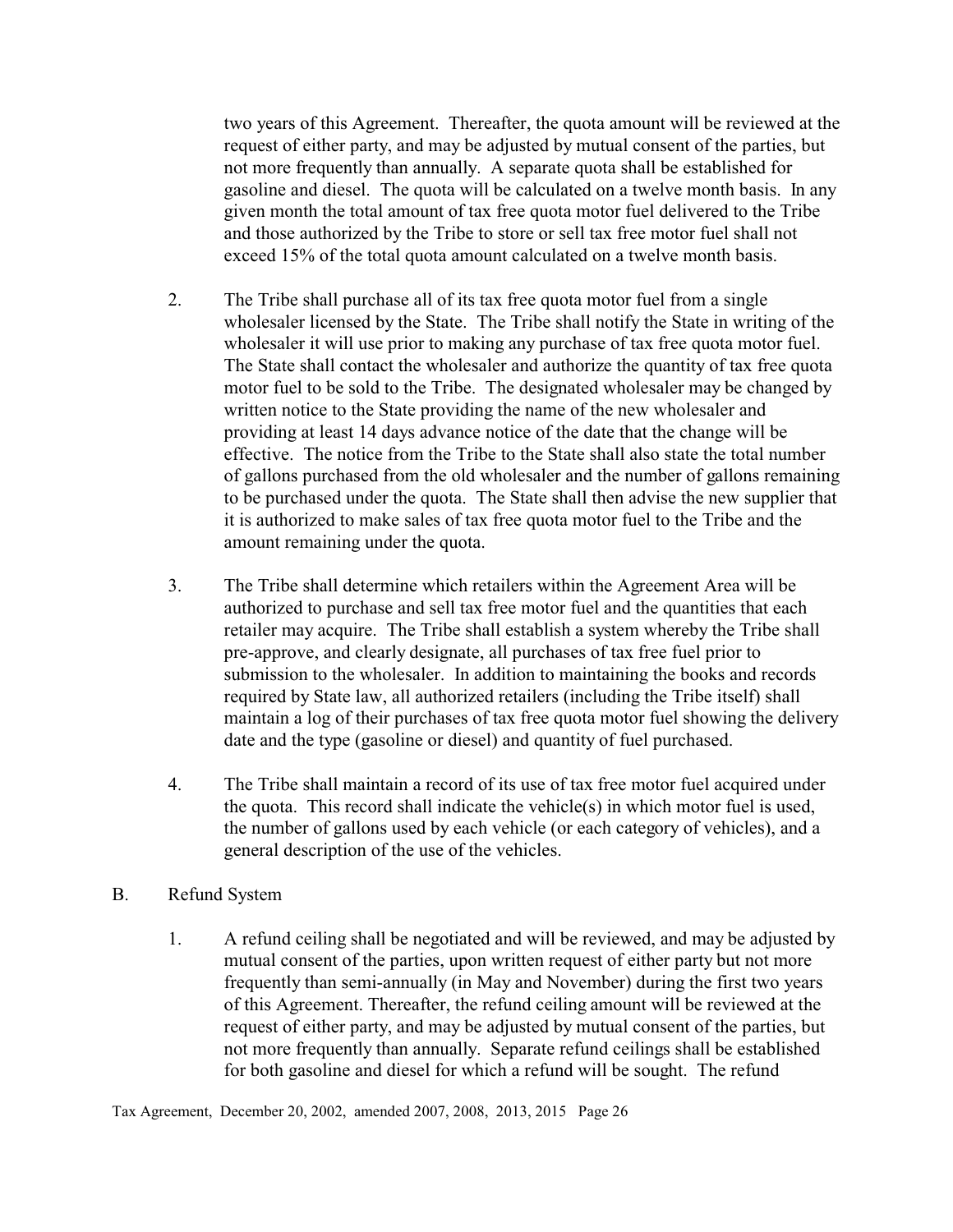two years of this Agreement. Thereafter, the quota amount will be reviewed at the request of either party, and may be adjusted by mutual consent of the parties, but not more frequently than annually. A separate quota shall be established for gasoline and diesel. The quota will be calculated on a twelve month basis. In any given month the total amount of tax free quota motor fuel delivered to the Tribe and those authorized by the Tribe to store or sell tax free motor fuel shall not exceed 15% of the total quota amount calculated on a twelve month basis.

2. The Tribe shall purchase all of its tax free quota motor fuel from a single wholesaler licensed by the State. The Tribe shall notify the State in writing of the wholesaler it will use prior to making any purchase of tax free quota motor fuel. The State shall contact the wholesaler and authorize the quantity of tax free quota motor fuel to be sold to the Tribe. The designated wholesaler may be changed by written notice to the State providing the name of the new wholesaler and providing at least 14 days advance notice of the date that the change will be effective. The notice from the Tribe to the State shall also state the total number of gallons purchased from the old wholesaler and the number of gallons remaining to be purchased under the quota. The State shall then advise the new supplier that it is authorized to make sales of tax free quota motor fuel to the Tribe and the amount remaining under the quota.

3. The Tribe shall determine which retailers within the Agreement Area will be authorized to purchase and sell tax free motor fuel and the quantities that each retailer may acquire. The Tribe shall establish a system whereby the Tribe shall pre-approve, and clearly designate, all purchases of tax free fuel prior to submission to the wholesaler. In addition to maintaining the books and records required by State law, all authorized retailers (including the Tribe itself) shall maintain a log of their purchases of tax free quota motor fuel showing the delivery date and the type (gasoline or diesel) and quantity of fuel purchased.

4. The Tribe shall maintain a record of its use of tax free motor fuel acquired under the quota. This record shall indicate the vehicle(s) in which motor fuel is used, the number of gallons used by each vehicle (or each category of vehicles), and a general description of the use of the vehicles.

B. Refund System

1. A refund ceiling shall be negotiated and will be reviewed, and may be adjusted by mutual consent of the parties, upon written request of either party but not more frequently than semi-annually (in May and November) during the first two years of this Agreement. Thereafter, the refund ceiling amount will be reviewed at the request of either party, and may be adjusted by mutual consent of the parties, but not more frequently than annually. Separate refund ceilings shall be established for both gasoline and diesel for which a refund will be sought. The refund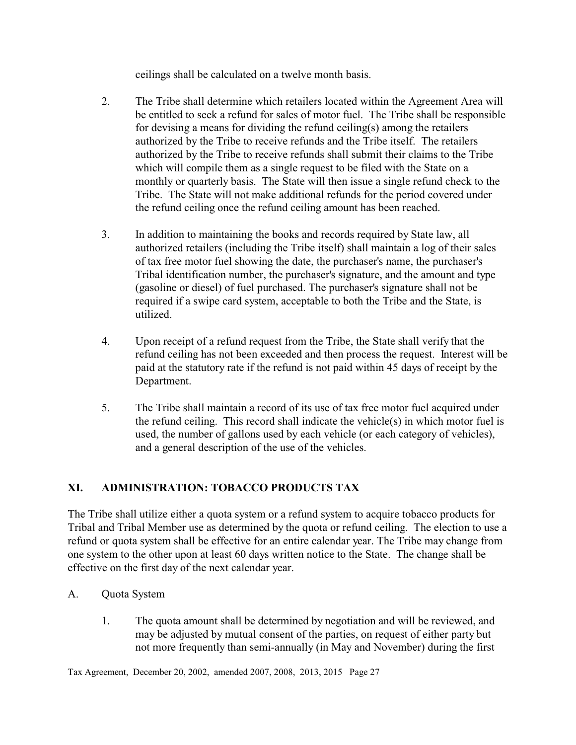ceilings shall be calculated on a twelve month basis.

2. The Tribe shall determine which retailers located within the Agreement Area will be entitled to seek a refund for sales of motor fuel. The Tribe shall be responsible for devising a means for dividing the refund ceiling(s) among the retailers authorized by the Tribe to receive refunds and the Tribe itself. The retailers authorized by the Tribe to receive refunds shall submit their claims to the Tribe which will compile them as a single request to be filed with the State on a monthly or quarterly basis. The State will then issue a single refund check to the Tribe. The State will not make additional refunds for the period covered under the refund ceiling once the refund ceiling amount has been reached.

3. In addition to maintaining the books and records required by State law, all authorized retailers (including the Tribe itself) shall maintain a log of their sales of tax free motor fuel showing the date, the purchaser's name, the purchaser's Tribal identification number, the purchaser's signature, and the amount and type (gasoline or diesel) of fuel purchased. The purchaser's signature shall not be required if a swipe card system, acceptable to both the Tribe and the State, is utilized.

4. Upon receipt of a refund request from the Tribe, the State shall verify that the refund ceiling has not been exceeded and then process the request. Interest will be paid at the statutory rate if the refund is not paid within 45 days of receipt by the Department.

5. The Tribe shall maintain a record of its use of tax free motor fuel acquired under the refund ceiling. This record shall indicate the vehicle(s) in which motor fuel is used, the number of gallons used by each vehicle (or each category of vehicles), and a general description of the use of the vehicles.

## XI. ADMINISTRATION: TOBACCO PRODUCTS TAX

The Tribe shall utilize either a quota system or a refund system to acquire tobacco products for Tribal and Tribal Member use as determined by the quota or refund ceiling. The election to use a refund or quota system shall be effective for an entire calendar year. The Tribe may change from one system to the other upon at least 60 days written notice to the State. The change shall be effective on the first day of the next calendar year.

A. Quota System

1. The quota amount shall be determined by negotiation and will be reviewed, and may be adjusted by mutual consent of the parties, on request of either party but not more frequently than semi-annually (in May and November) during the first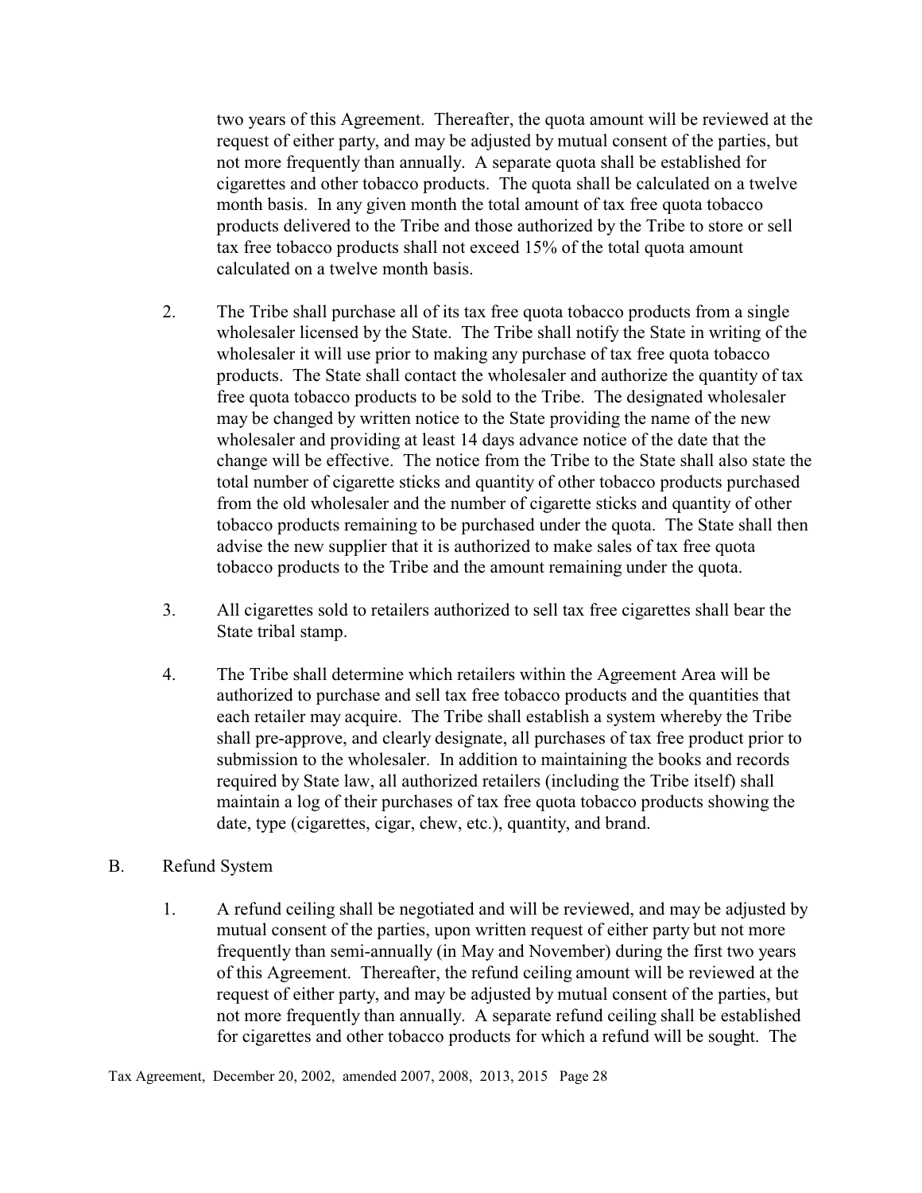two years of this Agreement. Thereafter, the quota amount will be reviewed at the request of either party, and may be adjusted by mutual consent of the parties, but not more frequently than annually. A separate quota shall be established for cigarettes and other tobacco products. The quota shall be calculated on a twelve month basis. In any given month the total amount of tax free quota tobacco products delivered to the Tribe and those authorized by the Tribe to store or sell tax free tobacco products shall not exceed 15% of the total quota amount calculated on a twelve month basis.

2. The Tribe shall purchase all of its tax free quota tobacco products from a single wholesaler licensed by the State. The Tribe shall notify the State in writing of the wholesaler it will use prior to making any purchase of tax free quota tobacco products. The State shall contact the wholesaler and authorize the quantity of tax free quota tobacco products to be sold to the Tribe. The designated wholesaler may be changed by written notice to the State providing the name of the new wholesaler and providing at least 14 days advance notice of the date that the change will be effective. The notice from the Tribe to the State shall also state the total number of cigarette sticks and quantity of other tobacco products purchased from the old wholesaler and the number of cigarette sticks and quantity of other tobacco products remaining to be purchased under the quota. The State shall then advise the new supplier that it is authorized to make sales of tax free quota tobacco products to the Tribe and the amount remaining under the quota.

3. All cigarettes sold to retailers authorized to sell tax free cigarettes shall bear the State tribal stamp.

4. The Tribe shall determine which retailers within the Agreement Area will be authorized to purchase and sell tax free tobacco products and the quantities that each retailer may acquire. The Tribe shall establish a system whereby the Tribe shall pre-approve, and clearly designate, all purchases of tax free product prior to submission to the wholesaler. In addition to maintaining the books and records required by State law, all authorized retailers (including the Tribe itself) shall maintain a log of their purchases of tax free quota tobacco products showing the date, type (cigarettes, cigar, chew, etc.), quantity, and brand.

B. Refund System

1. A refund ceiling shall be negotiated and will be reviewed, and may be adjusted by mutual consent of the parties, upon written request of either party but not more frequently than semi-annually (in May and November) during the first two years of this Agreement. Thereafter, the refund ceiling amount will be reviewed at the request of either party, and may be adjusted by mutual consent of the parties, but not more frequently than annually. A separate refund ceiling shall be established for cigarettes and other tobacco products for which a refund will be sought. The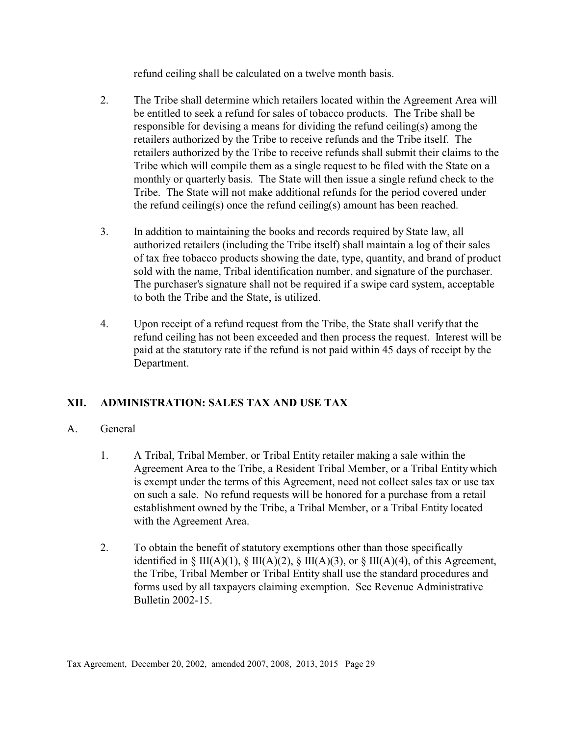refund ceiling shall be calculated on a twelve month basis.

2. The Tribe shall determine which retailers located within the Agreement Area will be entitled to seek a refund for sales of tobacco products. The Tribe shall be responsible for devising a means for dividing the refund ceiling(s) among the retailers authorized by the Tribe to receive refunds and the Tribe itself. The retailers authorized by the Tribe to receive refunds shall submit their claims to the Tribe which will compile them as a single request to be filed with the State on a monthly or quarterly basis. The State will then issue a single refund check to the Tribe. The State will not make additional refunds for the period covered under the refund ceiling(s) once the refund ceiling(s) amount has been reached.

3. In addition to maintaining the books and records required by State law, all authorized retailers (including the Tribe itself) shall maintain a log of their sales of tax free tobacco products showing the date, type, quantity, and brand of product sold with the name, Tribal identification number, and signature of the purchaser. The purchaser's signature shall not be required if a swipe card system, acceptable to both the Tribe and the State, is utilized.

4. Upon receipt of a refund request from the Tribe, the State shall verify that the refund ceiling has not been exceeded and then process the request. Interest will be paid at the statutory rate if the refund is not paid within 45 days of receipt by the Department.

## XII. ADMINISTRATION: SALES TAX AND USE TAX

A. General

1. A Tribal, Tribal Member, or Tribal Entity retailer making a sale within the Agreement Area to the Tribe, a Resident Tribal Member, or a Tribal Entity which is exempt under the terms of this Agreement, need not collect sales tax or use tax on such a sale. No refund requests will be honored for a purchase from a retail establishment owned by the Tribe, a Tribal Member, or a Tribal Entity located with the Agreement Area.

2. To obtain the benefit of statutory exemptions other than those specifically identified in § III(A)(1), § III(A)(2), § III(A)(3), or § III(A)(4), of this Agreement, the Tribe, Tribal Member or Tribal Entity shall use the standard procedures and forms used by all taxpayers claiming exemption. See Revenue Administrative Bulletin 2002-15.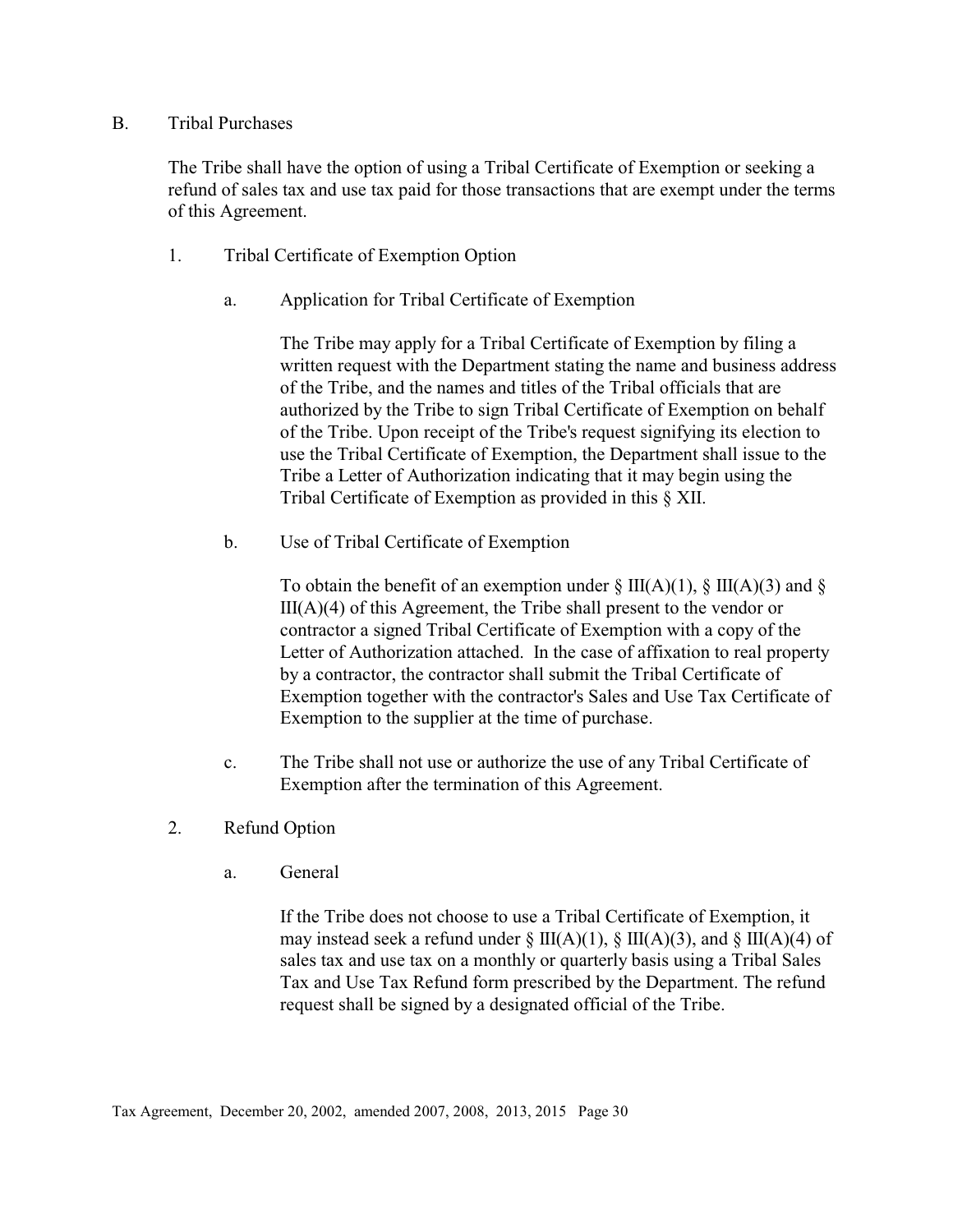B. Tribal Purchases

The Tribe shall have the option of using a Tribal Certificate of Exemption or seeking a refund of sales tax and use tax paid for those transactions that are exempt under the terms of this Agreement.

1. Tribal Certificate of Exemption Option

   a. Application for Tribal Certificate of Exemption

      The Tribe may apply for a Tribal Certificate of Exemption by filing a written request with the Department stating the name and business address of the Tribe, and the names and titles of the Tribal officials that are authorized by the Tribe to sign Tribal Certificate of Exemption on behalf of the Tribe. Upon receipt of the Tribe's request signifying its election to use the Tribal Certificate of Exemption, the Department shall issue to the Tribe a Letter of Authorization indicating that it may begin using the Tribal Certificate of Exemption as provided in this § XII.

   b. Use of Tribal Certificate of Exemption

      To obtain the benefit of an exemption under § III(A)(1), § III(A)(3) and § III(A)(4) of this Agreement, the Tribe shall present to the vendor or contractor a signed Tribal Certificate of Exemption with a copy of the Letter of Authorization attached. In the case of affixation to real property by a contractor, the contractor shall submit the Tribal Certificate of Exemption together with the contractor's Sales and Use Tax Certificate of Exemption to the supplier at the time of purchase.

   c. The Tribe shall not use or authorize the use of any Tribal Certificate of Exemption after the termination of this Agreement.

2. Refund Option

   a. General

      If the Tribe does not choose to use a Tribal Certificate of Exemption, it may instead seek a refund under § III(A)(1), § III(A)(3), and § III(A)(4) of sales tax and use tax on a monthly or quarterly basis using a Tribal Sales Tax and Use Tax Refund form prescribed by the Department. The refund request shall be signed by a designated official of the Tribe.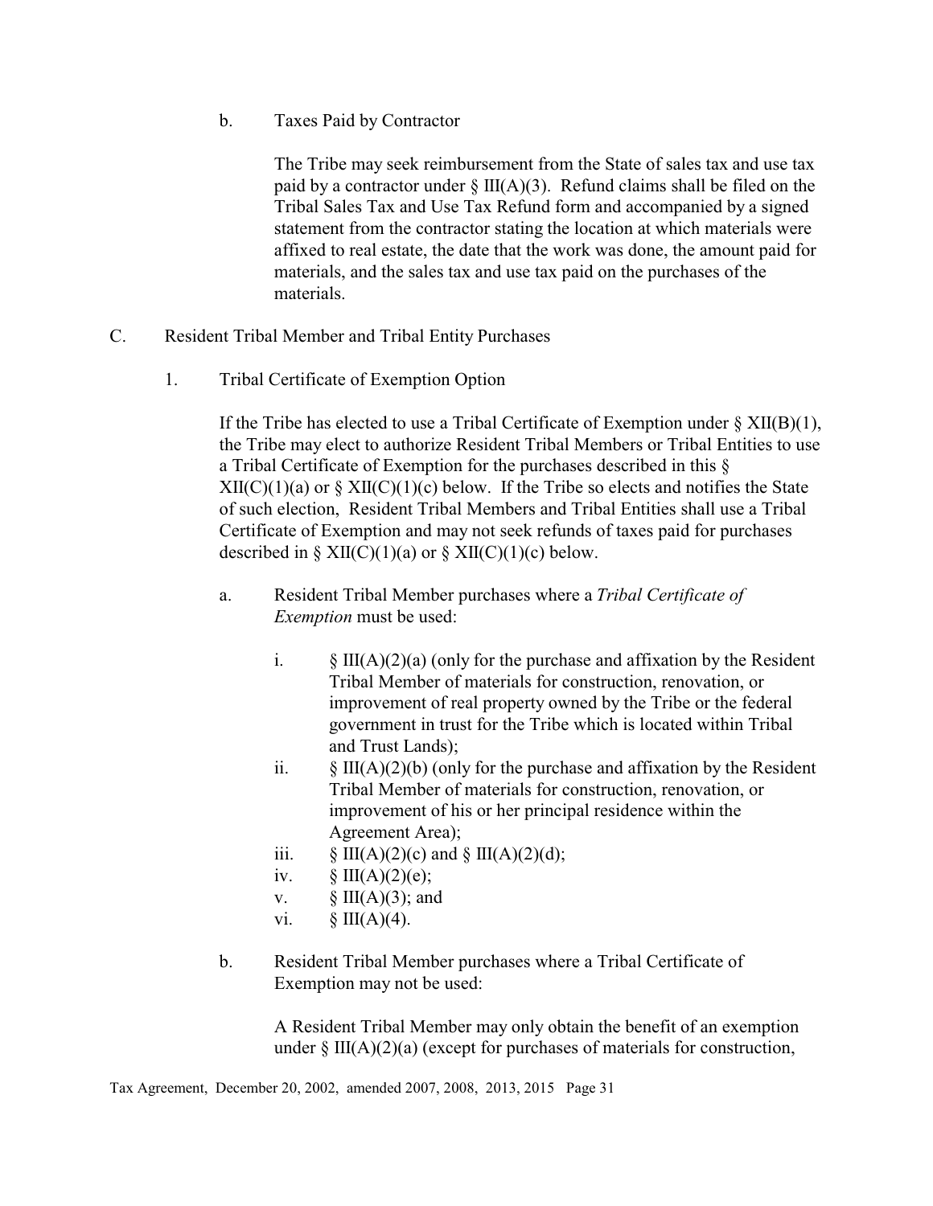b. Taxes Paid by Contractor

The Tribe may seek reimbursement from the State of sales tax and use tax paid by a contractor under § III(A)(3). Refund claims shall be filed on the Tribal Sales Tax and Use Tax Refund form and accompanied by a signed statement from the contractor stating the location at which materials were affixed to real estate, the date that the work was done, the amount paid for materials, and the sales tax and use tax paid on the purchases of the materials.

C. Resident Tribal Member and Tribal Entity Purchases

1. Tribal Certificate of Exemption Option

If the Tribe has elected to use a Tribal Certificate of Exemption under § XII(B)(1), the Tribe may elect to authorize Resident Tribal Members or Tribal Entities to use a Tribal Certificate of Exemption for the purchases described in this § XII(C)(1)(a) or § XII(C)(1)(c) below. If the Tribe so elects and notifies the State of such election, Resident Tribal Members and Tribal Entities shall use a Tribal Certificate of Exemption and may not seek refunds of taxes paid for purchases described in § XII(C)(1)(a) or § XII(C)(1)(c) below.

a. Resident Tribal Member purchases where a *Tribal Certificate of Exemption* must be used:

i. § III(A)(2)(a) (only for the purchase and affixation by the Resident Tribal Member of materials for construction, renovation, or improvement of real property owned by the Tribe or the federal government in trust for the Tribe which is located within Tribal and Trust Lands);
ii. § III(A)(2)(b) (only for the purchase and affixation by the Resident Tribal Member of materials for construction, renovation, or improvement of his or her principal residence within the Agreement Area);
iii. § III(A)(2)(c) and § III(A)(2)(d);
iv. § III(A)(2)(e);
v. § III(A)(3); and
vi. § III(A)(4).

b. Resident Tribal Member purchases where a Tribal Certificate of Exemption may not be used:

A Resident Tribal Member may only obtain the benefit of an exemption under § III(A)(2)(a) (except for purchases of materials for construction,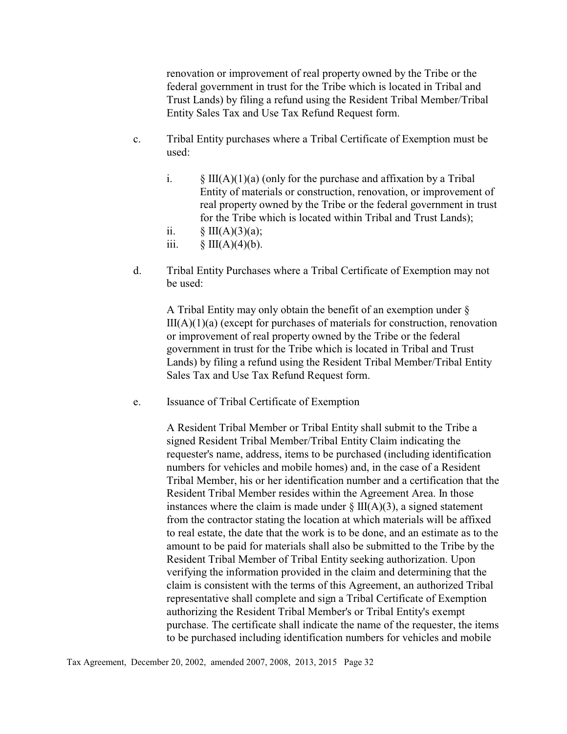renovation or improvement of real property owned by the Tribe or the federal government in trust for the Tribe which is located in Tribal and Trust Lands) by filing a refund using the Resident Tribal Member/Tribal Entity Sales Tax and Use Tax Refund Request form.

c. Tribal Entity purchases where a Tribal Certificate of Exemption must be used:

    i. § III(A)(1)(a) (only for the purchase and affixation by a Tribal Entity of materials or construction, renovation, or improvement of real property owned by the Tribe or the federal government in trust for the Tribe which is located within Tribal and Trust Lands);
    ii. § III(A)(3)(a);
    iii. § III(A)(4)(b).

d. Tribal Entity Purchases where a Tribal Certificate of Exemption may not be used:

    A Tribal Entity may only obtain the benefit of an exemption under § III(A)(1)(a) (except for purchases of materials for construction, renovation or improvement of real property owned by the Tribe or the federal government in trust for the Tribe which is located in Tribal and Trust Lands) by filing a refund using the Resident Tribal Member/Tribal Entity Sales Tax and Use Tax Refund Request form.

e. Issuance of Tribal Certificate of Exemption

    A Resident Tribal Member or Tribal Entity shall submit to the Tribe a signed Resident Tribal Member/Tribal Entity Claim indicating the requester's name, address, items to be purchased (including identification numbers for vehicles and mobile homes) and, in the case of a Resident Tribal Member, his or her identification number and a certification that the Resident Tribal Member resides within the Agreement Area. In those instances where the claim is made under § III(A)(3), a signed statement from the contractor stating the location at which materials will be affixed to real estate, the date that the work is to be done, and an estimate as to the amount to be paid for materials shall also be submitted to the Tribe by the Resident Tribal Member of Tribal Entity seeking authorization. Upon verifying the information provided in the claim and determining that the claim is consistent with the terms of this Agreement, an authorized Tribal representative shall complete and sign a Tribal Certificate of Exemption authorizing the Resident Tribal Member's or Tribal Entity's exempt purchase. The certificate shall indicate the name of the requester, the items to be purchased including identification numbers for vehicles and mobile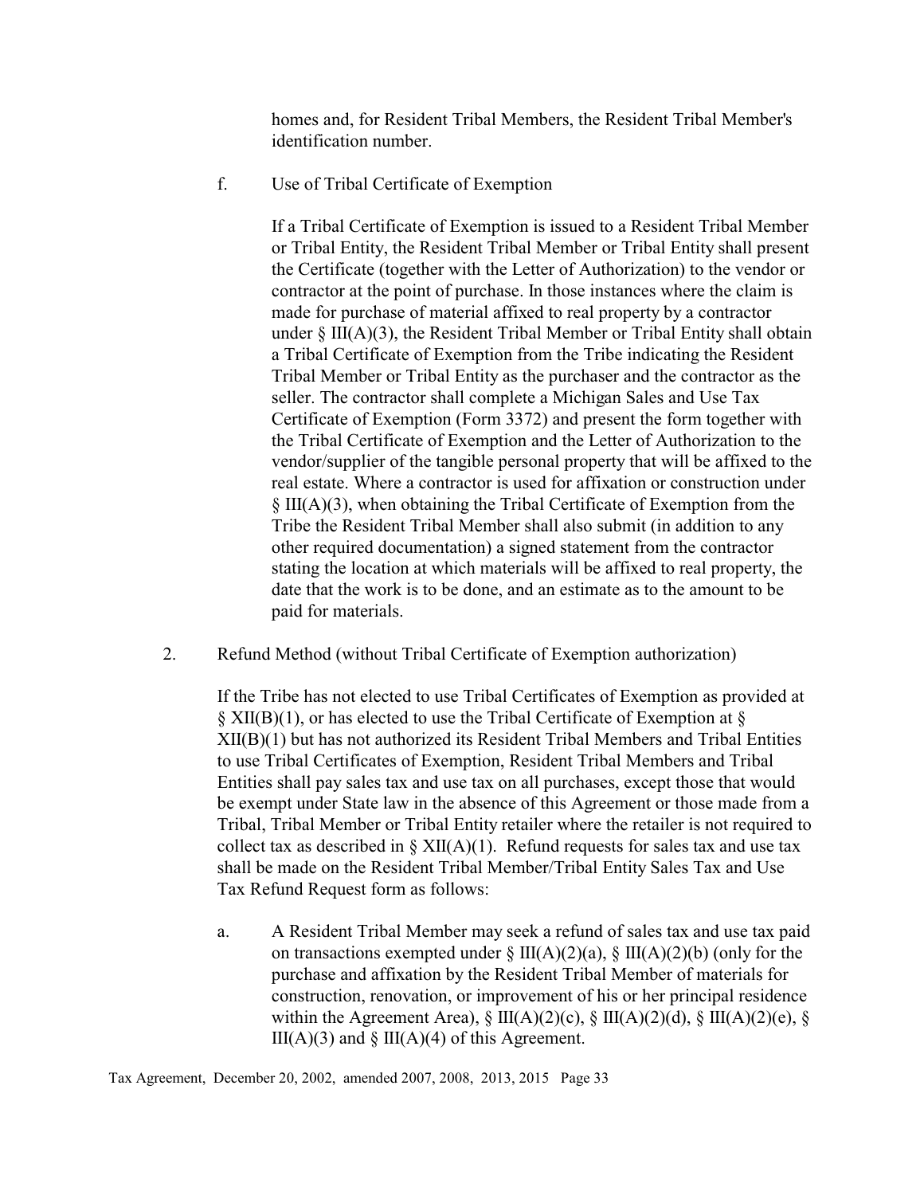homes and, for Resident Tribal Members, the Resident Tribal Member's identification number.

f. Use of Tribal Certificate of Exemption

If a Tribal Certificate of Exemption is issued to a Resident Tribal Member or Tribal Entity, the Resident Tribal Member or Tribal Entity shall present the Certificate (together with the Letter of Authorization) to the vendor or contractor at the point of purchase. In those instances where the claim is made for purchase of material affixed to real property by a contractor under § III(A)(3), the Resident Tribal Member or Tribal Entity shall obtain a Tribal Certificate of Exemption from the Tribe indicating the Resident Tribal Member or Tribal Entity as the purchaser and the contractor as the seller. The contractor shall complete a Michigan Sales and Use Tax Certificate of Exemption (Form 3372) and present the form together with the Tribal Certificate of Exemption and the Letter of Authorization to the vendor/supplier of the tangible personal property that will be affixed to the real estate. Where a contractor is used for affixation or construction under § III(A)(3), when obtaining the Tribal Certificate of Exemption from the Tribe the Resident Tribal Member shall also submit (in addition to any other required documentation) a signed statement from the contractor stating the location at which materials will be affixed to real property, the date that the work is to be done, and an estimate as to the amount to be paid for materials.

2. Refund Method (without Tribal Certificate of Exemption authorization)

If the Tribe has not elected to use Tribal Certificates of Exemption as provided at § XII(B)(1), or has elected to use the Tribal Certificate of Exemption at § XII(B)(1) but has not authorized its Resident Tribal Members and Tribal Entities to use Tribal Certificates of Exemption, Resident Tribal Members and Tribal Entities shall pay sales tax and use tax on all purchases, except those that would be exempt under State law in the absence of this Agreement or those made from a Tribal, Tribal Member or Tribal Entity retailer where the retailer is not required to collect tax as described in § XII(A)(1). Refund requests for sales tax and use tax shall be made on the Resident Tribal Member/Tribal Entity Sales Tax and Use Tax Refund Request form as follows:

a. A Resident Tribal Member may seek a refund of sales tax and use tax paid on transactions exempted under § III(A)(2)(a), § III(A)(2)(b) (only for the purchase and affixation by the Resident Tribal Member of materials for construction, renovation, or improvement of his or her principal residence within the Agreement Area), § III(A)(2)(c), § III(A)(2)(d), § III(A)(2)(e), § III(A)(3) and § III(A)(4) of this Agreement.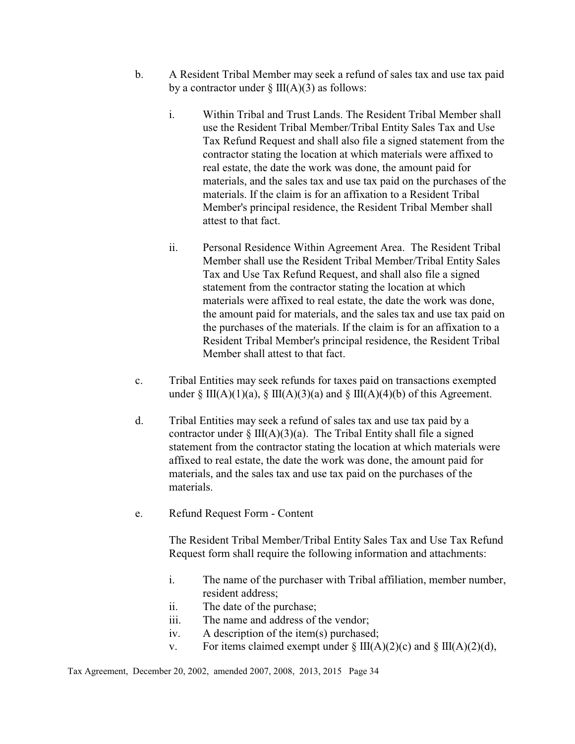b. A Resident Tribal Member may seek a refund of sales tax and use tax paid by a contractor under § III(A)(3) as follows:

   i. Within Tribal and Trust Lands. The Resident Tribal Member shall use the Resident Tribal Member/Tribal Entity Sales Tax and Use Tax Refund Request and shall also file a signed statement from the contractor stating the location at which materials were affixed to real estate, the date the work was done, the amount paid for materials, and the sales tax and use tax paid on the purchases of the materials. If the claim is for an affixation to a Resident Tribal Member's principal residence, the Resident Tribal Member shall attest to that fact.

   ii. Personal Residence Within Agreement Area. The Resident Tribal Member shall use the Resident Tribal Member/Tribal Entity Sales Tax and Use Tax Refund Request, and shall also file a signed statement from the contractor stating the location at which materials were affixed to real estate, the date the work was done, the amount paid for materials, and the sales tax and use tax paid on the purchases of the materials. If the claim is for an affixation to a Resident Tribal Member's principal residence, the Resident Tribal Member shall attest to that fact.

c. Tribal Entities may seek refunds for taxes paid on transactions exempted under § III(A)(1)(a), § III(A)(3)(a) and § III(A)(4)(b) of this Agreement.

d. Tribal Entities may seek a refund of sales tax and use tax paid by a contractor under § III(A)(3)(a). The Tribal Entity shall file a signed statement from the contractor stating the location at which materials were affixed to real estate, the date the work was done, the amount paid for materials, and the sales tax and use tax paid on the purchases of the materials.

e. Refund Request Form - Content

   The Resident Tribal Member/Tribal Entity Sales Tax and Use Tax Refund Request form shall require the following information and attachments:

   i. The name of the purchaser with Tribal affiliation, member number, resident address;
   ii. The date of the purchase;
   iii. The name and address of the vendor;
   iv. A description of the item(s) purchased;
   v. For items claimed exempt under § III(A)(2)(c) and § III(A)(2)(d),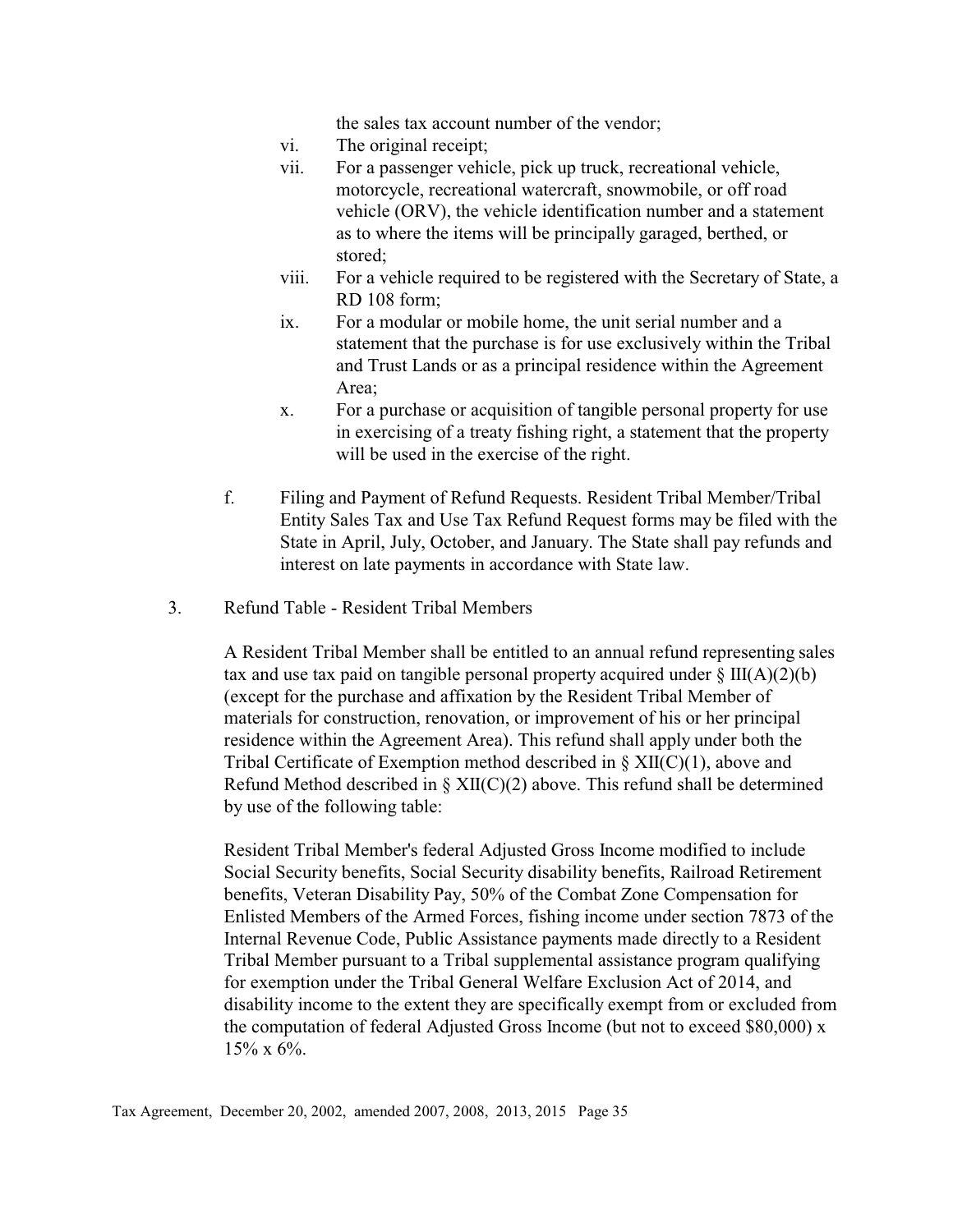the sales tax account number of the vendor;

vi. The original receipt;

vii. For a passenger vehicle, pick up truck, recreational vehicle, motorcycle, recreational watercraft, snowmobile, or off road vehicle (ORV), the vehicle identification number and a statement as to where the items will be principally garaged, berthed, or stored;

viii. For a vehicle required to be registered with the Secretary of State, a RD 108 form;

ix. For a modular or mobile home, the unit serial number and a statement that the purchase is for use exclusively within the Tribal and Trust Lands or as a principal residence within the Agreement Area;

x. For a purchase or acquisition of tangible personal property for use in exercising of a treaty fishing right, a statement that the property will be used in the exercise of the right.

f. Filing and Payment of Refund Requests. Resident Tribal Member/Tribal Entity Sales Tax and Use Tax Refund Request forms may be filed with the State in April, July, October, and January. The State shall pay refunds and interest on late payments in accordance with State law.

3. Refund Table - Resident Tribal Members

A Resident Tribal Member shall be entitled to an annual refund representing sales tax and use tax paid on tangible personal property acquired under § III(A)(2)(b) (except for the purchase and affixation by the Resident Tribal Member of materials for construction, renovation, or improvement of his or her principal residence within the Agreement Area). This refund shall apply under both the Tribal Certificate of Exemption method described in § XII(C)(1), above and Refund Method described in § XII(C)(2) above. This refund shall be determined by use of the following table:

Resident Tribal Member's federal Adjusted Gross Income modified to include Social Security benefits, Social Security disability benefits, Railroad Retirement benefits, Veteran Disability Pay, 50% of the Combat Zone Compensation for Enlisted Members of the Armed Forces, fishing income under section 7873 of the Internal Revenue Code, Public Assistance payments made directly to a Resident Tribal Member pursuant to a Tribal supplemental assistance program qualifying for exemption under the Tribal General Welfare Exclusion Act of 2014, and disability income to the extent they are specifically exempt from or excluded from the computation of federal Adjusted Gross Income (but not to exceed $80,000) x 15% x 6%.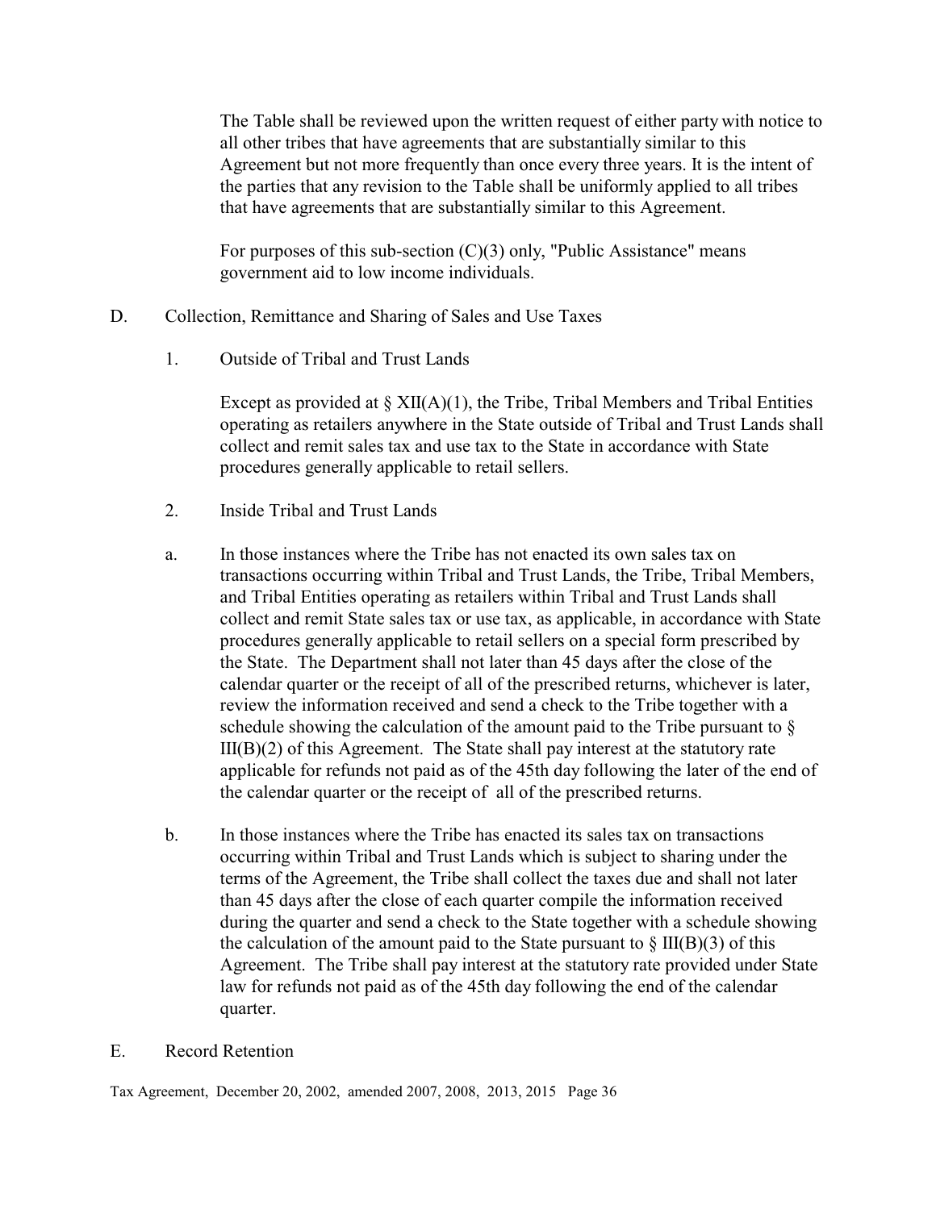The Table shall be reviewed upon the written request of either party with notice to all other tribes that have agreements that are substantially similar to this Agreement but not more frequently than once every three years. It is the intent of the parties that any revision to the Table shall be uniformly applied to all tribes that have agreements that are substantially similar to this Agreement.

For purposes of this sub-section (C)(3) only, "Public Assistance" means government aid to low income individuals.

D. Collection, Remittance and Sharing of Sales and Use Taxes

1. Outside of Tribal and Trust Lands

Except as provided at § XII(A)(1), the Tribe, Tribal Members and Tribal Entities operating as retailers anywhere in the State outside of Tribal and Trust Lands shall collect and remit sales tax and use tax to the State in accordance with State procedures generally applicable to retail sellers.

2. Inside Tribal and Trust Lands

a. In those instances where the Tribe has not enacted its own sales tax on transactions occurring within Tribal and Trust Lands, the Tribe, Tribal Members, and Tribal Entities operating as retailers within Tribal and Trust Lands shall collect and remit State sales tax or use tax, as applicable, in accordance with State procedures generally applicable to retail sellers on a special form prescribed by the State. The Department shall not later than 45 days after the close of the calendar quarter or the receipt of all of the prescribed returns, whichever is later, review the information received and send a check to the Tribe together with a schedule showing the calculation of the amount paid to the Tribe pursuant to § III(B)(2) of this Agreement. The State shall pay interest at the statutory rate applicable for refunds not paid as of the 45th day following the later of the end of the calendar quarter or the receipt of all of the prescribed returns.

b. In those instances where the Tribe has enacted its sales tax on transactions occurring within Tribal and Trust Lands which is subject to sharing under the terms of the Agreement, the Tribe shall collect the taxes due and shall not later than 45 days after the close of each quarter compile the information received during the quarter and send a check to the State together with a schedule showing the calculation of the amount paid to the State pursuant to § III(B)(3) of this Agreement. The Tribe shall pay interest at the statutory rate provided under State law for refunds not paid as of the 45th day following the end of the calendar quarter.

E. Record Retention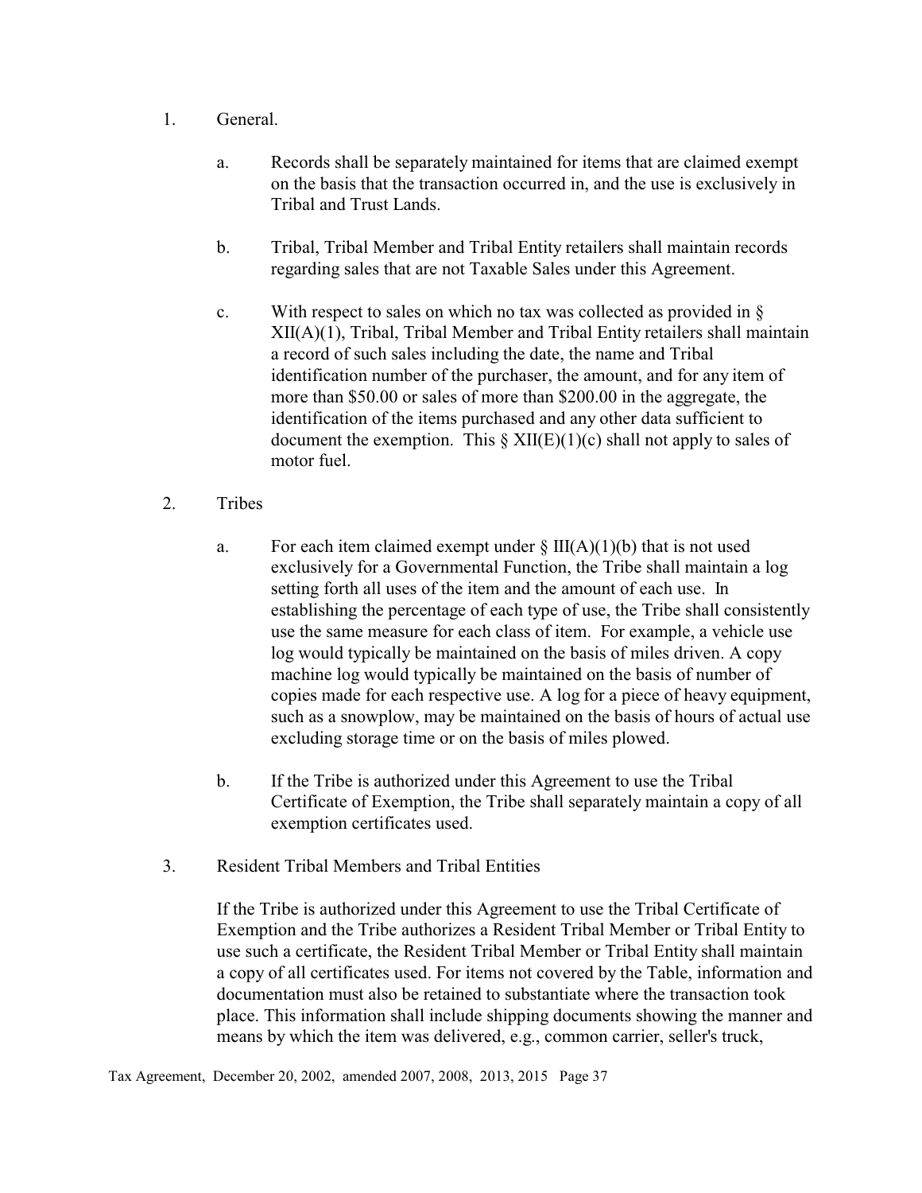1. General.

    a. Records shall be separately maintained for items that are claimed exempt on the basis that the transaction occurred in, and the use is exclusively in Tribal and Trust Lands.

    b. Tribal, Tribal Member and Tribal Entity retailers shall maintain records regarding sales that are not Taxable Sales under this Agreement.

    c. With respect to sales on which no tax was collected as provided in § XII(A)(1), Tribal, Tribal Member and Tribal Entity retailers shall maintain a record of such sales including the date, the name and Tribal identification number of the purchaser, the amount, and for any item of more than $50.00 or sales of more than $200.00 in the aggregate, the identification of the items purchased and any other data sufficient to document the exemption. This § XII(E)(1)(c) shall not apply to sales of motor fuel.

2. Tribes

    a. For each item claimed exempt under § III(A)(1)(b) that is not used exclusively for a Governmental Function, the Tribe shall maintain a log setting forth all uses of the item and the amount of each use. In establishing the percentage of each type of use, the Tribe shall consistently use the same measure for each class of item. For example, a vehicle use log would typically be maintained on the basis of miles driven. A copy machine log would typically be maintained on the basis of number of copies made for each respective use. A log for a piece of heavy equipment, such as a snowplow, may be maintained on the basis of hours of actual use excluding storage time or on the basis of miles plowed.

    b. If the Tribe is authorized under this Agreement to use the Tribal Certificate of Exemption, the Tribe shall separately maintain a copy of all exemption certificates used.

3. Resident Tribal Members and Tribal Entities

    If the Tribe is authorized under this Agreement to use the Tribal Certificate of Exemption and the Tribe authorizes a Resident Tribal Member or Tribal Entity to use such a certificate, the Resident Tribal Member or Tribal Entity shall maintain a copy of all certificates used. For items not covered by the Table, information and documentation must also be retained to substantiate where the transaction took place. This information shall include shipping documents showing the manner and means by which the item was delivered, e.g., common carrier, seller's truck,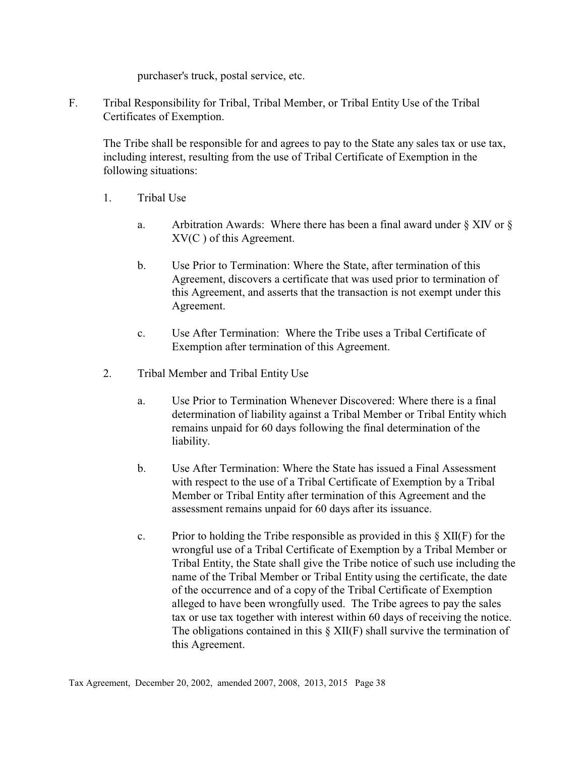purchaser's truck, postal service, etc.

F. Tribal Responsibility for Tribal, Tribal Member, or Tribal Entity Use of the Tribal Certificates of Exemption.

The Tribe shall be responsible for and agrees to pay to the State any sales tax or use tax, including interest, resulting from the use of Tribal Certificate of Exemption in the following situations:

1. Tribal Use

   a. Arbitration Awards: Where there has been a final award under § XIV or § XV(C ) of this Agreement.

   b. Use Prior to Termination: Where the State, after termination of this Agreement, discovers a certificate that was used prior to termination of this Agreement, and asserts that the transaction is not exempt under this Agreement.

   c. Use After Termination: Where the Tribe uses a Tribal Certificate of Exemption after termination of this Agreement.

2. Tribal Member and Tribal Entity Use

   a. Use Prior to Termination Whenever Discovered: Where there is a final determination of liability against a Tribal Member or Tribal Entity which remains unpaid for 60 days following the final determination of the liability.

   b. Use After Termination: Where the State has issued a Final Assessment with respect to the use of a Tribal Certificate of Exemption by a Tribal Member or Tribal Entity after termination of this Agreement and the assessment remains unpaid for 60 days after its issuance.

   c. Prior to holding the Tribe responsible as provided in this § XII(F) for the wrongful use of a Tribal Certificate of Exemption by a Tribal Member or Tribal Entity, the State shall give the Tribe notice of such use including the name of the Tribal Member or Tribal Entity using the certificate, the date of the occurrence and of a copy of the Tribal Certificate of Exemption alleged to have been wrongfully used. The Tribe agrees to pay the sales tax or use tax together with interest within 60 days of receiving the notice. The obligations contained in this § XII(F) shall survive the termination of this Agreement.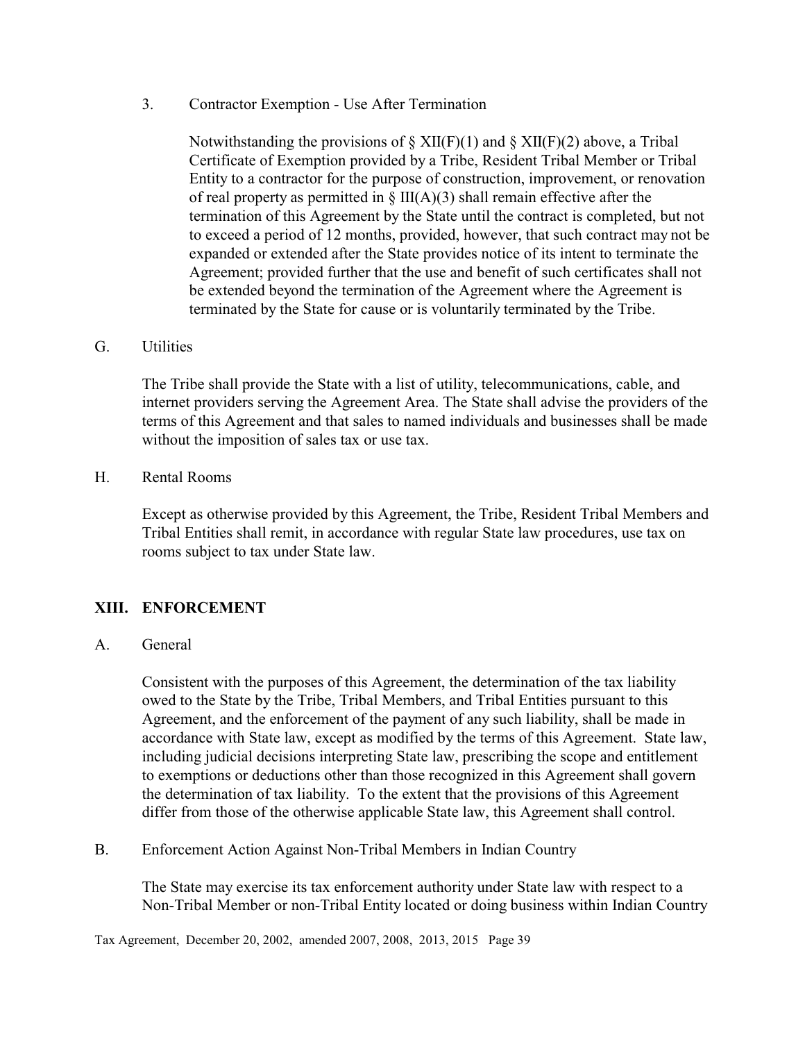3. Contractor Exemption - Use After Termination

Notwithstanding the provisions of § XII(F)(1) and § XII(F)(2) above, a Tribal Certificate of Exemption provided by a Tribe, Resident Tribal Member or Tribal Entity to a contractor for the purpose of construction, improvement, or renovation of real property as permitted in § III(A)(3) shall remain effective after the termination of this Agreement by the State until the contract is completed, but not to exceed a period of 12 months, provided, however, that such contract may not be expanded or extended after the State provides notice of its intent to terminate the Agreement; provided further that the use and benefit of such certificates shall not be extended beyond the termination of the Agreement where the Agreement is terminated by the State for cause or is voluntarily terminated by the Tribe.

G. Utilities

The Tribe shall provide the State with a list of utility, telecommunications, cable, and internet providers serving the Agreement Area. The State shall advise the providers of the terms of this Agreement and that sales to named individuals and businesses shall be made without the imposition of sales tax or use tax.

H. Rental Rooms

Except as otherwise provided by this Agreement, the Tribe, Resident Tribal Members and Tribal Entities shall remit, in accordance with regular State law procedures, use tax on rooms subject to tax under State law.

## XIII. ENFORCEMENT

A. General

Consistent with the purposes of this Agreement, the determination of the tax liability owed to the State by the Tribe, Tribal Members, and Tribal Entities pursuant to this Agreement, and the enforcement of the payment of any such liability, shall be made in accordance with State law, except as modified by the terms of this Agreement. State law, including judicial decisions interpreting State law, prescribing the scope and entitlement to exemptions or deductions other than those recognized in this Agreement shall govern the determination of tax liability. To the extent that the provisions of this Agreement differ from those of the otherwise applicable State law, this Agreement shall control.

B. Enforcement Action Against Non-Tribal Members in Indian Country

The State may exercise its tax enforcement authority under State law with respect to a Non-Tribal Member or non-Tribal Entity located or doing business within Indian Country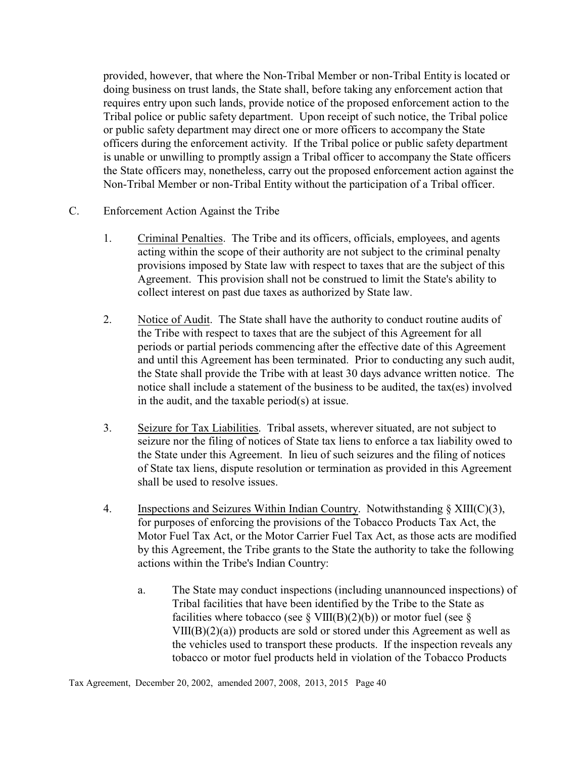provided, however, that where the Non-Tribal Member or non-Tribal Entity is located or doing business on trust lands, the State shall, before taking any enforcement action that requires entry upon such lands, provide notice of the proposed enforcement action to the Tribal police or public safety department. Upon receipt of such notice, the Tribal police or public safety department may direct one or more officers to accompany the State officers during the enforcement activity. If the Tribal police or public safety department is unable or unwilling to promptly assign a Tribal officer to accompany the State officers the State officers may, nonetheless, carry out the proposed enforcement action against the Non-Tribal Member or non-Tribal Entity without the participation of a Tribal officer.

C. Enforcement Action Against the Tribe

1. Criminal Penalties. The Tribe and its officers, officials, employees, and agents acting within the scope of their authority are not subject to the criminal penalty provisions imposed by State law with respect to taxes that are the subject of this Agreement. This provision shall not be construed to limit the State's ability to collect interest on past due taxes as authorized by State law.

2. Notice of Audit. The State shall have the authority to conduct routine audits of the Tribe with respect to taxes that are the subject of this Agreement for all periods or partial periods commencing after the effective date of this Agreement and until this Agreement has been terminated. Prior to conducting any such audit, the State shall provide the Tribe with at least 30 days advance written notice. The notice shall include a statement of the business to be audited, the tax(es) involved in the audit, and the taxable period(s) at issue.

3. Seizure for Tax Liabilities. Tribal assets, wherever situated, are not subject to seizure nor the filing of notices of State tax liens to enforce a tax liability owed to the State under this Agreement. In lieu of such seizures and the filing of notices of State tax liens, dispute resolution or termination as provided in this Agreement shall be used to resolve issues.

4. Inspections and Seizures Within Indian Country. Notwithstanding § XIII(C)(3), for purposes of enforcing the provisions of the Tobacco Products Tax Act, the Motor Fuel Tax Act, or the Motor Carrier Fuel Tax Act, as those acts are modified by this Agreement, the Tribe grants to the State the authority to take the following actions within the Tribe's Indian Country:

   a. The State may conduct inspections (including unannounced inspections) of Tribal facilities that have been identified by the Tribe to the State as facilities where tobacco (see § VIII(B)(2)(b)) or motor fuel (see § VIII(B)(2)(a)) products are sold or stored under this Agreement as well as the vehicles used to transport these products. If the inspection reveals any tobacco or motor fuel products held in violation of the Tobacco Products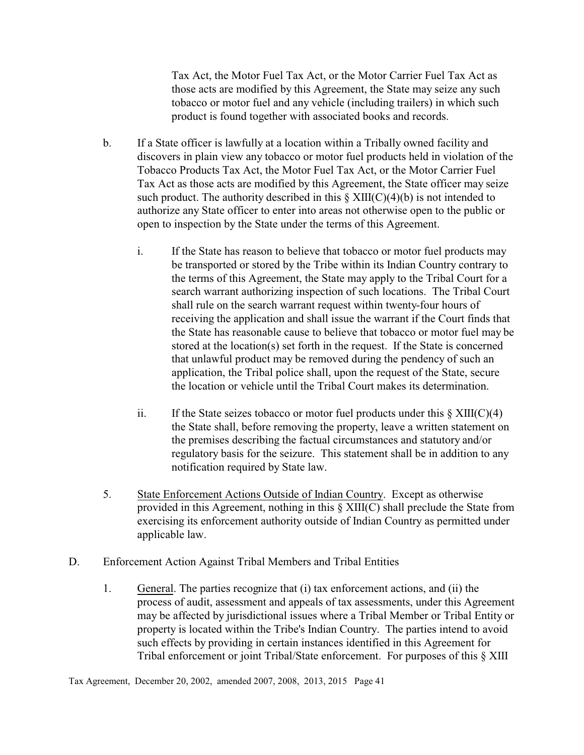Tax Act, the Motor Fuel Tax Act, or the Motor Carrier Fuel Tax Act as those acts are modified by this Agreement, the State may seize any such tobacco or motor fuel and any vehicle (including trailers) in which such product is found together with associated books and records.

b. If a State officer is lawfully at a location within a Tribally owned facility and discovers in plain view any tobacco or motor fuel products held in violation of the Tobacco Products Tax Act, the Motor Fuel Tax Act, or the Motor Carrier Fuel Tax Act as those acts are modified by this Agreement, the State officer may seize such product. The authority described in this § XIII(C)(4)(b) is not intended to authorize any State officer to enter into areas not otherwise open to the public or open to inspection by the State under the terms of this Agreement.

   i. If the State has reason to believe that tobacco or motor fuel products may be transported or stored by the Tribe within its Indian Country contrary to the terms of this Agreement, the State may apply to the Tribal Court for a search warrant authorizing inspection of such locations. The Tribal Court shall rule on the search warrant request within twenty-four hours of receiving the application and shall issue the warrant if the Court finds that the State has reasonable cause to believe that tobacco or motor fuel may be stored at the location(s) set forth in the request. If the State is concerned that unlawful product may be removed during the pendency of such an application, the Tribal police shall, upon the request of the State, secure the location or vehicle until the Tribal Court makes its determination.

   ii. If the State seizes tobacco or motor fuel products under this § XIII(C)(4) the State shall, before removing the property, leave a written statement on the premises describing the factual circumstances and statutory and/or regulatory basis for the seizure. This statement shall be in addition to any notification required by State law.

5. State Enforcement Actions Outside of Indian Country. Except as otherwise provided in this Agreement, nothing in this § XIII(C) shall preclude the State from exercising its enforcement authority outside of Indian Country as permitted under applicable law.

D. Enforcement Action Against Tribal Members and Tribal Entities

1. General. The parties recognize that (i) tax enforcement actions, and (ii) the process of audit, assessment and appeals of tax assessments, under this Agreement may be affected by jurisdictional issues where a Tribal Member or Tribal Entity or property is located within the Tribe's Indian Country. The parties intend to avoid such effects by providing in certain instances identified in this Agreement for Tribal enforcement or joint Tribal/State enforcement. For purposes of this § XIII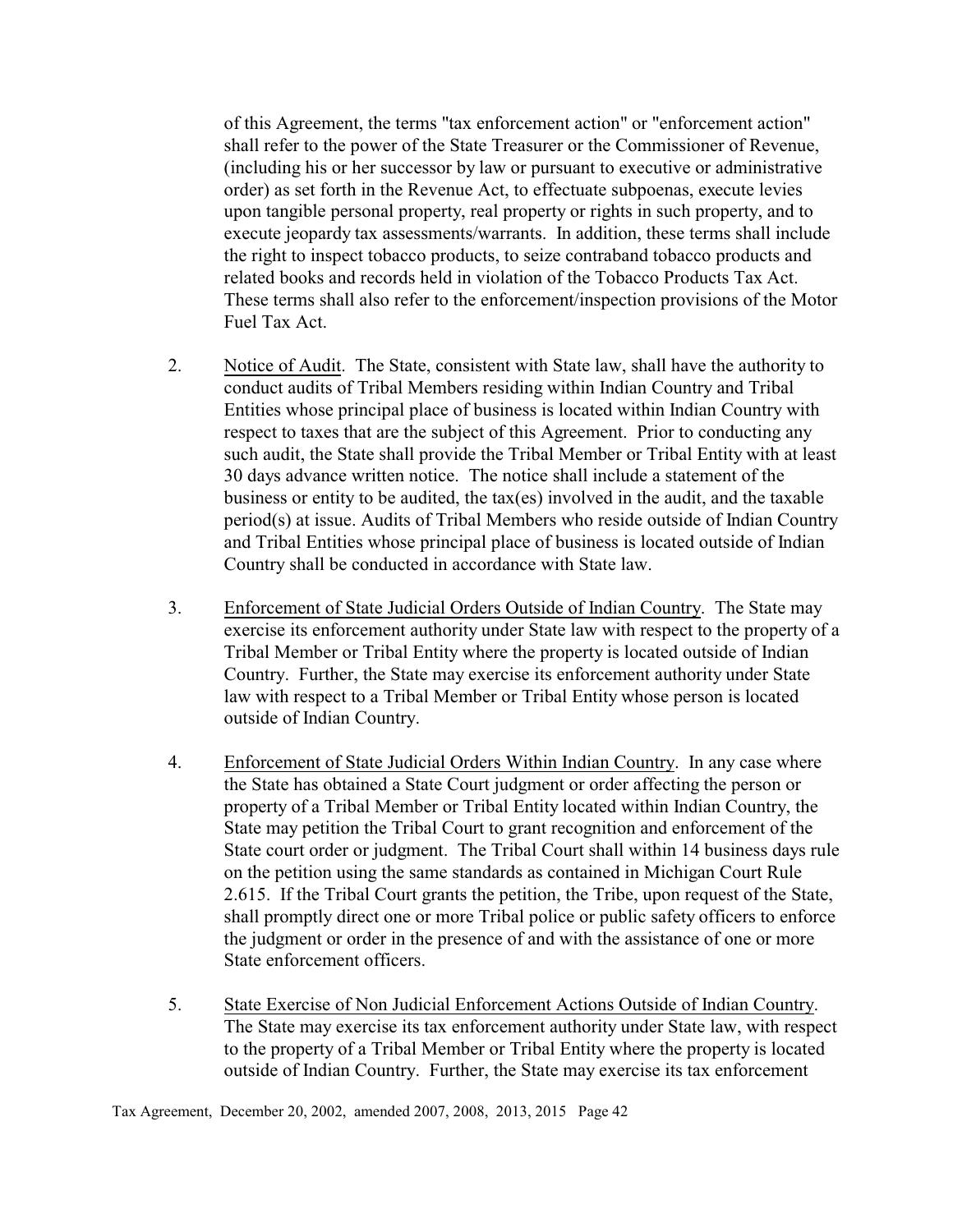of this Agreement, the terms "tax enforcement action" or "enforcement action" shall refer to the power of the State Treasurer or the Commissioner of Revenue, (including his or her successor by law or pursuant to executive or administrative order) as set forth in the Revenue Act, to effectuate subpoenas, execute levies upon tangible personal property, real property or rights in such property, and to execute jeopardy tax assessments/warrants. In addition, these terms shall include the right to inspect tobacco products, to seize contraband tobacco products and related books and records held in violation of the Tobacco Products Tax Act. These terms shall also refer to the enforcement/inspection provisions of the Motor Fuel Tax Act.

2. Notice of Audit. The State, consistent with State law, shall have the authority to conduct audits of Tribal Members residing within Indian Country and Tribal Entities whose principal place of business is located within Indian Country with respect to taxes that are the subject of this Agreement. Prior to conducting any such audit, the State shall provide the Tribal Member or Tribal Entity with at least 30 days advance written notice. The notice shall include a statement of the business or entity to be audited, the tax(es) involved in the audit, and the taxable period(s) at issue. Audits of Tribal Members who reside outside of Indian Country and Tribal Entities whose principal place of business is located outside of Indian Country shall be conducted in accordance with State law.

3. Enforcement of State Judicial Orders Outside of Indian Country. The State may exercise its enforcement authority under State law with respect to the property of a Tribal Member or Tribal Entity where the property is located outside of Indian Country. Further, the State may exercise its enforcement authority under State law with respect to a Tribal Member or Tribal Entity whose person is located outside of Indian Country.

4. Enforcement of State Judicial Orders Within Indian Country. In any case where the State has obtained a State Court judgment or order affecting the person or property of a Tribal Member or Tribal Entity located within Indian Country, the State may petition the Tribal Court to grant recognition and enforcement of the State court order or judgment. The Tribal Court shall within 14 business days rule on the petition using the same standards as contained in Michigan Court Rule 2.615. If the Tribal Court grants the petition, the Tribe, upon request of the State, shall promptly direct one or more Tribal police or public safety officers to enforce the judgment or order in the presence of and with the assistance of one or more State enforcement officers.

5. State Exercise of Non Judicial Enforcement Actions Outside of Indian Country. The State may exercise its tax enforcement authority under State law, with respect to the property of a Tribal Member or Tribal Entity where the property is located outside of Indian Country. Further, the State may exercise its tax enforcement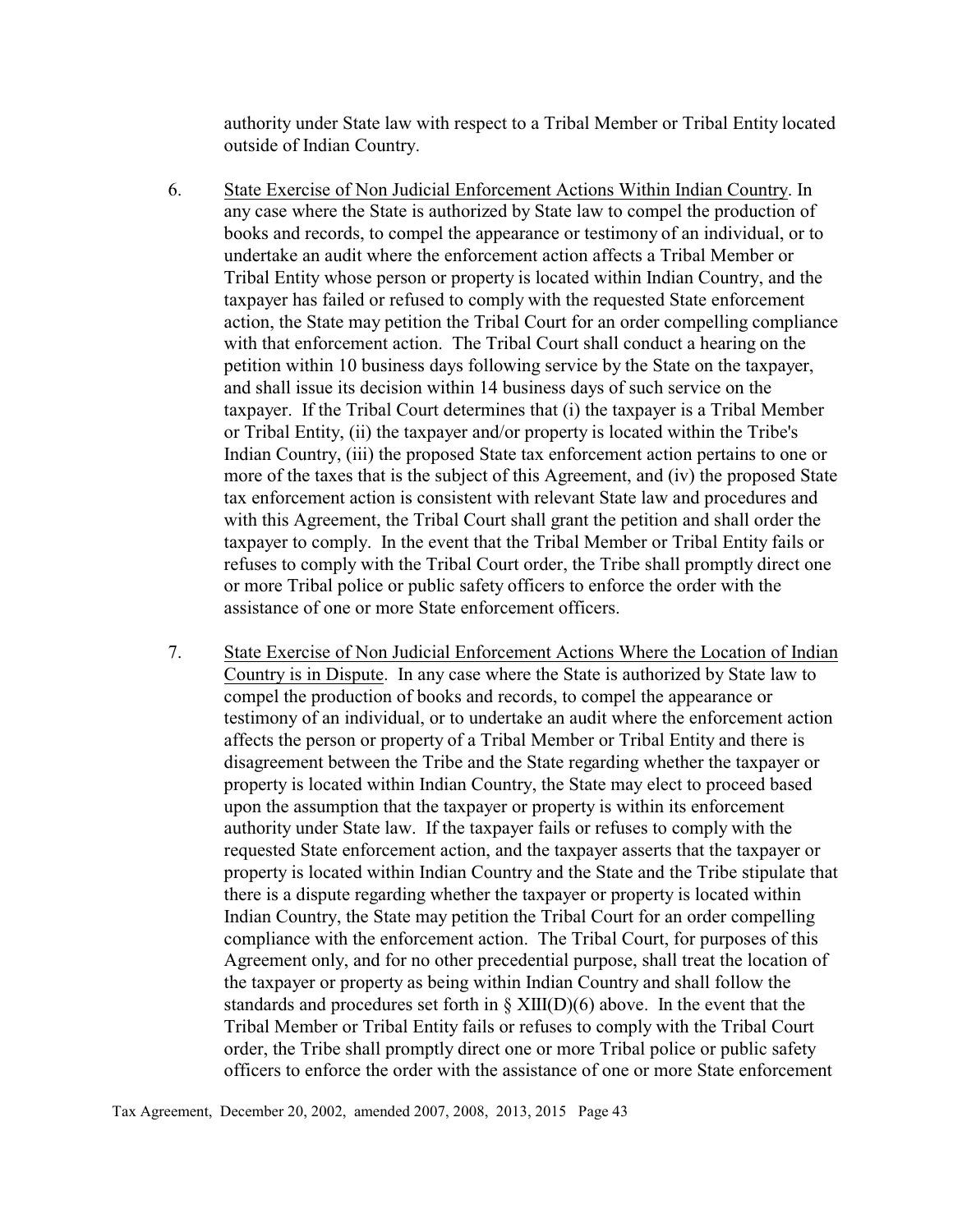authority under State law with respect to a Tribal Member or Tribal Entity located outside of Indian Country.

6. State Exercise of Non Judicial Enforcement Actions Within Indian Country. In any case where the State is authorized by State law to compel the production of books and records, to compel the appearance or testimony of an individual, or to undertake an audit where the enforcement action affects a Tribal Member or Tribal Entity whose person or property is located within Indian Country, and the taxpayer has failed or refused to comply with the requested State enforcement action, the State may petition the Tribal Court for an order compelling compliance with that enforcement action. The Tribal Court shall conduct a hearing on the petition within 10 business days following service by the State on the taxpayer, and shall issue its decision within 14 business days of such service on the taxpayer. If the Tribal Court determines that (i) the taxpayer is a Tribal Member or Tribal Entity, (ii) the taxpayer and/or property is located within the Tribe's Indian Country, (iii) the proposed State tax enforcement action pertains to one or more of the taxes that is the subject of this Agreement, and (iv) the proposed State tax enforcement action is consistent with relevant State law and procedures and with this Agreement, the Tribal Court shall grant the petition and shall order the taxpayer to comply. In the event that the Tribal Member or Tribal Entity fails or refuses to comply with the Tribal Court order, the Tribe shall promptly direct one or more Tribal police or public safety officers to enforce the order with the assistance of one or more State enforcement officers.

7. State Exercise of Non Judicial Enforcement Actions Where the Location of Indian Country is in Dispute. In any case where the State is authorized by State law to compel the production of books and records, to compel the appearance or testimony of an individual, or to undertake an audit where the enforcement action affects the person or property of a Tribal Member or Tribal Entity and there is disagreement between the Tribe and the State regarding whether the taxpayer or property is located within Indian Country, the State may elect to proceed based upon the assumption that the taxpayer or property is within its enforcement authority under State law. If the taxpayer fails or refuses to comply with the requested State enforcement action, and the taxpayer asserts that the taxpayer or property is located within Indian Country and the State and the Tribe stipulate that there is a dispute regarding whether the taxpayer or property is located within Indian Country, the State may petition the Tribal Court for an order compelling compliance with the enforcement action. The Tribal Court, for purposes of this Agreement only, and for no other precedential purpose, shall treat the location of the taxpayer or property as being within Indian Country and shall follow the standards and procedures set forth in § XIII(D)(6) above. In the event that the Tribal Member or Tribal Entity fails or refuses to comply with the Tribal Court order, the Tribe shall promptly direct one or more Tribal police or public safety officers to enforce the order with the assistance of one or more State enforcement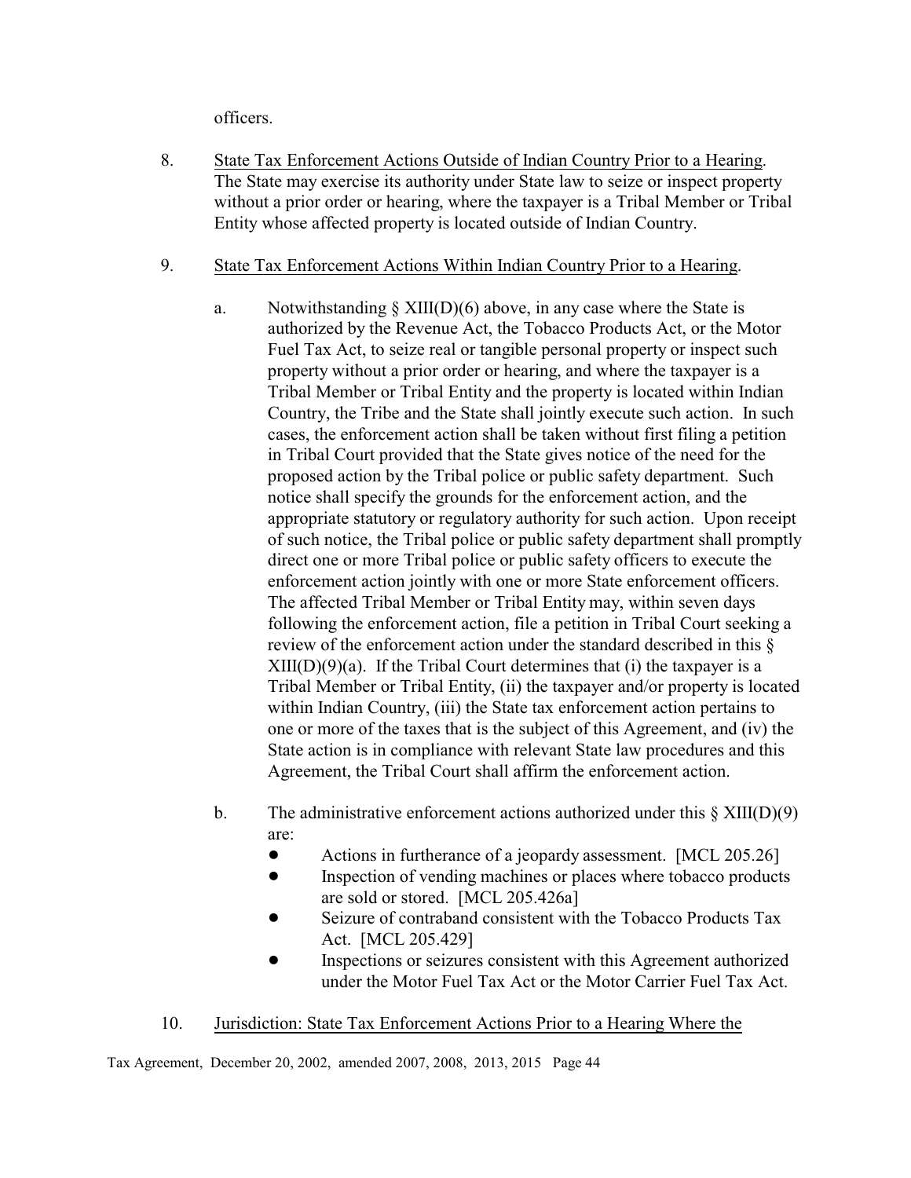officers.

8. State Tax Enforcement Actions Outside of Indian Country Prior to a Hearing. The State may exercise its authority under State law to seize or inspect property without a prior order or hearing, where the taxpayer is a Tribal Member or Tribal Entity whose affected property is located outside of Indian Country.

9. State Tax Enforcement Actions Within Indian Country Prior to a Hearing.

   a. Notwithstanding § XIII(D)(6) above, in any case where the State is authorized by the Revenue Act, the Tobacco Products Act, or the Motor Fuel Tax Act, to seize real or tangible personal property or inspect such property without a prior order or hearing, and where the taxpayer is a Tribal Member or Tribal Entity and the property is located within Indian Country, the Tribe and the State shall jointly execute such action. In such cases, the enforcement action shall be taken without first filing a petition in Tribal Court provided that the State gives notice of the need for the proposed action by the Tribal police or public safety department. Such notice shall specify the grounds for the enforcement action, and the appropriate statutory or regulatory authority for such action. Upon receipt of such notice, the Tribal police or public safety department shall promptly direct one or more Tribal police or public safety officers to execute the enforcement action jointly with one or more State enforcement officers. The affected Tribal Member or Tribal Entity may, within seven days following the enforcement action, file a petition in Tribal Court seeking a review of the enforcement action under the standard described in this § XIII(D)(9)(a). If the Tribal Court determines that (i) the taxpayer is a Tribal Member or Tribal Entity, (ii) the taxpayer and/or property is located within Indian Country, (iii) the State tax enforcement action pertains to one or more of the taxes that is the subject of this Agreement, and (iv) the State action is in compliance with relevant State law procedures and this Agreement, the Tribal Court shall affirm the enforcement action.

   b. The administrative enforcement actions authorized under this § XIII(D)(9) are:
      - Actions in furtherance of a jeopardy assessment. [MCL 205.26]
      - Inspection of vending machines or places where tobacco products are sold or stored. [MCL 205.426a]
      - Seizure of contraband consistent with the Tobacco Products Tax Act. [MCL 205.429]
      - Inspections or seizures consistent with this Agreement authorized under the Motor Fuel Tax Act or the Motor Carrier Fuel Tax Act.

10. Jurisdiction: State Tax Enforcement Actions Prior to a Hearing Where the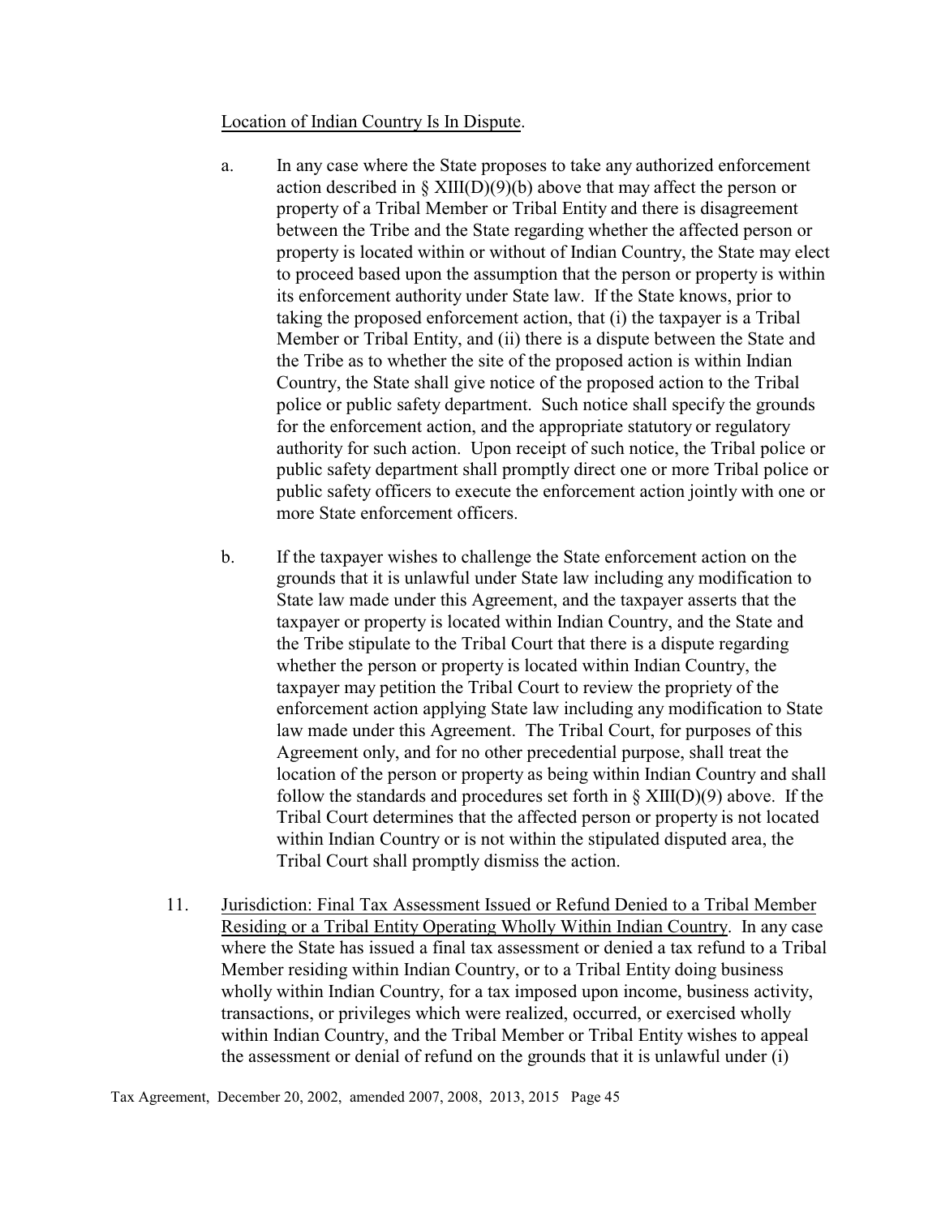Location of Indian Country Is In Dispute.

a. In any case where the State proposes to take any authorized enforcement action described in § XIII(D)(9)(b) above that may affect the person or property of a Tribal Member or Tribal Entity and there is disagreement between the Tribe and the State regarding whether the affected person or property is located within or without of Indian Country, the State may elect to proceed based upon the assumption that the person or property is within its enforcement authority under State law. If the State knows, prior to taking the proposed enforcement action, that (i) the taxpayer is a Tribal Member or Tribal Entity, and (ii) there is a dispute between the State and the Tribe as to whether the site of the proposed action is within Indian Country, the State shall give notice of the proposed action to the Tribal police or public safety department. Such notice shall specify the grounds for the enforcement action, and the appropriate statutory or regulatory authority for such action. Upon receipt of such notice, the Tribal police or public safety department shall promptly direct one or more Tribal police or public safety officers to execute the enforcement action jointly with one or more State enforcement officers.

b. If the taxpayer wishes to challenge the State enforcement action on the grounds that it is unlawful under State law including any modification to State law made under this Agreement, and the taxpayer asserts that the taxpayer or property is located within Indian Country, and the State and the Tribe stipulate to the Tribal Court that there is a dispute regarding whether the person or property is located within Indian Country, the taxpayer may petition the Tribal Court to review the propriety of the enforcement action applying State law including any modification to State law made under this Agreement. The Tribal Court, for purposes of this Agreement only, and for no other precedential purpose, shall treat the location of the person or property as being within Indian Country and shall follow the standards and procedures set forth in § XIII(D)(9) above. If the Tribal Court determines that the affected person or property is not located within Indian Country or is not within the stipulated disputed area, the Tribal Court shall promptly dismiss the action.

11. Jurisdiction: Final Tax Assessment Issued or Refund Denied to a Tribal Member Residing or a Tribal Entity Operating Wholly Within Indian Country. In any case where the State has issued a final tax assessment or denied a tax refund to a Tribal Member residing within Indian Country, or to a Tribal Entity doing business wholly within Indian Country, for a tax imposed upon income, business activity, transactions, or privileges which were realized, occurred, or exercised wholly within Indian Country, and the Tribal Member or Tribal Entity wishes to appeal the assessment or denial of refund on the grounds that it is unlawful under (i)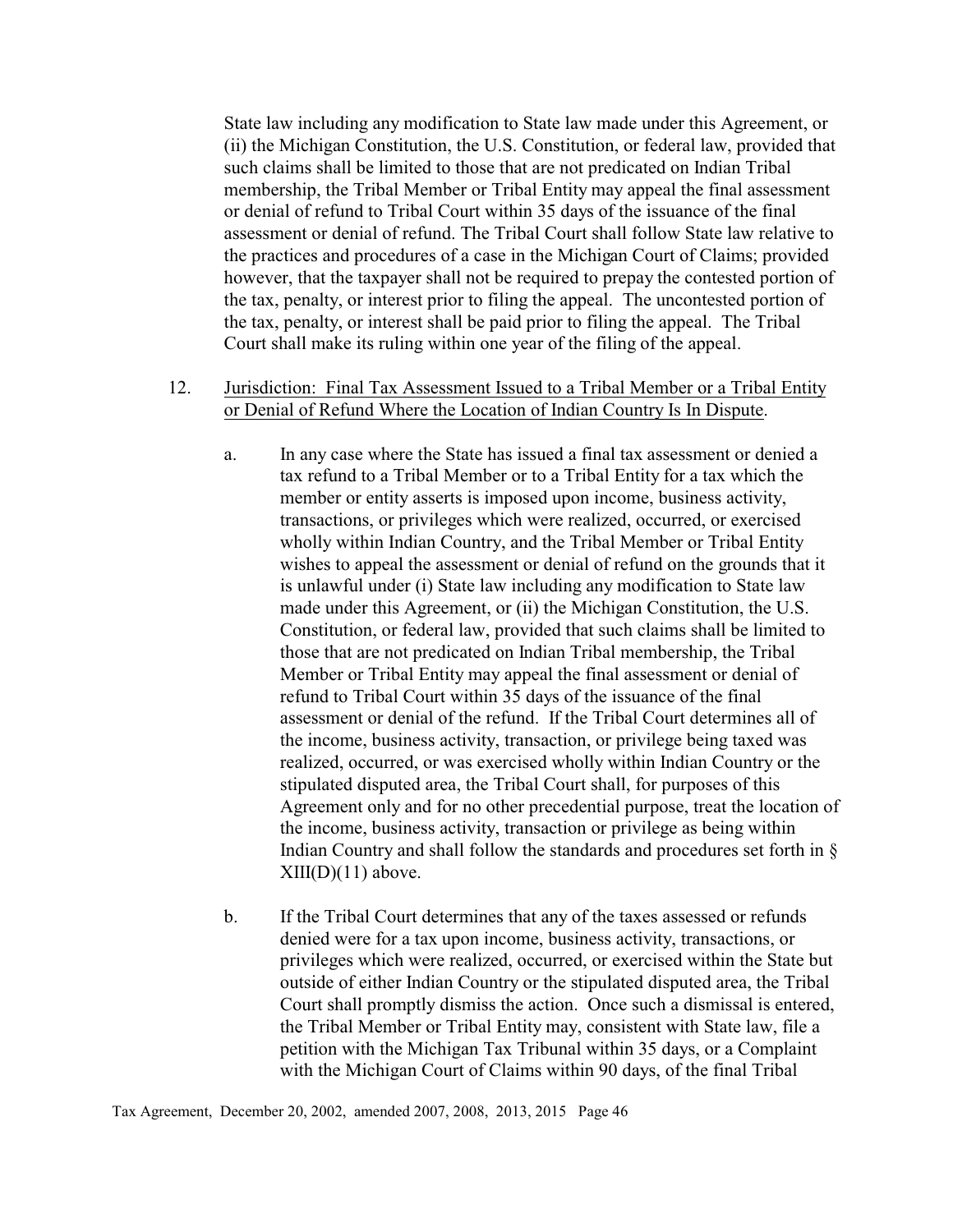State law including any modification to State law made under this Agreement, or (ii) the Michigan Constitution, the U.S. Constitution, or federal law, provided that such claims shall be limited to those that are not predicated on Indian Tribal membership, the Tribal Member or Tribal Entity may appeal the final assessment or denial of refund to Tribal Court within 35 days of the issuance of the final assessment or denial of refund. The Tribal Court shall follow State law relative to the practices and procedures of a case in the Michigan Court of Claims; provided however, that the taxpayer shall not be required to prepay the contested portion of the tax, penalty, or interest prior to filing the appeal. The uncontested portion of the tax, penalty, or interest shall be paid prior to filing the appeal. The Tribal Court shall make its ruling within one year of the filing of the appeal.

12. Jurisdiction: Final Tax Assessment Issued to a Tribal Member or a Tribal Entity or Denial of Refund Where the Location of Indian Country Is In Dispute.

    a. In any case where the State has issued a final tax assessment or denied a tax refund to a Tribal Member or to a Tribal Entity for a tax which the member or entity asserts is imposed upon income, business activity, transactions, or privileges which were realized, occurred, or exercised wholly within Indian Country, and the Tribal Member or Tribal Entity wishes to appeal the assessment or denial of refund on the grounds that it is unlawful under (i) State law including any modification to State law made under this Agreement, or (ii) the Michigan Constitution, the U.S. Constitution, or federal law, provided that such claims shall be limited to those that are not predicated on Indian Tribal membership, the Tribal Member or Tribal Entity may appeal the final assessment or denial of refund to Tribal Court within 35 days of the issuance of the final assessment or denial of the refund. If the Tribal Court determines all of the income, business activity, transaction, or privilege being taxed was realized, occurred, or was exercised wholly within Indian Country or the stipulated disputed area, the Tribal Court shall, for purposes of this Agreement only and for no other precedential purpose, treat the location of the income, business activity, transaction or privilege as being within Indian Country and shall follow the standards and procedures set forth in § XIII(D)(11) above.

    b. If the Tribal Court determines that any of the taxes assessed or refunds denied were for a tax upon income, business activity, transactions, or privileges which were realized, occurred, or exercised within the State but outside of either Indian Country or the stipulated disputed area, the Tribal Court shall promptly dismiss the action. Once such a dismissal is entered, the Tribal Member or Tribal Entity may, consistent with State law, file a petition with the Michigan Tax Tribunal within 35 days, or a Complaint with the Michigan Court of Claims within 90 days, of the final Tribal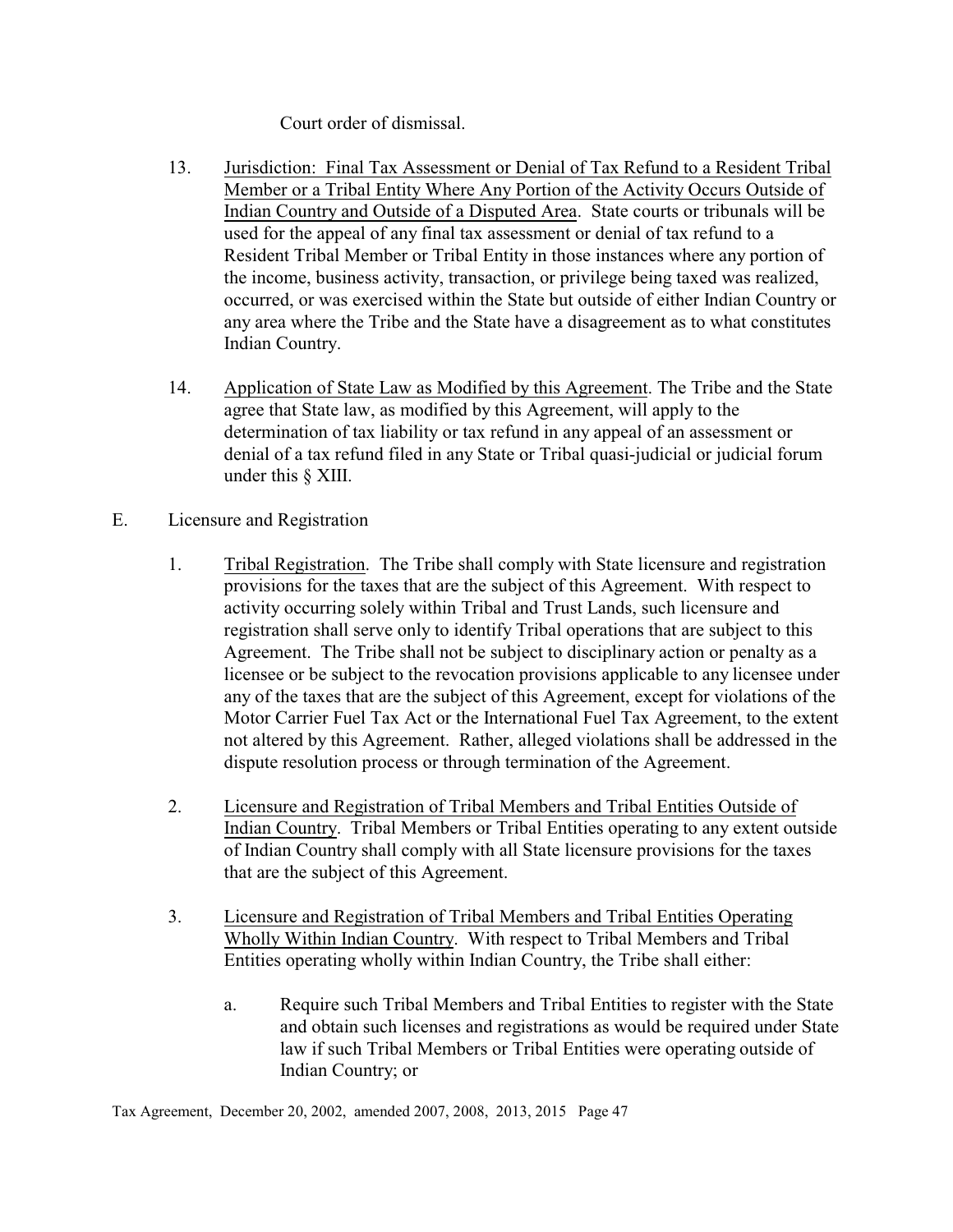Court order of dismissal.

13. Jurisdiction: Final Tax Assessment or Denial of Tax Refund to a Resident Tribal Member or a Tribal Entity Where Any Portion of the Activity Occurs Outside of Indian Country and Outside of a Disputed Area. State courts or tribunals will be used for the appeal of any final tax assessment or denial of tax refund to a Resident Tribal Member or Tribal Entity in those instances where any portion of the income, business activity, transaction, or privilege being taxed was realized, occurred, or was exercised within the State but outside of either Indian Country or any area where the Tribe and the State have a disagreement as to what constitutes Indian Country.

14. Application of State Law as Modified by this Agreement. The Tribe and the State agree that State law, as modified by this Agreement, will apply to the determination of tax liability or tax refund in any appeal of an assessment or denial of a tax refund filed in any State or Tribal quasi-judicial or judicial forum under this § XIII.

E. Licensure and Registration

1. Tribal Registration. The Tribe shall comply with State licensure and registration provisions for the taxes that are the subject of this Agreement. With respect to activity occurring solely within Tribal and Trust Lands, such licensure and registration shall serve only to identify Tribal operations that are subject to this Agreement. The Tribe shall not be subject to disciplinary action or penalty as a licensee or be subject to the revocation provisions applicable to any licensee under any of the taxes that are the subject of this Agreement, except for violations of the Motor Carrier Fuel Tax Act or the International Fuel Tax Agreement, to the extent not altered by this Agreement. Rather, alleged violations shall be addressed in the dispute resolution process or through termination of the Agreement.

2. Licensure and Registration of Tribal Members and Tribal Entities Outside of Indian Country. Tribal Members or Tribal Entities operating to any extent outside of Indian Country shall comply with all State licensure provisions for the taxes that are the subject of this Agreement.

3. Licensure and Registration of Tribal Members and Tribal Entities Operating Wholly Within Indian Country. With respect to Tribal Members and Tribal Entities operating wholly within Indian Country, the Tribe shall either:

   a. Require such Tribal Members and Tribal Entities to register with the State and obtain such licenses and registrations as would be required under State law if such Tribal Members or Tribal Entities were operating outside of Indian Country; or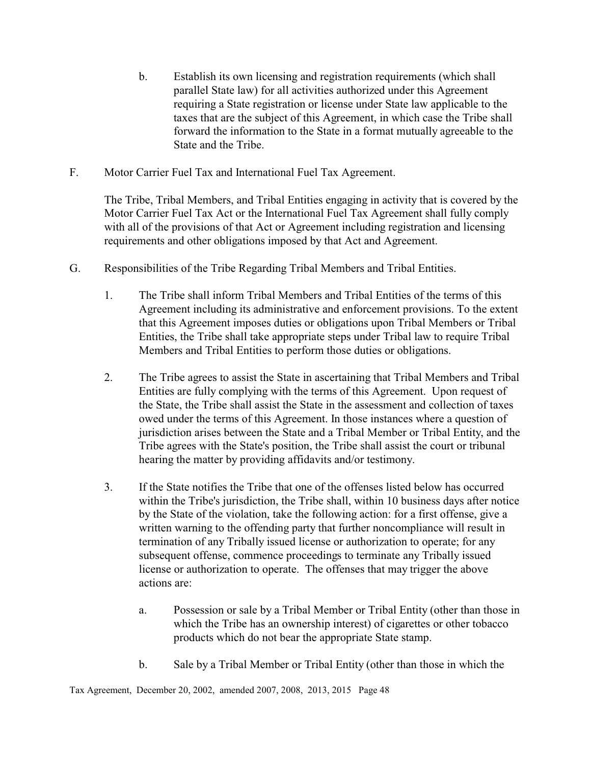b. Establish its own licensing and registration requirements (which shall parallel State law) for all activities authorized under this Agreement requiring a State registration or license under State law applicable to the taxes that are the subject of this Agreement, in which case the Tribe shall forward the information to the State in a format mutually agreeable to the State and the Tribe.

F. Motor Carrier Fuel Tax and International Fuel Tax Agreement.

The Tribe, Tribal Members, and Tribal Entities engaging in activity that is covered by the Motor Carrier Fuel Tax Act or the International Fuel Tax Agreement shall fully comply with all of the provisions of that Act or Agreement including registration and licensing requirements and other obligations imposed by that Act and Agreement.

G. Responsibilities of the Tribe Regarding Tribal Members and Tribal Entities.

1. The Tribe shall inform Tribal Members and Tribal Entities of the terms of this Agreement including its administrative and enforcement provisions. To the extent that this Agreement imposes duties or obligations upon Tribal Members or Tribal Entities, the Tribe shall take appropriate steps under Tribal law to require Tribal Members and Tribal Entities to perform those duties or obligations.

2. The Tribe agrees to assist the State in ascertaining that Tribal Members and Tribal Entities are fully complying with the terms of this Agreement. Upon request of the State, the Tribe shall assist the State in the assessment and collection of taxes owed under the terms of this Agreement. In those instances where a question of jurisdiction arises between the State and a Tribal Member or Tribal Entity, and the Tribe agrees with the State's position, the Tribe shall assist the court or tribunal hearing the matter by providing affidavits and/or testimony.

3. If the State notifies the Tribe that one of the offenses listed below has occurred within the Tribe's jurisdiction, the Tribe shall, within 10 business days after notice by the State of the violation, take the following action: for a first offense, give a written warning to the offending party that further noncompliance will result in termination of any Tribally issued license or authorization to operate; for any subsequent offense, commence proceedings to terminate any Tribally issued license or authorization to operate. The offenses that may trigger the above actions are:

   a. Possession or sale by a Tribal Member or Tribal Entity (other than those in which the Tribe has an ownership interest) of cigarettes or other tobacco products which do not bear the appropriate State stamp.

   b. Sale by a Tribal Member or Tribal Entity (other than those in which the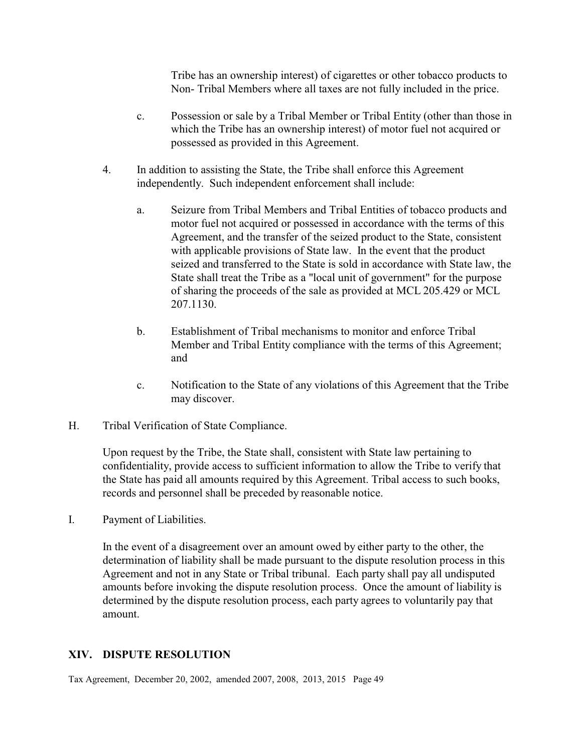Tribe has an ownership interest) of cigarettes or other tobacco products to Non- Tribal Members where all taxes are not fully included in the price.

c. Possession or sale by a Tribal Member or Tribal Entity (other than those in which the Tribe has an ownership interest) of motor fuel not acquired or possessed as provided in this Agreement.

4. In addition to assisting the State, the Tribe shall enforce this Agreement independently. Such independent enforcement shall include:

   a. Seizure from Tribal Members and Tribal Entities of tobacco products and motor fuel not acquired or possessed in accordance with the terms of this Agreement, and the transfer of the seized product to the State, consistent with applicable provisions of State law. In the event that the product seized and transferred to the State is sold in accordance with State law, the State shall treat the Tribe as a "local unit of government" for the purpose of sharing the proceeds of the sale as provided at MCL 205.429 or MCL 207.1130.

   b. Establishment of Tribal mechanisms to monitor and enforce Tribal Member and Tribal Entity compliance with the terms of this Agreement; and

   c. Notification to the State of any violations of this Agreement that the Tribe may discover.

H. Tribal Verification of State Compliance.

Upon request by the Tribe, the State shall, consistent with State law pertaining to confidentiality, provide access to sufficient information to allow the Tribe to verify that the State has paid all amounts required by this Agreement. Tribal access to such books, records and personnel shall be preceded by reasonable notice.

I. Payment of Liabilities.

In the event of a disagreement over an amount owed by either party to the other, the determination of liability shall be made pursuant to the dispute resolution process in this Agreement and not in any State or Tribal tribunal. Each party shall pay all undisputed amounts before invoking the dispute resolution process. Once the amount of liability is determined by the dispute resolution process, each party agrees to voluntarily pay that amount.

## XIV. DISPUTE RESOLUTION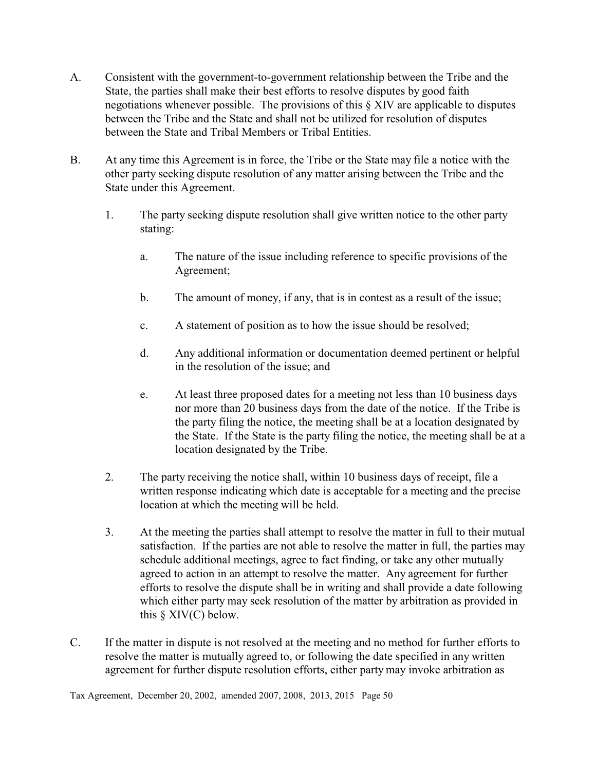A. Consistent with the government-to-government relationship between the Tribe and the State, the parties shall make their best efforts to resolve disputes by good faith negotiations whenever possible. The provisions of this § XIV are applicable to disputes between the Tribe and the State and shall not be utilized for resolution of disputes between the State and Tribal Members or Tribal Entities.

B. At any time this Agreement is in force, the Tribe or the State may file a notice with the other party seeking dispute resolution of any matter arising between the Tribe and the State under this Agreement.

   1. The party seeking dispute resolution shall give written notice to the other party stating:

      a. The nature of the issue including reference to specific provisions of the Agreement;

      b. The amount of money, if any, that is in contest as a result of the issue;

      c. A statement of position as to how the issue should be resolved;

      d. Any additional information or documentation deemed pertinent or helpful in the resolution of the issue; and

      e. At least three proposed dates for a meeting not less than 10 business days nor more than 20 business days from the date of the notice. If the Tribe is the party filing the notice, the meeting shall be at a location designated by the State. If the State is the party filing the notice, the meeting shall be at a location designated by the Tribe.

   2. The party receiving the notice shall, within 10 business days of receipt, file a written response indicating which date is acceptable for a meeting and the precise location at which the meeting will be held.

   3. At the meeting the parties shall attempt to resolve the matter in full to their mutual satisfaction. If the parties are not able to resolve the matter in full, the parties may schedule additional meetings, agree to fact finding, or take any other mutually agreed to action in an attempt to resolve the matter. Any agreement for further efforts to resolve the dispute shall be in writing and shall provide a date following which either party may seek resolution of the matter by arbitration as provided in this § XIV(C) below.

C. If the matter in dispute is not resolved at the meeting and no method for further efforts to resolve the matter is mutually agreed to, or following the date specified in any written agreement for further dispute resolution efforts, either party may invoke arbitration as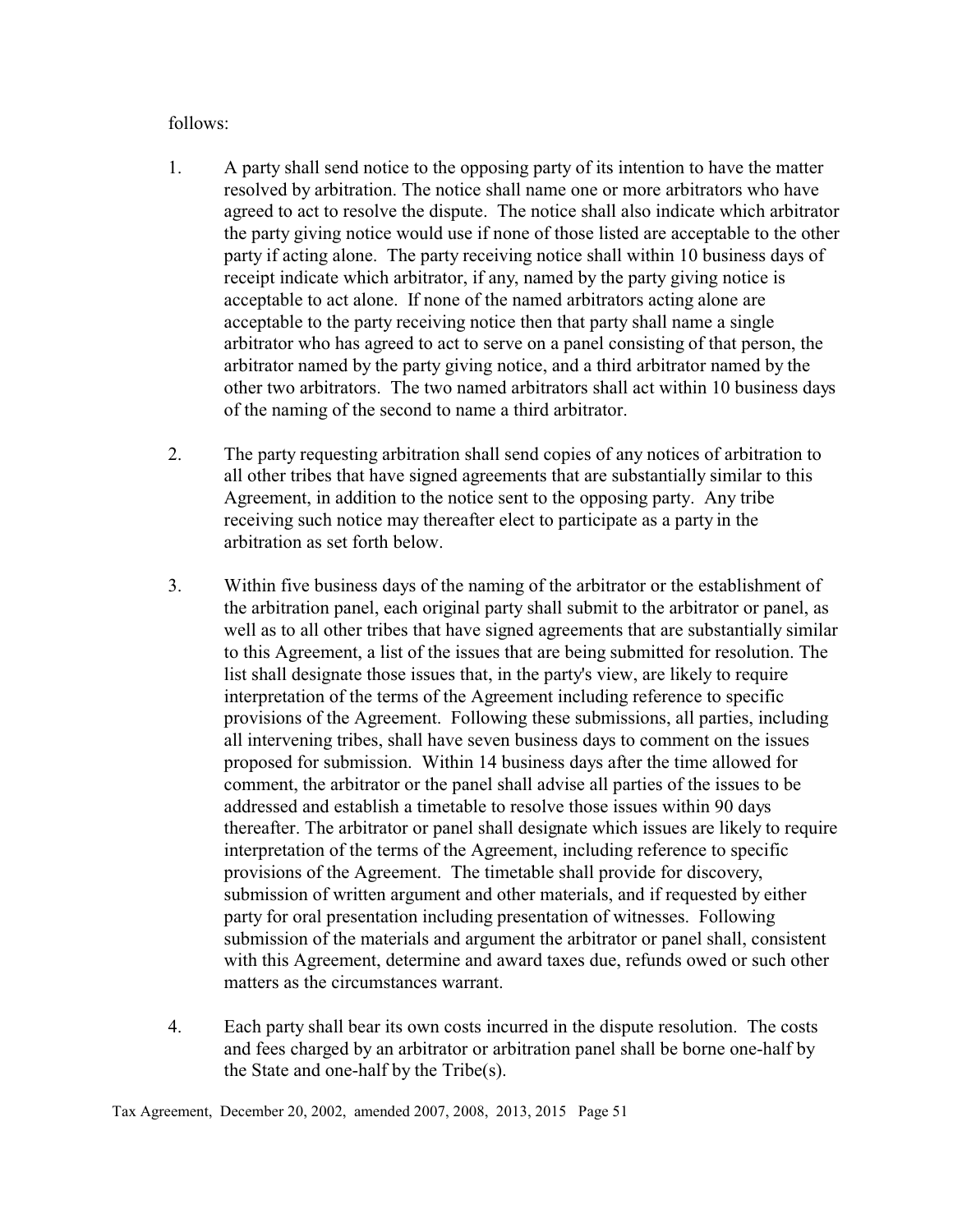follows:

1. A party shall send notice to the opposing party of its intention to have the matter resolved by arbitration. The notice shall name one or more arbitrators who have agreed to act to resolve the dispute. The notice shall also indicate which arbitrator the party giving notice would use if none of those listed are acceptable to the other party if acting alone. The party receiving notice shall within 10 business days of receipt indicate which arbitrator, if any, named by the party giving notice is acceptable to act alone. If none of the named arbitrators acting alone are acceptable to the party receiving notice then that party shall name a single arbitrator who has agreed to act to serve on a panel consisting of that person, the arbitrator named by the party giving notice, and a third arbitrator named by the other two arbitrators. The two named arbitrators shall act within 10 business days of the naming of the second to name a third arbitrator.

2. The party requesting arbitration shall send copies of any notices of arbitration to all other tribes that have signed agreements that are substantially similar to this Agreement, in addition to the notice sent to the opposing party. Any tribe receiving such notice may thereafter elect to participate as a party in the arbitration as set forth below.

3. Within five business days of the naming of the arbitrator or the establishment of the arbitration panel, each original party shall submit to the arbitrator or panel, as well as to all other tribes that have signed agreements that are substantially similar to this Agreement, a list of the issues that are being submitted for resolution. The list shall designate those issues that, in the party's view, are likely to require interpretation of the terms of the Agreement including reference to specific provisions of the Agreement. Following these submissions, all parties, including all intervening tribes, shall have seven business days to comment on the issues proposed for submission. Within 14 business days after the time allowed for comment, the arbitrator or the panel shall advise all parties of the issues to be addressed and establish a timetable to resolve those issues within 90 days thereafter. The arbitrator or panel shall designate which issues are likely to require interpretation of the terms of the Agreement, including reference to specific provisions of the Agreement. The timetable shall provide for discovery, submission of written argument and other materials, and if requested by either party for oral presentation including presentation of witnesses. Following submission of the materials and argument the arbitrator or panel shall, consistent with this Agreement, determine and award taxes due, refunds owed or such other matters as the circumstances warrant.

4. Each party shall bear its own costs incurred in the dispute resolution. The costs and fees charged by an arbitrator or arbitration panel shall be borne one-half by the State and one-half by the Tribe(s).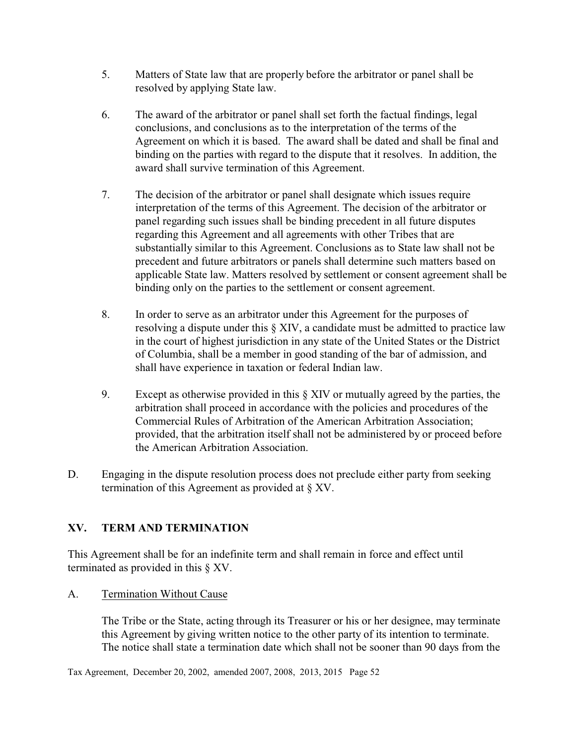5. Matters of State law that are properly before the arbitrator or panel shall be resolved by applying State law.

6. The award of the arbitrator or panel shall set forth the factual findings, legal conclusions, and conclusions as to the interpretation of the terms of the Agreement on which it is based. The award shall be dated and shall be final and binding on the parties with regard to the dispute that it resolves. In addition, the award shall survive termination of this Agreement.

7. The decision of the arbitrator or panel shall designate which issues require interpretation of the terms of this Agreement. The decision of the arbitrator or panel regarding such issues shall be binding precedent in all future disputes regarding this Agreement and all agreements with other Tribes that are substantially similar to this Agreement. Conclusions as to State law shall not be precedent and future arbitrators or panels shall determine such matters based on applicable State law. Matters resolved by settlement or consent agreement shall be binding only on the parties to the settlement or consent agreement.

8. In order to serve as an arbitrator under this Agreement for the purposes of resolving a dispute under this § XIV, a candidate must be admitted to practice law in the court of highest jurisdiction in any state of the United States or the District of Columbia, shall be a member in good standing of the bar of admission, and shall have experience in taxation or federal Indian law.

9. Except as otherwise provided in this § XIV or mutually agreed by the parties, the arbitration shall proceed in accordance with the policies and procedures of the Commercial Rules of Arbitration of the American Arbitration Association; provided, that the arbitration itself shall not be administered by or proceed before the American Arbitration Association.

D. Engaging in the dispute resolution process does not preclude either party from seeking termination of this Agreement as provided at § XV.

## XV. TERM AND TERMINATION

This Agreement shall be for an indefinite term and shall remain in force and effect until terminated as provided in this § XV.

A. <u>Termination Without Cause</u>

The Tribe or the State, acting through its Treasurer or his or her designee, may terminate this Agreement by giving written notice to the other party of its intention to terminate. The notice shall state a termination date which shall not be sooner than 90 days from the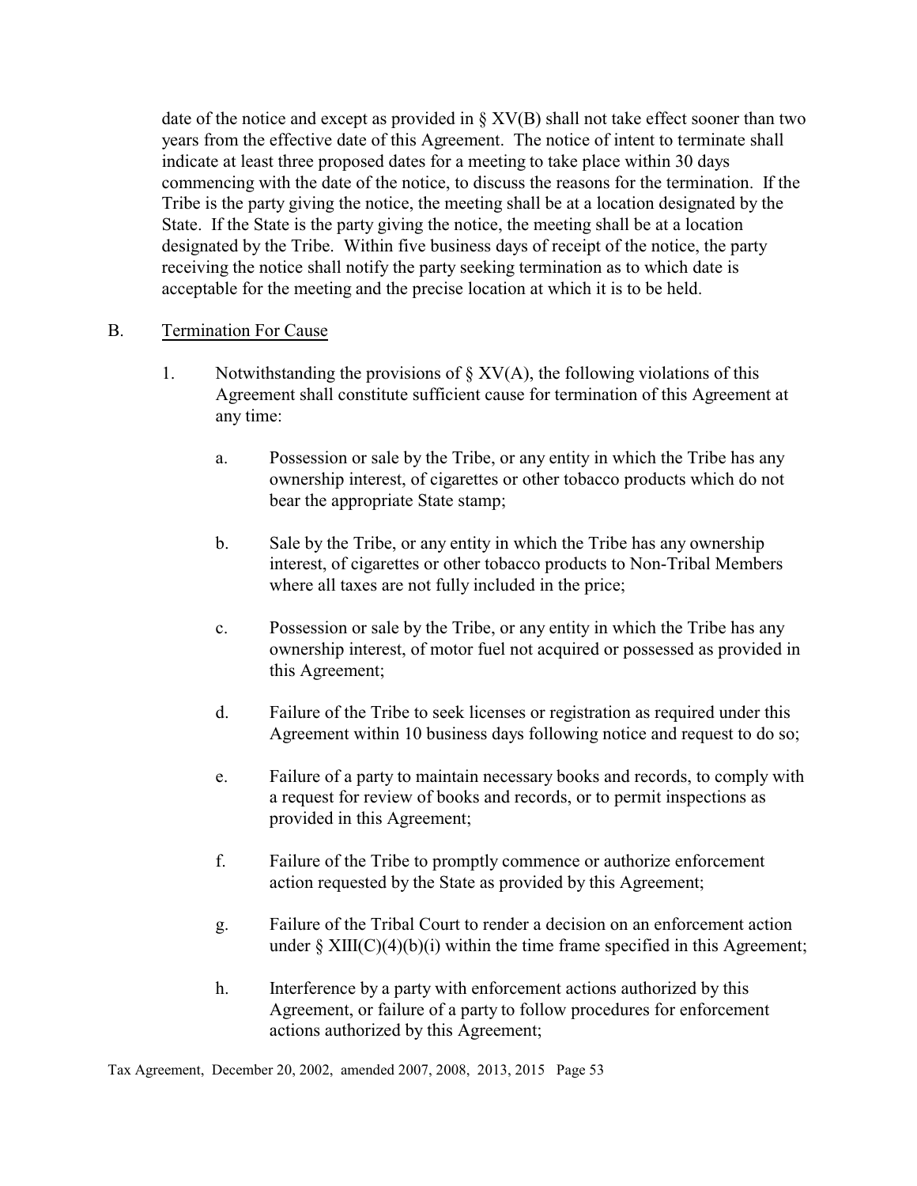date of the notice and except as provided in § XV(B) shall not take effect sooner than two years from the effective date of this Agreement. The notice of intent to terminate shall indicate at least three proposed dates for a meeting to take place within 30 days commencing with the date of the notice, to discuss the reasons for the termination. If the Tribe is the party giving the notice, the meeting shall be at a location designated by the State. If the State is the party giving the notice, the meeting shall be at a location designated by the Tribe. Within five business days of receipt of the notice, the party receiving the notice shall notify the party seeking termination as to which date is acceptable for the meeting and the precise location at which it is to be held.

B. Termination For Cause

1. Notwithstanding the provisions of § XV(A), the following violations of this Agreement shall constitute sufficient cause for termination of this Agreement at any time:

   a. Possession or sale by the Tribe, or any entity in which the Tribe has any ownership interest, of cigarettes or other tobacco products which do not bear the appropriate State stamp;

   b. Sale by the Tribe, or any entity in which the Tribe has any ownership interest, of cigarettes or other tobacco products to Non-Tribal Members where all taxes are not fully included in the price;

   c. Possession or sale by the Tribe, or any entity in which the Tribe has any ownership interest, of motor fuel not acquired or possessed as provided in this Agreement;

   d. Failure of the Tribe to seek licenses or registration as required under this Agreement within 10 business days following notice and request to do so;

   e. Failure of a party to maintain necessary books and records, to comply with a request for review of books and records, or to permit inspections as provided in this Agreement;

   f. Failure of the Tribe to promptly commence or authorize enforcement action requested by the State as provided by this Agreement;

   g. Failure of the Tribal Court to render a decision on an enforcement action under § XIII(C)(4)(b)(i) within the time frame specified in this Agreement;

   h. Interference by a party with enforcement actions authorized by this Agreement, or failure of a party to follow procedures for enforcement actions authorized by this Agreement;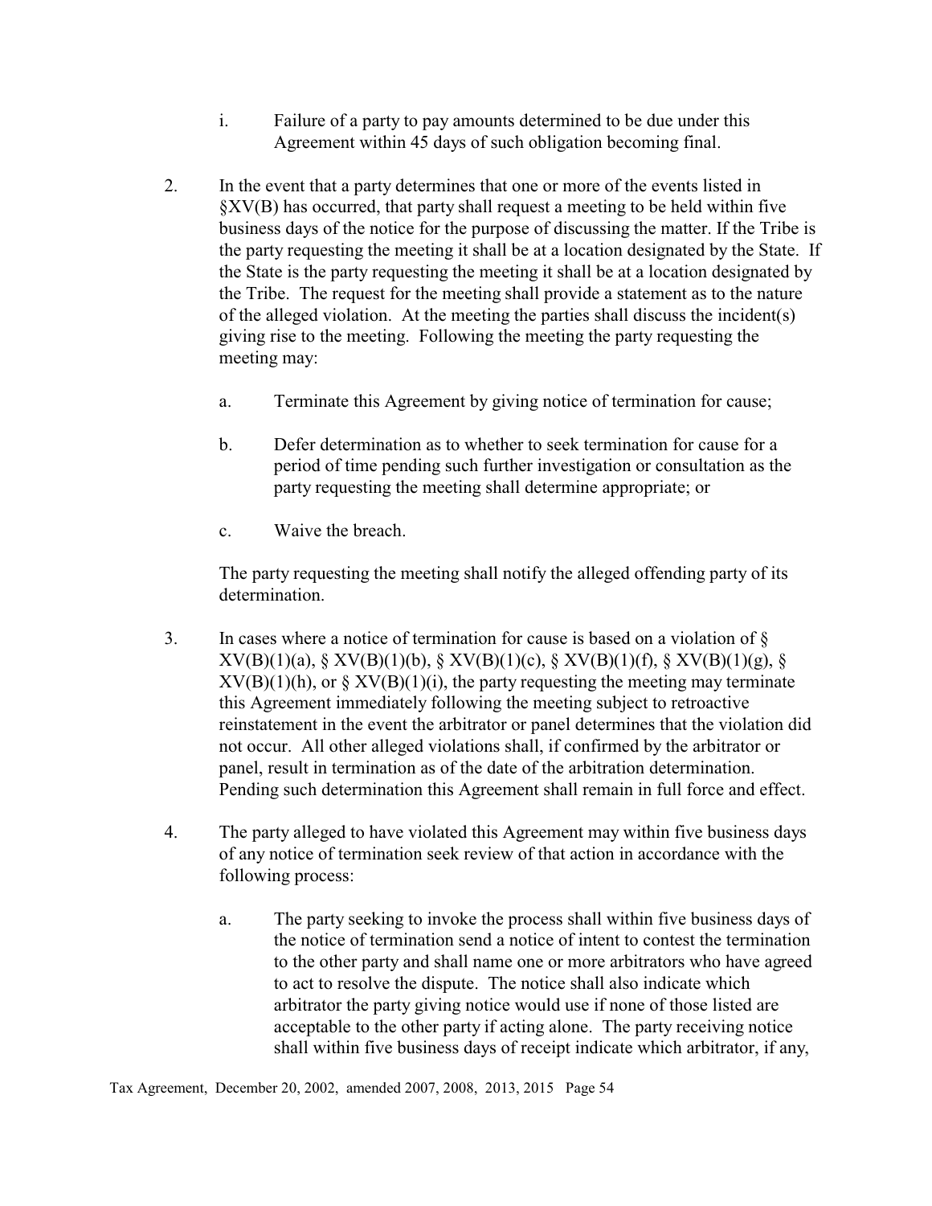i. Failure of a party to pay amounts determined to be due under this Agreement within 45 days of such obligation becoming final.

2. In the event that a party determines that one or more of the events listed in §XV(B) has occurred, that party shall request a meeting to be held within five business days of the notice for the purpose of discussing the matter. If the Tribe is the party requesting the meeting it shall be at a location designated by the State. If the State is the party requesting the meeting it shall be at a location designated by the Tribe. The request for the meeting shall provide a statement as to the nature of the alleged violation. At the meeting the parties shall discuss the incident(s) giving rise to the meeting. Following the meeting the party requesting the meeting may:

   a. Terminate this Agreement by giving notice of termination for cause;

   b. Defer determination as to whether to seek termination for cause for a period of time pending such further investigation or consultation as the party requesting the meeting shall determine appropriate; or

   c. Waive the breach.

   The party requesting the meeting shall notify the alleged offending party of its determination.

3. In cases where a notice of termination for cause is based on a violation of § XV(B)(1)(a), § XV(B)(1)(b), § XV(B)(1)(c), § XV(B)(1)(f), § XV(B)(1)(g), § XV(B)(1)(h), or § XV(B)(1)(i), the party requesting the meeting may terminate this Agreement immediately following the meeting subject to retroactive reinstatement in the event the arbitrator or panel determines that the violation did not occur. All other alleged violations shall, if confirmed by the arbitrator or panel, result in termination as of the date of the arbitration determination. Pending such determination this Agreement shall remain in full force and effect.

4. The party alleged to have violated this Agreement may within five business days of any notice of termination seek review of that action in accordance with the following process:

   a. The party seeking to invoke the process shall within five business days of the notice of termination send a notice of intent to contest the termination to the other party and shall name one or more arbitrators who have agreed to act to resolve the dispute. The notice shall also indicate which arbitrator the party giving notice would use if none of those listed are acceptable to the other party if acting alone. The party receiving notice shall within five business days of receipt indicate which arbitrator, if any,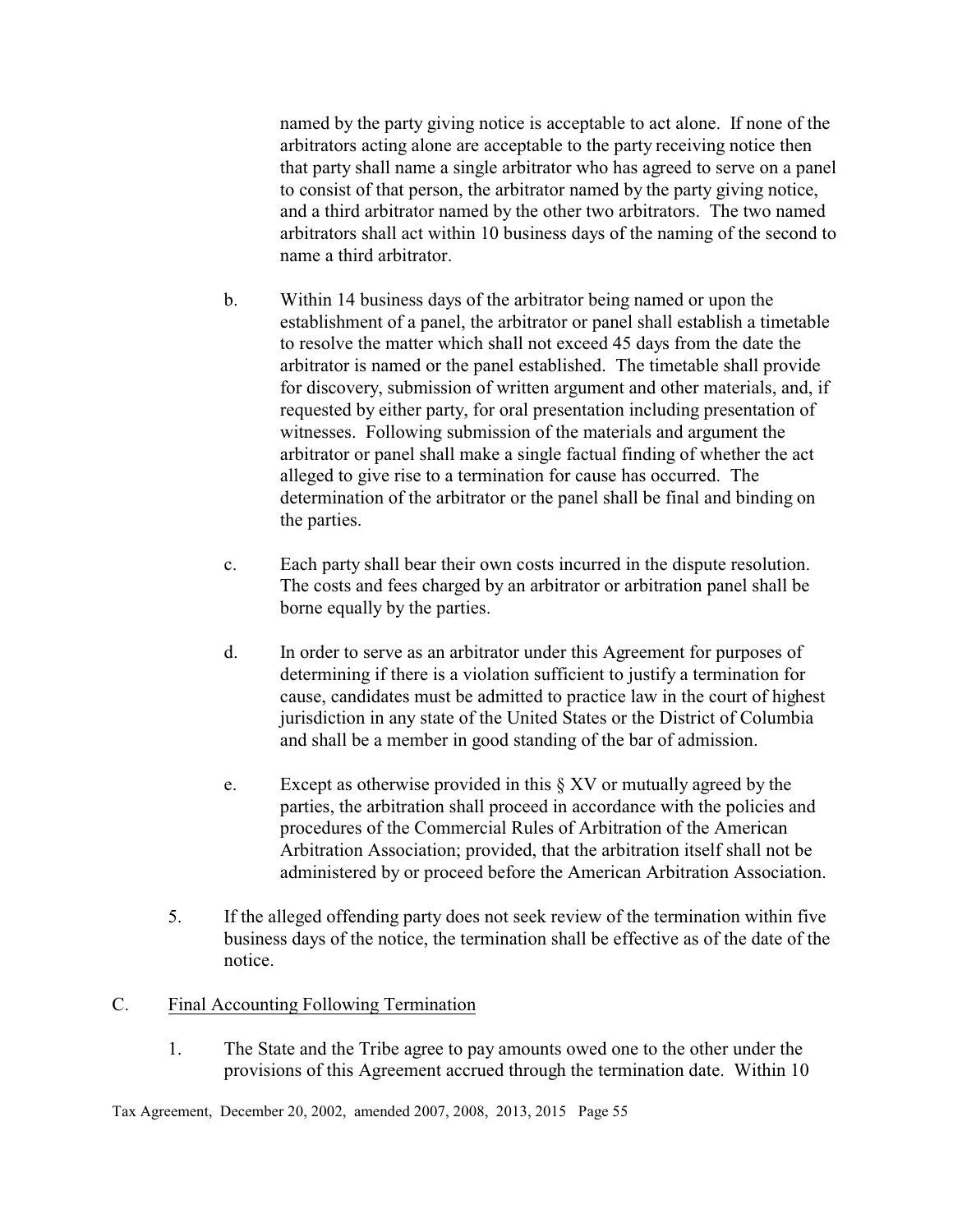named by the party giving notice is acceptable to act alone. If none of the arbitrators acting alone are acceptable to the party receiving notice then that party shall name a single arbitrator who has agreed to serve on a panel to consist of that person, the arbitrator named by the party giving notice, and a third arbitrator named by the other two arbitrators. The two named arbitrators shall act within 10 business days of the naming of the second to name a third arbitrator.

b. Within 14 business days of the arbitrator being named or upon the establishment of a panel, the arbitrator or panel shall establish a timetable to resolve the matter which shall not exceed 45 days from the date the arbitrator is named or the panel established. The timetable shall provide for discovery, submission of written argument and other materials, and, if requested by either party, for oral presentation including presentation of witnesses. Following submission of the materials and argument the arbitrator or panel shall make a single factual finding of whether the act alleged to give rise to a termination for cause has occurred. The determination of the arbitrator or the panel shall be final and binding on the parties.

c. Each party shall bear their own costs incurred in the dispute resolution. The costs and fees charged by an arbitrator or arbitration panel shall be borne equally by the parties.

d. In order to serve as an arbitrator under this Agreement for purposes of determining if there is a violation sufficient to justify a termination for cause, candidates must be admitted to practice law in the court of highest jurisdiction in any state of the United States or the District of Columbia and shall be a member in good standing of the bar of admission.

e. Except as otherwise provided in this § XV or mutually agreed by the parties, the arbitration shall proceed in accordance with the policies and procedures of the Commercial Rules of Arbitration of the American Arbitration Association; provided, that the arbitration itself shall not be administered by or proceed before the American Arbitration Association.

5. If the alleged offending party does not seek review of the termination within five business days of the notice, the termination shall be effective as of the date of the notice.

C. Final Accounting Following Termination

1. The State and the Tribe agree to pay amounts owed one to the other under the provisions of this Agreement accrued through the termination date. Within 10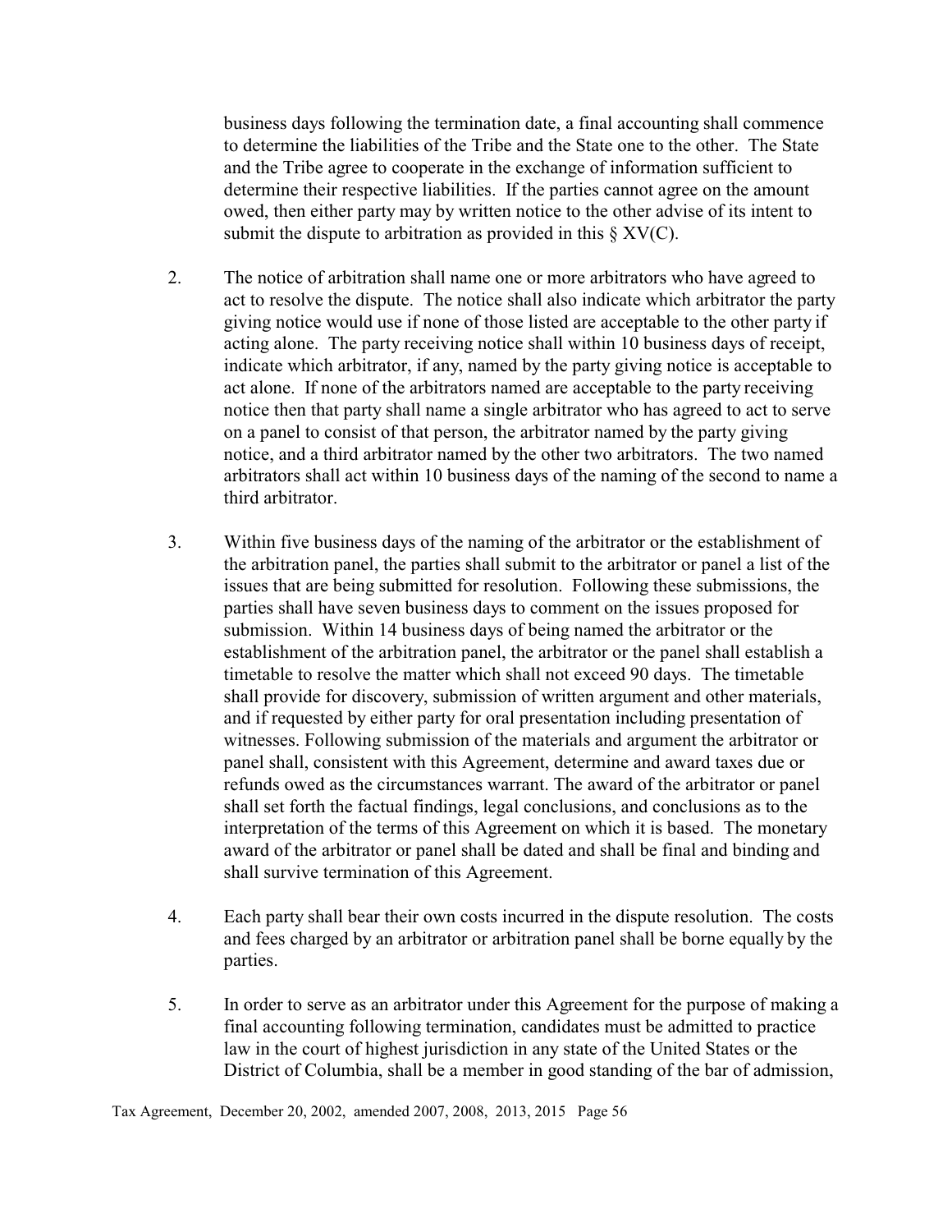business days following the termination date, a final accounting shall commence to determine the liabilities of the Tribe and the State one to the other. The State and the Tribe agree to cooperate in the exchange of information sufficient to determine their respective liabilities. If the parties cannot agree on the amount owed, then either party may by written notice to the other advise of its intent to submit the dispute to arbitration as provided in this § XV(C).

2. The notice of arbitration shall name one or more arbitrators who have agreed to act to resolve the dispute. The notice shall also indicate which arbitrator the party giving notice would use if none of those listed are acceptable to the other party if acting alone. The party receiving notice shall within 10 business days of receipt, indicate which arbitrator, if any, named by the party giving notice is acceptable to act alone. If none of the arbitrators named are acceptable to the party receiving notice then that party shall name a single arbitrator who has agreed to act to serve on a panel to consist of that person, the arbitrator named by the party giving notice, and a third arbitrator named by the other two arbitrators. The two named arbitrators shall act within 10 business days of the naming of the second to name a third arbitrator.

3. Within five business days of the naming of the arbitrator or the establishment of the arbitration panel, the parties shall submit to the arbitrator or panel a list of the issues that are being submitted for resolution. Following these submissions, the parties shall have seven business days to comment on the issues proposed for submission. Within 14 business days of being named the arbitrator or the establishment of the arbitration panel, the arbitrator or the panel shall establish a timetable to resolve the matter which shall not exceed 90 days. The timetable shall provide for discovery, submission of written argument and other materials, and if requested by either party for oral presentation including presentation of witnesses. Following submission of the materials and argument the arbitrator or panel shall, consistent with this Agreement, determine and award taxes due or refunds owed as the circumstances warrant. The award of the arbitrator or panel shall set forth the factual findings, legal conclusions, and conclusions as to the interpretation of the terms of this Agreement on which it is based. The monetary award of the arbitrator or panel shall be dated and shall be final and binding and shall survive termination of this Agreement.

4. Each party shall bear their own costs incurred in the dispute resolution. The costs and fees charged by an arbitrator or arbitration panel shall be borne equally by the parties.

5. In order to serve as an arbitrator under this Agreement for the purpose of making a final accounting following termination, candidates must be admitted to practice law in the court of highest jurisdiction in any state of the United States or the District of Columbia, shall be a member in good standing of the bar of admission,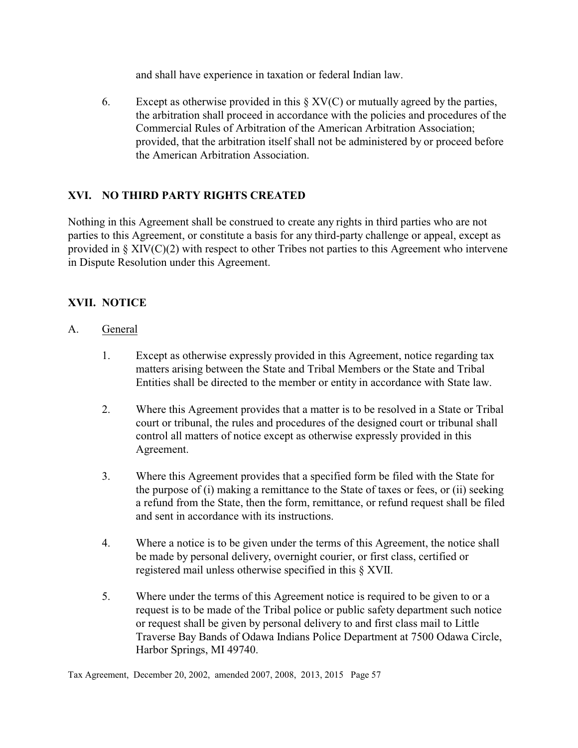and shall have experience in taxation or federal Indian law.

6. Except as otherwise provided in this § XV(C) or mutually agreed by the parties, the arbitration shall proceed in accordance with the policies and procedures of the Commercial Rules of Arbitration of the American Arbitration Association; provided, that the arbitration itself shall not be administered by or proceed before the American Arbitration Association.

## XVI. NO THIRD PARTY RIGHTS CREATED

Nothing in this Agreement shall be construed to create any rights in third parties who are not parties to this Agreement, or constitute a basis for any third-party challenge or appeal, except as provided in § XIV(C)(2) with respect to other Tribes not parties to this Agreement who intervene in Dispute Resolution under this Agreement.

## XVII. NOTICE

A. General

1. Except as otherwise expressly provided in this Agreement, notice regarding tax matters arising between the State and Tribal Members or the State and Tribal Entities shall be directed to the member or entity in accordance with State law.

2. Where this Agreement provides that a matter is to be resolved in a State or Tribal court or tribunal, the rules and procedures of the designed court or tribunal shall control all matters of notice except as otherwise expressly provided in this Agreement.

3. Where this Agreement provides that a specified form be filed with the State for the purpose of (i) making a remittance to the State of taxes or fees, or (ii) seeking a refund from the State, then the form, remittance, or refund request shall be filed and sent in accordance with its instructions.

4. Where a notice is to be given under the terms of this Agreement, the notice shall be made by personal delivery, overnight courier, or first class, certified or registered mail unless otherwise specified in this § XVII.

5. Where under the terms of this Agreement notice is required to be given to or a request is to be made of the Tribal police or public safety department such notice or request shall be given by personal delivery to and first class mail to Little Traverse Bay Bands of Odawa Indians Police Department at 7500 Odawa Circle, Harbor Springs, MI 49740.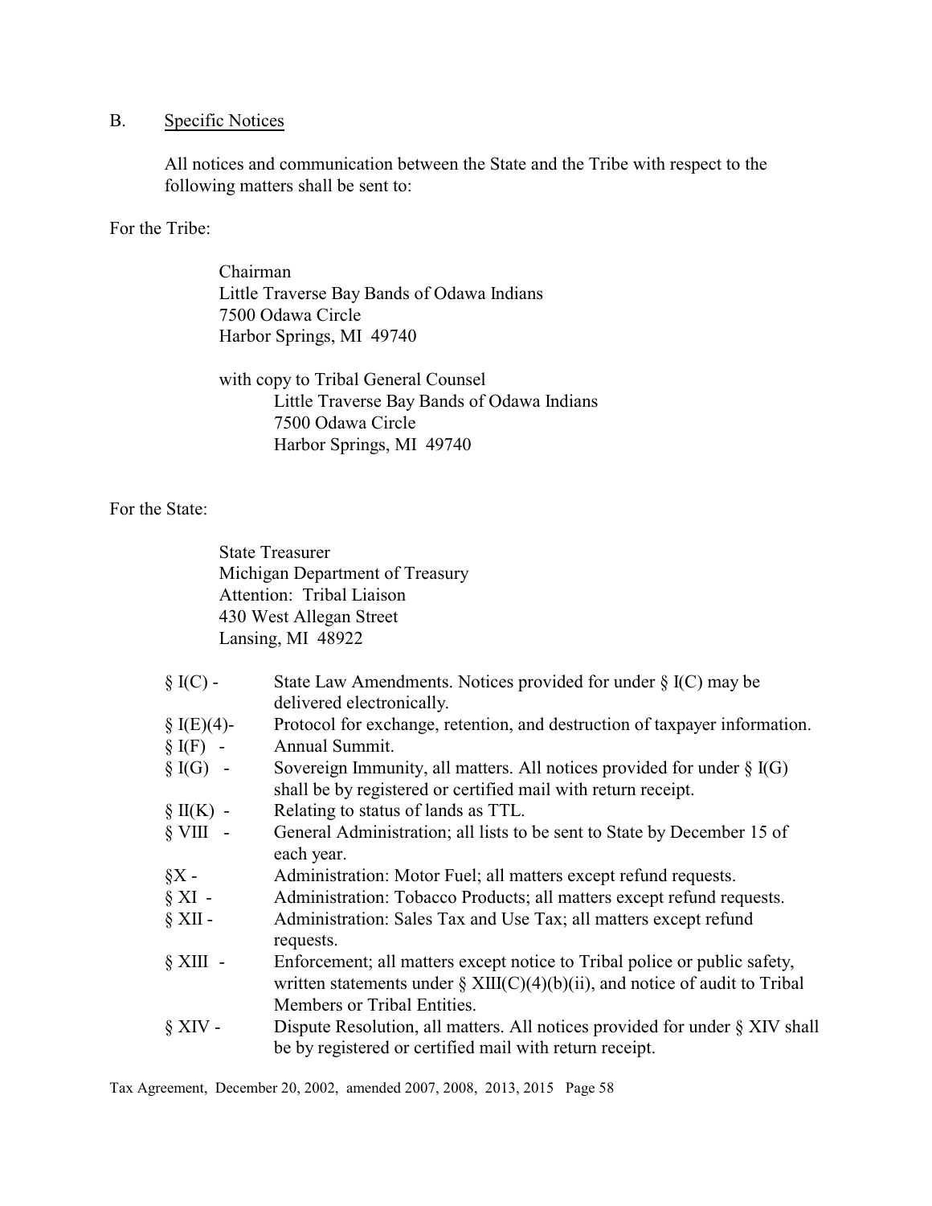B. Specific Notices

All notices and communication between the State and the Tribe with respect to the following matters shall be sent to:

For the Tribe:

Chairman
Little Traverse Bay Bands of Odawa Indians
7500 Odawa Circle
Harbor Springs, MI 49740

with copy to Tribal General Counsel
Little Traverse Bay Bands of Odawa Indians
7500 Odawa Circle
Harbor Springs, MI 49740

For the State:

State Treasurer
Michigan Department of Treasury
Attention: Tribal Liaison
430 West Allegan Street
Lansing, MI 48922

| | |
|---|---|
| § I(C) - | State Law Amendments. Notices provided for under § I(C) may be delivered electronically. |
| § I(E)(4)- | Protocol for exchange, retention, and destruction of taxpayer information. |
| § I(F) - | Annual Summit. |
| § I(G) - | Sovereign Immunity, all matters. All notices provided for under § I(G) shall be by registered or certified mail with return receipt. |
| § II(K) - | Relating to status of lands as TTL. |
| § VIII - | General Administration; all lists to be sent to State by December 15 of each year. |
| §X - | Administration: Motor Fuel; all matters except refund requests. |
| § XI - | Administration: Tobacco Products; all matters except refund requests. |
| § XII - | Administration: Sales Tax and Use Tax; all matters except refund requests. |
| § XIII - | Enforcement; all matters except notice to Tribal police or public safety, written statements under § XIII(C)(4)(b)(ii), and notice of audit to Tribal Members or Tribal Entities. |
| § XIV - | Dispute Resolution, all matters. All notices provided for under § XIV shall be by registered or certified mail with return receipt. |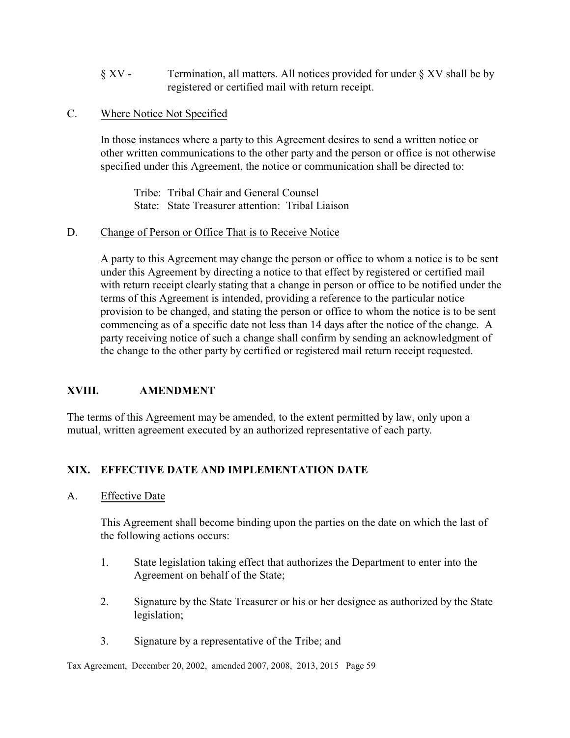§ XV - Termination, all matters. All notices provided for under § XV shall be by registered or certified mail with return receipt.

C. Where Notice Not Specified

In those instances where a party to this Agreement desires to send a written notice or other written communications to the other party and the person or office is not otherwise specified under this Agreement, the notice or communication shall be directed to:

Tribe: Tribal Chair and General Counsel
State: State Treasurer attention: Tribal Liaison

D. Change of Person or Office That is to Receive Notice

A party to this Agreement may change the person or office to whom a notice is to be sent under this Agreement by directing a notice to that effect by registered or certified mail with return receipt clearly stating that a change in person or office to be notified under the terms of this Agreement is intended, providing a reference to the particular notice provision to be changed, and stating the person or office to whom the notice is to be sent commencing as of a specific date not less than 14 days after the notice of the change. A party receiving notice of such a change shall confirm by sending an acknowledgment of the change to the other party by certified or registered mail return receipt requested.

## XVIII. AMENDMENT

The terms of this Agreement may be amended, to the extent permitted by law, only upon a mutual, written agreement executed by an authorized representative of each party.

## XIX. EFFECTIVE DATE AND IMPLEMENTATION DATE

A. Effective Date

This Agreement shall become binding upon the parties on the date on which the last of the following actions occurs:

1. State legislation taking effect that authorizes the Department to enter into the Agreement on behalf of the State;

2. Signature by the State Treasurer or his or her designee as authorized by the State legislation;

3. Signature by a representative of the Tribe; and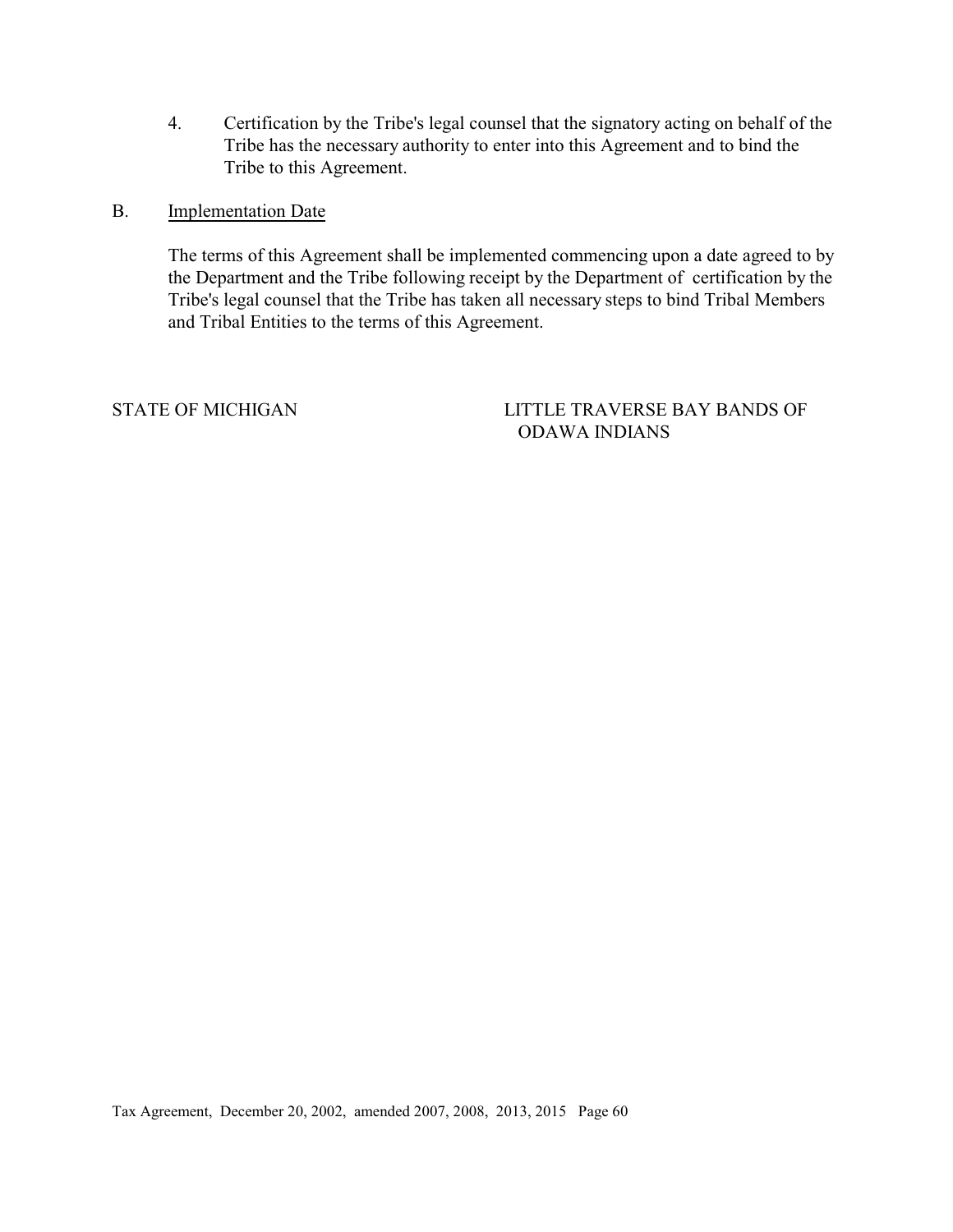4. Certification by the Tribe's legal counsel that the signatory acting on behalf of the Tribe has the necessary authority to enter into this Agreement and to bind the Tribe to this Agreement.

B. Implementation Date

The terms of this Agreement shall be implemented commencing upon a date agreed to by the Department and the Tribe following receipt by the Department of certification by the Tribe's legal counsel that the Tribe has taken all necessary steps to bind Tribal Members and Tribal Entities to the terms of this Agreement.

STATE OF MICHIGAN

LITTLE TRAVERSE BAY BANDS OF ODAWA INDIANS